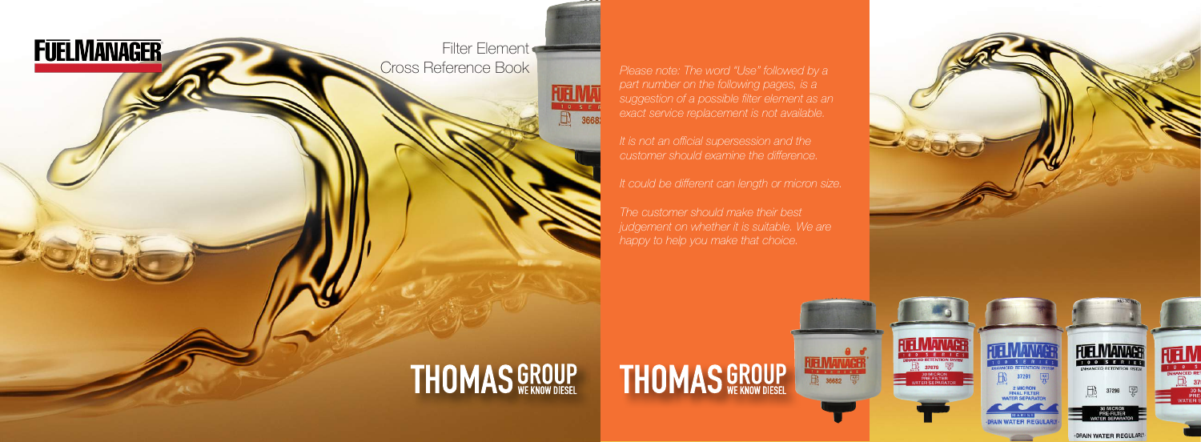# FUELMANAGER

## Filter Element Cross Reference Book

THOMAS GROUP WE KNOW DIESEL

*Please note: The word "Use" followed by a part number on the following pages, is a suggestion of a possible filter element as an exact service replacement is not available.*

*It is not an official supersession and the customer should examine the difference.*

*It could be different can length or micron size.*

*The customer should make their best judgement on whether it is suitable. We are happy to help you make that choice.*

THOMAS GROUP WE KNOW DIESEL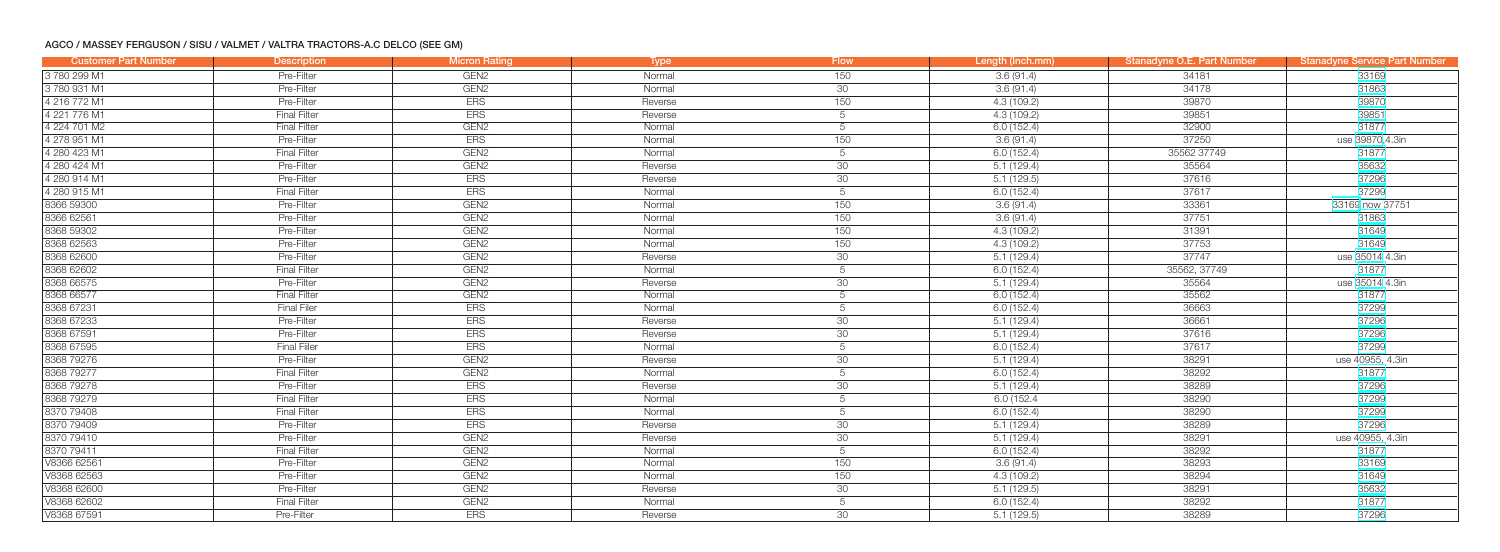#### AGCO / MASSEY FERGUSON / SISU / VALMET / VALTRA TRACTORS-A.C DELCO (SEE GM)

| Customer Part Number | Description | Micron Rating | Type | Flow | Length (Inch.mm) | Stanadyne O.E. Part Number | Stanadyne Service Part Number |
|---|---|---|---|---|---|---|---|
| 3 780 299 M1 | Pre-Filter | GEN2 | Normal | 150 | 3.6 (91.4) | 34181 | 33169 |
| 3 780 931 M1 | Pre-Filter | GEN2 | Normal | 30 | 3.6 (91.4) | 34178 | 31863 |
| 4 216 772 M1 | Pre-Filter | ERS | Reverse | 150 | 4.3 (109.2) | 39870 | 39870 |
| 4 221 776 M1 | Final Filter | ERS | Reverse | 5 | 4.3 (109.2) | 39851 | 39851 |
| 4 224 701 M2 | Final Filter | GEN2 | Normal | 5 | 6.0 (152.4) | 32900 | 31877 |
| 4 278 951 M1 | Pre-Filter | ERS | Normal | 150 | 3.6 (91.4) | 37250 | use 39870 4.3in |
| 4 280 423 M1 | Final Filter | GEN2 | Normal | 5 | 6.0 (152.4) | 35562 37749 | 31877 |
| 4 280 424 M1 | Pre-Filter | GEN2 | Reverse | 30 | 5.1 (129.4) | 35564 | 35632 |
| 4 280 914 M1 | Pre-Filter | ERS | Reverse | 30 | 5.1 (129.5) | 37616 | 37296 |
| 4 280 915 M1 | Final Filter | ERS | Normal | 5 | 6.0 (152.4) | 37617 | 37299 |
| 8366 59300 | Pre-Filter | GEN2 | Normal | 150 | 3.6 (91.4) | 33361 | 33169 now 37751 |
| 8366 62561 | Pre-Filter | GEN2 | Normal | 150 | 3.6 (91.4) | 37751 | 31863 |
| 8368 59302 | Pre-Filter | GEN2 | Normal | 150 | 4.3 (109.2) | 31391 | 31649 |
| 8368 62563 | Pre-Filter | GEN2 | Normal | 150 | 4.3 (109.2) | 37753 | 31649 |
| 8368 62600 | Pre-Filter | GEN2 | Reverse | 30 | 5.1 (129.4) | 37747 | use 35014 4.3in |
| 8368 62602 | Final Filter | GEN2 | Normal | 5 | 6.0 (152.4) | 35562, 37749 | 31877 |
| 8368 66575 | Pre-Filter | GEN2 | Reverse | 30 | 5.1 (129.4) | 35564 | use 35014 4.3in |
| 8368 66577 | Final Filter | GEN2 | Normal | 5 | 6.0 (152.4) | 35562 | 31877 |
| 8368 67231 | Final Filer | ERS | Normal | 5 | 6.0 (152.4) | 36663 | 37299 |
| 8368 67233 | Pre-Filter | ERS | Reverse | 30 | 5.1 (129.4) | 36661 | 37296 |
| 8368 67591 | Pre-Filter | ERS | Reverse | 30 | 5.1 (129.4) | 37616 | 37296 |
| 8368 67595 | Final Fiiler | ERS | Normal | 5 | 6.0 (152.4) | 37617 | 37299 |
| 8368 79276 | Pre-Filter | GEN2 | Reverse | 30 | 5.1 (129.4) | 38291 | use 40955, 4.3in |
| 8368 79277 | Final Filter | GEN2 | Normal | 5 | 6.0 (152.4) | 38292 | 31877 |
| 8368 79278 | Pre-Filter | ERS | Reverse | 30 | 5.1 (129.4) | 38289 | 37296 |
| 8368 79279 | Final Filter | ERS | Normal | 5 | 6.0 (152.4 | 38290 | 37299 |
| 8370 79408 | Final Filter | ERS | Normal | 5 | 6.0 (152.4) | 38290 | 37299 |
| 8370 79409 | Pre-Filter | ERS | Reverse | 30 | 5.1 (129.4) | 38289 | 37296 |
| 8370 79410 | Pre-Filter | GEN2 | Reverse | 30 | 5.1 (129.4) | 38291 | use 40955, 4.3in |
| 8370 79411 | Final Filter | GEN2 | Normal | 5 | 6.0 (152.4) | 38292 | 31877 |
| V8366 62561 | Pre-Filter | GEN2 | Normal | 150 | 3.6 (91.4) | 38293 | 33169 |
| V8368 62563 | Pre-Filter | GEN2 | Normal | 150 | 4.3 (109.2) | 38294 | 31649 |
| V8368 62600 | Pre-Filter | GEN2 | Reverse | 30 | 5.1 (129.5) | 38291 | 35632 |
| V8368 62602 | Final Filter | GEN2 | Normal | 5 | 6.0 (152.4) | 38292 | 31877 |
| V8368 67591 | Pre-Filter | ERS | Reverse | 30 | 5.1 (129.5) | 38289 | 37296 |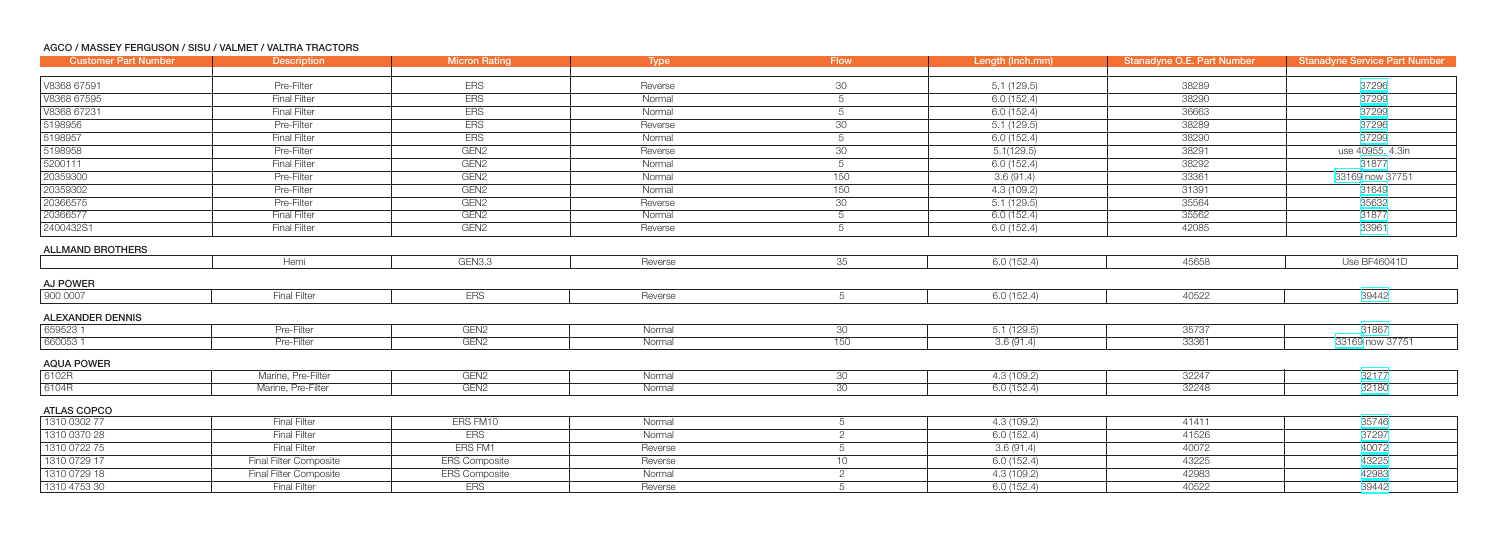## AGCO / MASSEY FERGUSON / SISU / VALMET / VALTRA TRACTORS

| Customer Part Number | Description | Micron Rating | Type | Flow | Length (Inch.mm) | Stanadyne O.E. Part Number | Stanadyne Service Part Number |
|---|---|---|---|---|---|---|---|
| V8368 67591 | Pre-Filter | ERS | Reverse | 30 | 5.1 (129.5) | 38289 | 37296 |
| V8368 67595 | Final Filter | ERS | Normal | 5 | 6.0 (152.4) | 38290 | 37299 |
| V8368 67231 | Final Filter | ERS | Normal | 5 | 6.0 (152.4) | 36663 | 37299 |
| 5198956 | Pre-Filter | ERS | Reverse | 30 | 5.1 (129.5) | 38289 | 37296 |
| 5198957 | Final Filter | ERS | Normal | 5 | 6.0 (152.4) | 38290 | 37299 |
| 5198958 | Pre-Filter | GEN2 | Reverse | 30 | 5.1(129.5) | 38291 | use 40955, 4.3in |
| 5200111 | Final Filter | GEN2 | Normal | 5 | 6.0 (152.4) | 38292 | 31877 |
| 20359300 | Pre-Filter | GEN2 | Normal | 150 | 3.6 (91.4) | 33361 | 33169 now 37751 |
| 20359302 | Pre-Filter | GEN2 | Normal | 150 | 4.3 (109.2) | 31391 | 31649 |
| 20366575 | Pre-Filter | GEN2 | Reverse | 30 | 5.1 (129.5) | 35564 | 35632 |
| 20366577 | Final Filter | GEN2 | Normal | 5 | 6.0 (152.4) | 35562 | 31877 |
| 2400432S1 | Final Filter | GEN2 | Reverse | 5 | 6.0 (152.4) | 42085 | 33961 |

## ALLMAND BROTHERS

| Customer Part Number | Description | Micron Rating | Type | Flow | Length (Inch.mm) | Stanadyne O.E. Part Number | Stanadyne Service Part Number |
|---|---|---|---|---|---|---|---|
| | Hemi | GEN3.3 | Reverse | 35 | 6.0 (152.4) | 45658 | Use BF46041D |

## AJ POWER

| Customer Part Number | Description | Micron Rating | Type | Flow | Length (Inch.mm) | Stanadyne O.E. Part Number | Stanadyne Service Part Number |
|---|---|---|---|---|---|---|---|
| 900 0007 | Final Filter | ERS | Reverse | 5 | 6.0 (152.4) | 40522 | 39442 |

## ALEXANDER DENNIS

| Customer Part Number | Description | Micron Rating | Type | Flow | Length (Inch.mm) | Stanadyne O.E. Part Number | Stanadyne Service Part Number |
|---|---|---|---|---|---|---|---|
| 659523 1 | Pre-Filter | GEN2 | Normal | 30 | 5.1 (129.5) | 35737 | 31867 |
| 660053 1 | Pre-Filter | GEN2 | Normal | 150 | 3.6 (91.4) | 33361 | 33169 now 37751 |

## AQUA POWER

| Customer Part Number | Description | Micron Rating | Type | Flow | Length (Inch.mm) | Stanadyne O.E. Part Number | Stanadyne Service Part Number |
|---|---|---|---|---|---|---|---|
| 6102R | Marine, Pre-Filter | GEN2 | Normal | 30 | 4.3 (109.2) | 32247 | 32177 |
| 6104R | Marine, Pre-Filter | GEN2 | Normal | 30 | 6.0 (152.4) | 32248 | 32180 |

## ATLAS COPCO

| Customer Part Number | Description | Micron Rating | Type | Flow | Length (Inch.mm) | Stanadyne O.E. Part Number | Stanadyne Service Part Number |
|---|---|---|---|---|---|---|---|
| 1310 0302 77 | Final Filter | ERS FM10 | Normal | 5 | 4.3 (109.2) | 41411 | 35746 |
| 1310 0370 28 | Final Filter | ERS | Normal | 2 | 6.0 (152.4) | 41526 | 37297 |
| 1310 0722 75 | Final Filter | ERS FM1 | Reverse | 5 | 3.6 (91.4) | 40072 | 40072 |
| 1310 0729 17 | Final Filter Composite | ERS Composite | Reverse | 10 | 6.0 (152.4) | 43225 | 43225 |
| 1310 0729 18 | Final Filter Composite | ERS Composite | Normal | 2 | 4.3 (109.2) | 42983 | 42983 |
| 1310 4753 30 | Final Filter | ERS | Reverse | 5 | 6.0 (152.4) | 40522 | 39442 |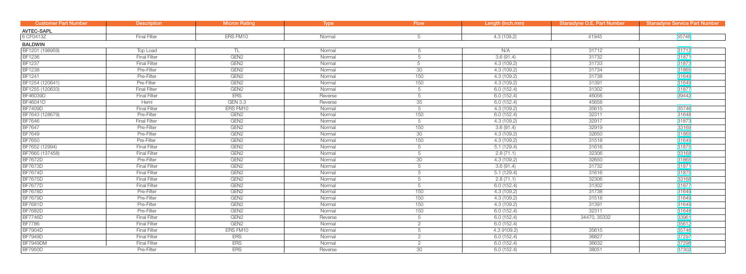| Customer Part Number | Description | Micron Rating | Type | Flow | Length (Inch.mm) | Stanadyne O.E. Part Number | Stanadyne Service Part Number |
|---|---|---|---|---|---|---|---|
| **AVTEC-SAPL** | | | | | | | |
| 6 CF0413Z | Final Filter | ERS FM10 | Normal | 5 | 4.3 (109.2) | 41945 | 35746 |
| **BALDWIN** | | | | | | | |
| BF1201 (198959) | Top Load | TL | Normal | 5 | N/A | 31712 | 31712 |
| BF1236 | Final Filter | GEN2 | Normal | 5 | 3.6 (91.4) | 31732 | 31871 |
| BF1237 | Final Filter | GEN2 | Normal | 5 | 4.3 (109.2) | 31733 | 31873 |
| BF1238 | Pre-Filter | GEN2 | Normal | 30 | 4.3 (109.2) | 31734 | 31865 |
| BF1241 | Pre-Filter | GEN2 | Normal | 150 | 4.3 (109.2) | 31738 | 31649 |
| BF1254 (120641) | Pre-Filter | GEN2 | Normal | 150 | 4.3 (109.2) | 31391 | 31649 |
| BF1255 (120633) | Final Filter | GEN2 | Normal | 5 | 6.0 (152.4) | 31302 | 31877 |
| BF46039D | Final Filter | ERS | Reverse | 5 | 6.0 (152.4) | 46056 | 39442 |
| BF46041D | Hemi | GEN 3.3 | Reverse | 35 | 6.0 (152.4) | 45658 | |
| BF7409D | Final Filter | ERS FM10 | Normal | 5 | 4.3 (109.2) | 35615 | 35746 |
| BF7643 (128679) | Pre-Filter | GEN2 | Normal | 150 | 6.0 (152.4) | 32311 | 31648 |
| BF7646 | Final Filter | GEN2 | Normal | 5 | 4.3 (109.2) | 32917 | 31873 |
| BF7647 | Pre-Filter | GEN2 | Normal | 150 | 3.6 (91.4) | 32919 | 33169 |
| BF7649 | Pre-Filter | GEN2 | Normal | 30 | 4.3 (109.2) | 32650 | 31865 |
| BF7650 | Pre-Filter | GEN2 | Normal | 150 | 4.3 (109.2) | 31518 | 31649 |
| BF7652 (12994) | Final Filter | GEN2 | Normal | 5 | 5.1 (129.4) | 31616 | 31875 |
| BF7665 (137458) | Final Filter | GEN2 | Normal | 5 | 2.8 (71.1) | 32306 | 33168 |
| BF7672D | Pre-Filter | GEN2 | Normal | 30 | 4.3 (109.2) | 32650 | 31865 |
| BF7673D | Final Filter | GEN2 | Normal | 5 | 3.6 (91.4) | 31732 | 31871 |
| BF7674D | Final Filter | GEN2 | Normal | 5 | 5.1 (129.4) | 31616 | 31875 |
| BF7675D | Final Filter | GEN2 | Normal | 5 | 2.8 (71.1) | 32306 | 33168 |
| BF7677D | Final Filter | GEN2 | Normal | 5 | 6.0 (152.4) | 31302 | 31877 |
| BF7678D | Pre-Filter | GEN2 | Normal | 150 | 4.3 (109.2) | 31738 | 31649 |
| BF7679D | Pre-Filter | GEN2 | Normal | 150 | 4.3 (109.2) | 31518 | 31649 |
| BF7681D | Pre-Filter | GEN2 | Normal | 150 | 4.3 (109.2) | 31391 | 31649 |
| BF7682D | Pre-Filter | GEN2 | Normal | 150 | 6.0 (152.4) | 32311 | 31648 |
| BF7746D | Final Filter | GEN2 | Reverse | 5 | 6.0 (152.4) | 34470, 35332 | 33961 |
| BF7786 | Final Filter | GEN2 | Normal | 2 | 6.0 (152.4) | | 35612 |
| BF7904D | Final Filter | ERS FM10 | Normal | 5 | 4.3 9109.2) | 35615 | 35746 |
| BF7949D | Final Filter | ERS | Normal | 2 | 6.0 (152.4) | 36827 | 37297 |
| BF7949DM | Final Filter | ERS | Normal | 2 | 6.0 (152.4) | 36632 | 37298 |
| BF7950D | Pre-Filter | ERS | Reverse | 30 | 6.0 (152.4) | 38051 | 37302 |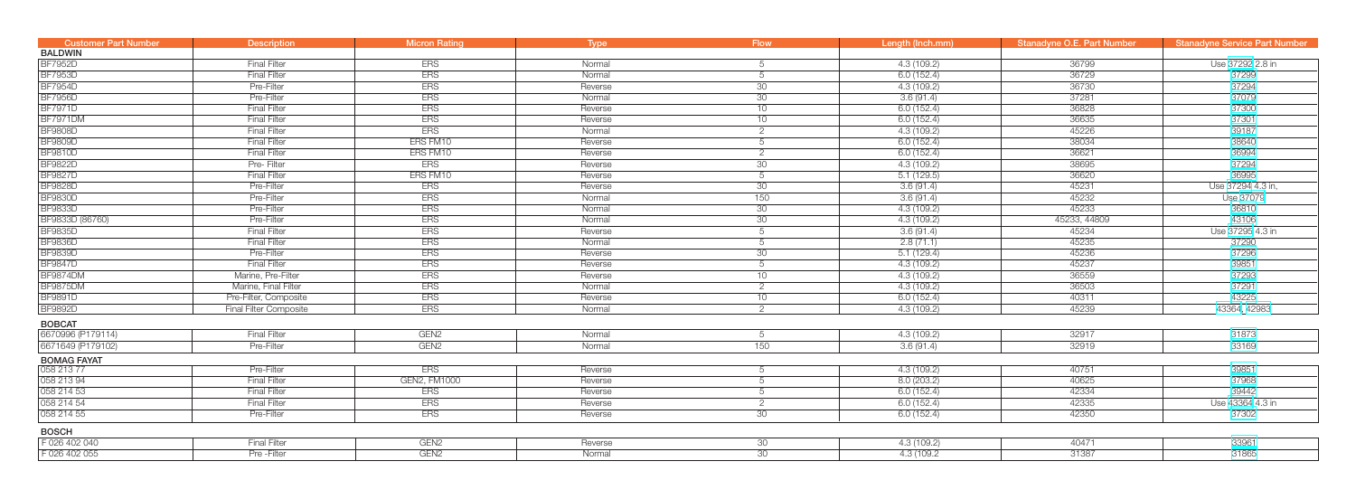| Customer Part Number | Description | Micron Rating | Type | Flow | Length (Inch.mm) | Stanadyne O.E. Part Number | Stanadyne Service Part Number |
|---|---|---|---|---|---|---|---|
| **BALDWIN** | | | | | | | |
| BF7952D | Final Filter | ERS | Normal | 5 | 4.3 (109.2) | 36799 | Use 37292 2.8 in |
| BF7953D | Final Filter | ERS | Normal | 5 | 6.0 (152.4) | 36729 | 37299 |
| BF7954D | Pre-Filter | ERS | Reverse | 30 | 4.3 (109.2) | 36730 | 37294 |
| BF7956D | Pre-Filter | ERS | Normal | 30 | 3.6 (91.4) | 37281 | 37079 |
| BF7971D | Final Filter | ERS | Reverse | 10 | 6.0 (152.4) | 36828 | 37300 |
| BF7971DM | Final Filter | ERS | Reverse | 10 | 6.0 (152.4) | 36635 | 37301 |
| BF9808D | Final Filter | ERS | Normal | 2 | 4.3 (109.2) | 45226 | 39187 |
| BF9809D | Final Filter | ERS FM10 | Reverse | 5 | 6.0 (152.4) | 38034 | 38640 |
| BF9810D | Final Filter | ERS FM10 | Reverse | 2 | 6.0 (152.4) | 36621 | 36994 |
| BF9822D | Pre- Filter | ERS | Reverse | 30 | 4.3 (109.2) | 38695 | 37294 |
| BF9827D | Final Filter | ERS FM10 | Reverse | 5 | 5.1 (129.5) | 36620 | 36995 |
| BF9828D | Pre-Filter | ERS | Reverse | 30 | 3.6 (91.4) | 45231 | Use 37294 4.3 in, |
| BF9830D | Pre-Filter | ERS | Normal | 150 | 3.6 (91.4) | 45232 | Use 37079 |
| BF9833D | Pre-Filter | ERS | Normal | 30 | 4.3 (109.2) | 45233 | 36810 |
| BF9833D (86760) | Pre-Filter | ERS | Normal | 30 | 4.3 (109.2) | 45233, 44809 | 43106 |
| BF9835D | Final Filter | ERS | Reverse | 5 | 3.6 (91.4) | 45234 | Use 37295 4.3 in |
| BF9836D | Final Filter | ERS | Normal | 5 | 2.8 (71.1) | 45235 | 37290 |
| BF9839D | Pre-Filter | ERS | Reverse | 30 | 5.1 (129.4) | 45236 | 37296 |
| BF9847D | Final Filter | ERS | Reverse | 5 | 4.3 (109.2) | 45237 | 39851 |
| BF9874DM | Marine, Pre-Filter | ERS | Reverse | 10 | 4.3 (109.2) | 36559 | 37293 |
| BF9875DM | Marine, Final Filter | ERS | Normal | 2 | 4.3 (109.2) | 36503 | 37291 |
| BF9891D | Pre-Filter, Composite | ERS | Reverse | 10 | 6.0 (152.4) | 40311 | 43225 |
| BF9892D | Final Filter Composite | ERS | Normal | 2 | 4.3 (109.2) | 45239 | 43364, 42983 |
| **BOBCAT** | | | | | | | |
| 6670996 (P179114) | Final Filter | GEN2 | Normal | 5 | 4.3 (109.2) | 32917 | 31873 |
| 6671649 (P179102) | Pre-Filter | GEN2 | Normal | 150 | 3.6 (91.4) | 32919 | 33169 |
| **BOMAG FAYAT** | | | | | | | |
| 058 213 77 | Pre-Filter | ERS | Reverse | 5 | 4.3 (109.2) | 40751 | 39851 |
| 058 213 94 | Final Filter | GEN2, FM1000 | Reverse | 5 | 8.0 (203.2) | 40625 | 37968 |
| 058 214 53 | Final Filter | ERS | Reverse | 5 | 6.0 (152.4) | 42334 | 39442 |
| 058 214 54 | Final Filter | ERS | Reverse | 2 | 6.0 (152.4) | 42335 | Use 43364 4.3 in |
| 058 214 55 | Pre-Filter | ERS | Reverse | 30 | 6.0 (152.4) | 42350 | 37302 |
| **BOSCH** | | | | | | | |
| F 026 402 040 | Final Filter | GEN2 | Reverse | 30 | 4.3 (109.2) | 40471 | 33961 |
| F 026 402 055 | Pre -Filter | GEN2 | Normal | 30 | 4.3 (109.2 | 31387 | 31865 |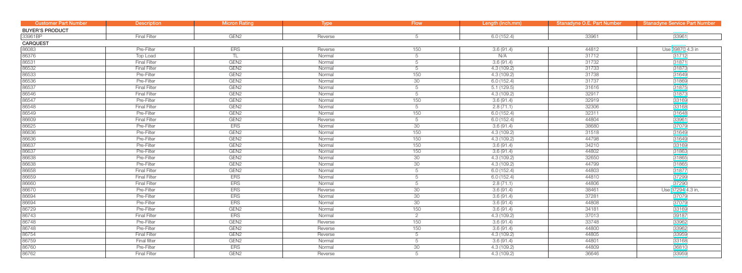| Customer Part Number | Description | Micron Rating | Type | Flow | Length (Inch.mm) | Stanadyne O.E. Part Number | Stanadyne Service Part Number |
|---|---|---|---|---|---|---|---|
| **BUYER'S PRODUCT** | | | | | | | |
| 33961BP | Final Filter | GEN2 | Reverse | 5 | 6.0 (152.4) | 33961 | 33961 |
| **CARQUEST** | | | | | | | |
| 86083 | Pre-Filter | ERS | Reverse | 150 | 3.6 (91.4) | 44812 | Use 39870 4.3 in |
| 86376 | Top Load | TL | Normal | 5 | N/A | 31712 | 31712 |
| 86531 | Final Filter | GEN2 | Normal | 5 | 3.6 (91.4) | 31732 | 31871 |
| 86532 | Final Filter | GEN2 | Normal | 5 | 4.3 (109.2) | 31733 | 31873 |
| 86533 | Pre-Filter | GEN2 | Normal | 150 | 4.3 (109.2) | 31738 | 31649 |
| 86536 | Pre-Filter | GEN2 | Normal | 30 | 6.0 (152.4) | 31737 | 31869 |
| 86537 | Final Filter | GEN2 | Normal | 5 | 5.1 (129.5) | 31616 | 31875 |
| 86546 | Final Filter | GEN2 | Normal | 5 | 4.3 (109.2) | 32917 | 31873 |
| 86547 | Pre-Filter | GEN2 | Normal | 150 | 3.6 (91.4) | 32919 | 33169 |
| 86548 | Final Filter | GEN2 | Normal | 5 | 2.8 (71.1) | 32306 | 33168 |
| 86549 | Pre-Filter | GEN2 | Normal | 150 | 6.0 (152.4) | 32311 | 31648 |
| 86609 | Final Filter | GEN2 | Reverse | 5 | 6.0 (152.4) | 44804 | 33961 |
| 86625 | Pre-Filter | ERS | Normal | 30 | 3.6 (91.4) | 38680 | 37079 |
| 86636 | Pre-Filter | GEN2 | Normal | 150 | 4.3 (109.2) | 31518 | 31649 |
| 86636 | Pre-Filter | GEN2 | Normal | 150 | 4.3 (109.2) | 44798 | 31649 |
| 86637 | Pre-Filter | GEN2 | Normal | 150 | 3.6 (91.4) | 34210 | 33169 |
| 86637 | Pre-Filter | GEN2 | Normal | 150 | 3.6 (91.4) | 44802 | 31863 |
| 86638 | Pre-Filter | GEN2 | Normal | 30 | 4.3 (109.2) | 32650 | 31865 |
| 86638 | Pre-Filter | GEN2 | Normal | 30 | 4.3 (109.2) | 44799 | 31865 |
| 86658 | Final Filter | GEN2 | Normal | 5 | 6.0 (152.4) | 44803 | 31877 |
| 86659 | Final Filter | ERS | Normal | 5 | 6.0 (152.4) | 44810 | 37299 |
| 86660 | Final Filter | ERS | Normal | 5 | 2.8 (71.1) | 44806 | 37290 |
| 86670 | Pre-Filter | ERS | Reverse | 30 | 3.6 (91.4) | 38461 | Use 37294 4.3 in. |
| 86694 | Pre-Filter | ERS | Normal | 30 | 3.6 (91.4) | 37281 | 37079 |
| 86694 | Pre-Filter | ERS | Normal | 30 | 3.6 (91.4) | 44808 | 37079 |
| 86729 | Pre-Filter | GEN2 | Normal | 150 | 3.6 (91.4) | 34181 | 33169 |
| 86743 | Final Filter | ERS | Normal | 2 | 4.3 (109.2) | 37013 | 39187 |
| 86748 | Pre-Filter | GEN2 | Reverse | 150 | 3.6 (91.4) | 33748 | 33962 |
| 86748 | Pre-Filter | GEN2 | Reverse | 150 | 3.6 (91.4) | 44800 | 33962 |
| 86754 | Final Filter | GEN2 | Reverse | 5 | 4.3 (109.2) | 44805 | 33959 |
| 86759 | Final filter | GEN2 | Normal | 5 | 3.6 (91.4) | 44801 | 33168 |
| 86760 | Pre-Filter | ERS | Normal | 30 | 4.3 (109.2) | 44809 | 36810 |
| 86762 | Final Filter | GEN2 | Reverse | 5 | 4.3 (109.2) | 36646 | 33959 |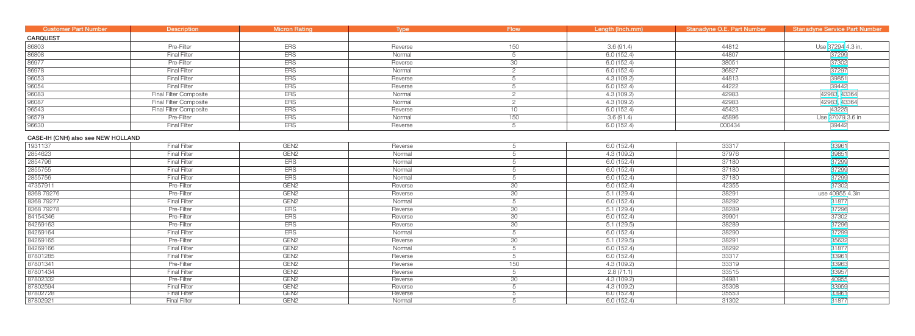| Customer Part Number | Description | Micron Rating | Type | Flow | Length (Inch.mm) | Stanadyne O.E. Part Number | Stanadyne Service Part Number |
|---|---|---|---|---|---|---|---|
| **CARQUEST** | | | | | | | |
| 86803 | Pre-Filter | ERS | Reverse | 150 | 3.6 (91.4) | 44812 | Use 37294 4.3 in. |
| 86808 | Final Filter | ERS | Normal | 5 | 6.0 (152.4) | 44807 | 37299 |
| 86977 | Pre-Filter | ERS | Reverse | 30 | 6.0 (152.4) | 38051 | 37302 |
| 86978 | Final Filter | ERS | Normal | 2 | 6.0 (152.4) | 36827 | 37297 |
| 96053 | Final Filter | ERS | Reverse | 5 | 4.3 (109.2) | 44813 | 39851 |
| 96054 | Final Filter | ERS | Reverse | 5 | 6.0 (152.4) | 44222 | 39442 |
| 96083 | Final Filter Composite | ERS | Normal | 2 | 4.3 (109.2) | 42983 | 42983, 43364 |
| 96087 | Final Filter Composite | ERS | Normal | 2 | 4.3 (109.2) | 42983 | 42983, 43364 |
| 96543 | Final Filter Composite | ERS | Reverse | 10 | 6.0 (152.4) | 45423 | 43225 |
| 96579 | Pre-Filter | ERS | Normal | 150 | 3.6 (91.4) | 45896 | Use 37079 3.6 in |
| 96630 | Final Filter | ERS | Reverse | 5 | 6.0 (152.4) | 000434 | 39442 |
| **CASE-IH (CNH) also see NEW HOLLAND** | | | | | | | |
| 1931137 | Final Filter | GEN2 | Reverse | 5 | 6.0 (152.4) | 33317 | 33961 |
| 2854623 | Final Filter | GEN2 | Normal | 5 | 4.3 (109.2) | 37976 | 39851 |
| 2854796 | Final Filter | ERS | Normal | 5 | 6.0 (152.4) | 37180 | 37299 |
| 2855755 | Final Filter | ERS | Normal | 5 | 6.0 (152.4) | 37180 | 37299 |
| 2855756 | Final Filter | ERS | Normal | 5 | 6.0 (152.4) | 37180 | 37299 |
| 47357911 | Pre-Filter | GEN2 | Reverse | 30 | 6.0 (152.4) | 42355 | 37302 |
| 8368 79276 | Pre-Filter | GEN2 | Reverse | 30 | 5.1 (129.4) | 38291 | use 40955 4.3in |
| 8368 79277 | Final Filter | GEN2 | Normal | 5 | 6.0 (152.4) | 38292 | 31877 |
| 8368 79278 | Pre-Filter | ERS | Reverse | 30 | 5.1 (129.4) | 38289 | 37296 |
| 84154346 | Pre-Filter | ERS | Reverse | 30 | 6.0 (152.4) | 39901 | 37302 |
| 84269163 | Pre-Filter | ERS | Reverse | 30 | 5.1 (129.5) | 38289 | 37296 |
| 84269164 | Final Filter | ERS | Normal | 5 | 6.0 (152.4) | 38290 | 37299 |
| 84269165 | Pre-Filter | GEN2 | Reverse | 30 | 5.1 (129.5) | 38291 | 35632 |
| 84269166 | Final Filter | GEN2 | Normal | 5 | 6.0 (152.4) | 38292 | 31877 |
| 87801285 | Final Filter | GEN2 | Reverse | 5 | 6.0 (152.4) | 33317 | 33961 |
| 87801341 | Pre-Filter | GEN2 | Reverse | 150 | 4.3 (109.2) | 33319 | 33963 |
| 87801434 | Final Filter | GEN2 | Reverse | 5 | 2.8 (71.1) | 33515 | 33957 |
| 87802332 | Pre-Filter | GEN2 | Reverse | 30 | 4.3 (109.2) | 34981 | 40955 |
| 87802594 | Final Filter | GEN2 | Reverse | 5 | 4.3 (109.2) | 35308 | 33959 |
| 87802728 | Final Filter | GEN2 | Reverse | 5 | 6.0 (152.4) | 35553 | 33961 |
| 87802921 | Final Filter | GEN2 | Normal | 5 | 6.0 (152.4) | 31302 | 31877 |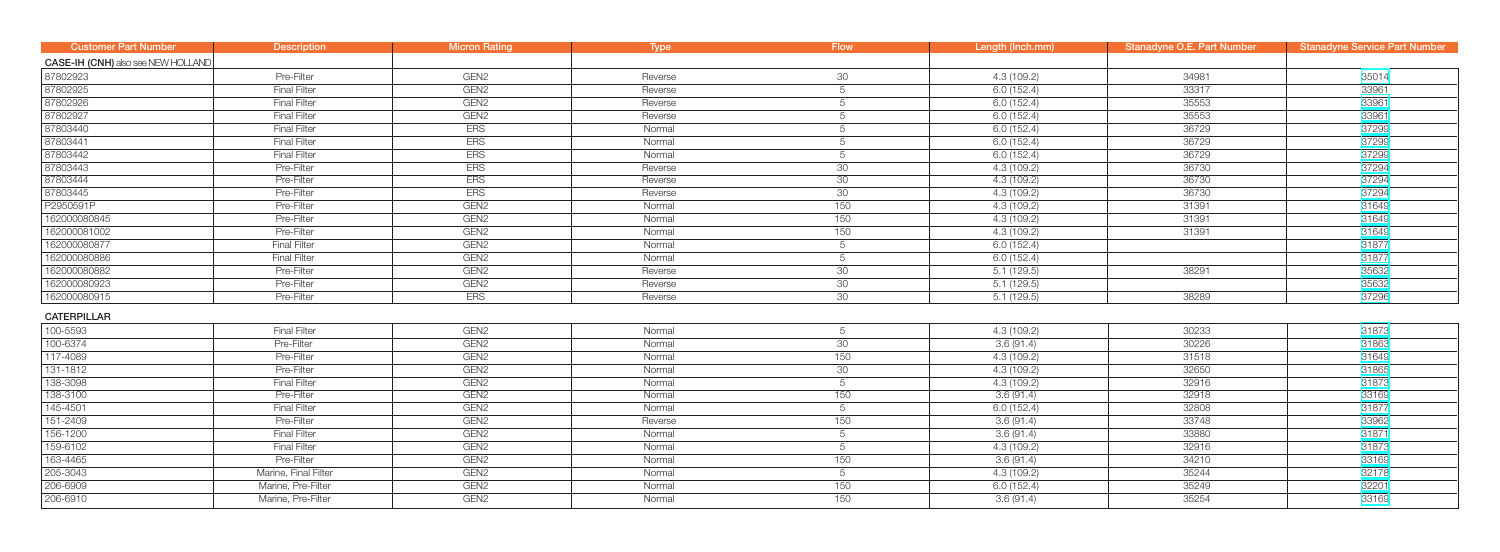| Customer Part Number | Description | Micron Rating | Type | Flow | Length (Inch.mm) | Stanadyne O.E. Part Number | Stanadyne Service Part Number |
|---|---|---|---|---|---|---|---|
| **CASE-IH (CNH)** also see NEW HOLLAND | | | | | | | |
| 87802923 | Pre-Filter | GEN2 | Reverse | 30 | 4.3 (109.2) | 34981 | 35014 |
| 87802925 | Final Filter | GEN2 | Reverse | 5 | 6.0 (152.4) | 33317 | 33961 |
| 87802926 | Final Filter | GEN2 | Reverse | 5 | 6.0 (152.4) | 35553 | 33961 |
| 87802927 | Final Filter | GEN2 | Reverse | 5 | 6.0 (152.4) | 35553 | 33961 |
| 87803440 | Final Filter | ERS | Normal | 5 | 6.0 (152.4) | 36729 | 37299 |
| 87803441 | Final Filter | ERS | Normal | 5 | 6.0 (152.4) | 36729 | 37299 |
| 87803442 | Final Filter | ERS | Normal | 5 | 6.0 (152.4) | 36729 | 37299 |
| 87803443 | Pre-Filter | ERS | Reverse | 30 | 4.3 (109.2) | 36730 | 37294 |
| 87803444 | Pre-Filter | ERS | Reverse | 30 | 4.3 (109.2) | 36730 | 37294 |
| 87803445 | Pre-Filter | ERS | Reverse | 30 | 4.3 (109.2) | 36730 | 37294 |
| P2950591P | Pre-Filter | GEN2 | Normal | 150 | 4.3 (109.2) | 31391 | 31649 |
| 162000080845 | Pre-Filter | GEN2 | Normal | 150 | 4.3 (109.2) | 31391 | 31649 |
| 162000081002 | Pre-Filter | GEN2 | Normal | 150 | 4.3 (109.2) | 31391 | 31649 |
| 162000080877 | Final Filter | GEN2 | Normal | 5 | 6.0 (152.4) | | 31877 |
| 162000080886 | Final Filter | GEN2 | Normal | 5 | 6.0 (152.4) | | 31877 |
| 162000080882 | Pre-Filter | GEN2 | Reverse | 30 | 5.1 (129.5) | 38291 | 35632 |
| 162000080923 | Pre-Filter | GEN2 | Reverse | 30 | 5.1 (129.5) | | 35632 |
| 162000080915 | Pre-Filter | ERS | Reverse | 30 | 5.1 (129.5) | 38289 | 37296 |
| **CATERPILLAR** | | | | | | | |
| 100-5593 | Final Filter | GEN2 | Normal | 5 | 4.3 (109.2) | 30233 | 31873 |
| 100-6374 | Pre-Filter | GEN2 | Normal | 30 | 3.6 (91.4) | 30226 | 31863 |
| 117-4089 | Pre-Filter | GEN2 | Normal | 150 | 4.3 (109.2) | 31518 | 31649 |
| 131-1812 | Pre-Filter | GEN2 | Normal | 30 | 4.3 (109.2) | 32650 | 31865 |
| 138-3098 | Final Filter | GEN2 | Normal | 5 | 4.3 (109.2) | 32916 | 31873 |
| 138-3100 | Pre-Filter | GEN2 | Normal | 150 | 3.6 (91.4) | 32918 | 33169 |
| 145-4501 | Final Filter | GEN2 | Normal | 5 | 6.0 (152.4) | 32808 | 31877 |
| 151-2409 | Pre-Filter | GEN2 | Reverse | 150 | 3.6 (91.4) | 33748 | 33962 |
| 156-1200 | Final Filter | GEN2 | Normal | 5 | 3.6 (91.4) | 33880 | 31871 |
| 159-6102 | Final Filter | GEN2 | Normal | 5 | 4.3 (109.2) | 32916 | 31873 |
| 163-4465 | Pre-Filter | GEN2 | Normal | 150 | 3.6 (91.4) | 34210 | 33169 |
| 205-3043 | Marine, Final Filter | GEN2 | Normal | 5 | 4.3 (109.2) | 35244 | 32178 |
| 206-6909 | Marine, Pre-Filter | GEN2 | Normal | 150 | 6.0 (152.4) | 35249 | 32201 |
| 206-6910 | Marine, Pre-Filter | GEN2 | Normal | 150 | 3.6 (91.4) | 35254 | 33169 |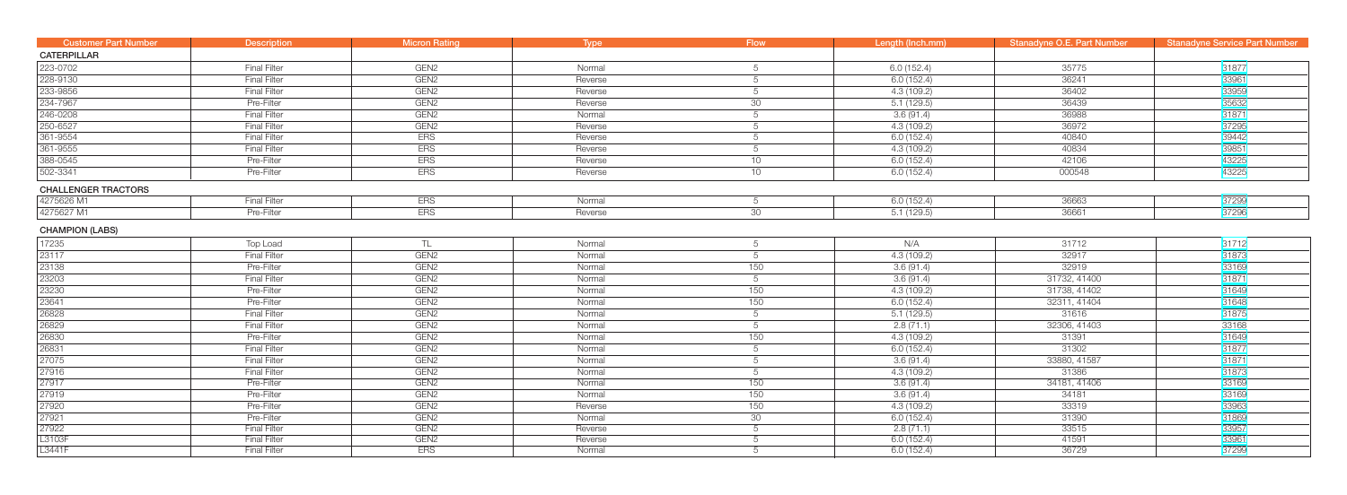| Customer Part Number | Description | Micron Rating | Type | Flow | Length (Inch.mm) | Stanadyne O.E. Part Number | Stanadyne Service Part Number |
|---|---|---|---|---|---|---|---|
| **CATERPILLAR** | | | | | | | |
| 223-0702 | Final Filter | GEN2 | Normal | 5 | 6.0 (152.4) | 35775 | 31877 |
| 228-9130 | Final Filter | GEN2 | Reverse | 5 | 6.0 (152.4) | 36241 | 33961 |
| 233-9856 | Final Filter | GEN2 | Reverse | 5 | 4.3 (109.2) | 36402 | 33959 |
| 234-7967 | Pre-Filter | GEN2 | Reverse | 30 | 5.1 (129.5) | 36439 | 35632 |
| 246-0208 | Final Filter | GEN2 | Normal | 5 | 3.6 (91.4) | 36988 | 31871 |
| 250-6527 | Final Filter | GEN2 | Reverse | 5 | 4.3 (109.2) | 36972 | 37295 |
| 361-9554 | Final Filter | ERS | Reverse | 5 | 6.0 (152.4) | 40840 | 39442 |
| 361-9555 | Final Filter | ERS | Reverse | 5 | 4.3 (109.2) | 40834 | 39851 |
| 388-0545 | Pre-Filter | ERS | Reverse | 10 | 6.0 (152.4) | 42106 | 43225 |
| 502-3341 | Pre-Filter | ERS | Reverse | 10 | 6.0 (152.4) | 000548 | 43225 |
| **CHALLENGER TRACTORS** | | | | | | | |
| 4275626 M1 | Final Filter | ERS | Normal | 5 | 6.0 (152.4) | 36663 | 37299 |
| 4275627 M1 | Pre-Filter | ERS | Reverse | 30 | 5.1 (129.5) | 36661 | 37296 |
| **CHAMPION (LABS)** | | | | | | | |
| 17235 | Top Load | TL | Normal | 5 | N/A | 31712 | 31712 |
| 23117 | Final Filter | GEN2 | Normal | 5 | 4.3 (109.2) | 32917 | 31873 |
| 23138 | Pre-Filter | GEN2 | Normal | 150 | 3.6 (91.4) | 32919 | 33169 |
| 23203 | Final Filter | GEN2 | Normal | 5 | 3.6 (91.4) | 31732, 41400 | 31871 |
| 23230 | Pre-Filter | GEN2 | Normal | 150 | 4.3 (109.2) | 31738, 41402 | 31649 |
| 23641 | Pre-Filter | GEN2 | Normal | 150 | 6.0 (152.4) | 32311, 41404 | 31648 |
| 26828 | Final Filter | GEN2 | Normal | 5 | 5.1 (129.5) | 31616 | 31875 |
| 26829 | Final Filter | GEN2 | Normal | 5 | 2.8 (71.1) | 32306, 41403 | 33168 |
| 26830 | Pre-Filter | GEN2 | Normal | 150 | 4.3 (109.2) | 31391 | 31649 |
| 26831 | Final Filter | GEN2 | Normal | 5 | 6.0 (152.4) | 31302 | 31877 |
| 27075 | Final Filter | GEN2 | Normal | 5 | 3.6 (91.4) | 33880, 41587 | 31871 |
| 27916 | Final Filter | GEN2 | Normal | 5 | 4.3 (109.2) | 31386 | 31873 |
| 27917 | Pre-Filter | GEN2 | Normal | 150 | 3.6 (91.4) | 34181, 41406 | 33169 |
| 27919 | Pre-Filter | GEN2 | Normal | 150 | 3.6 (91.4) | 34181 | 33169 |
| 27920 | Pre-Filter | GEN2 | Reverse | 150 | 4.3 (109.2) | 33319 | 33963 |
| 27921 | Pre-Filter | GEN2 | Normal | 30 | 6.0 (152.4) | 31390 | 31869 |
| 27922 | Final Filter | GEN2 | Reverse | 5 | 2.8 (71.1) | 33515 | 33957 |
| L3103F | Final Filter | GEN2 | Reverse | 5 | 6.0 (152.4) | 41591 | 33961 |
| L3441F | Final Filter | ERS | Normal | 5 | 6.0 (152.4) | 36729 | 37299 |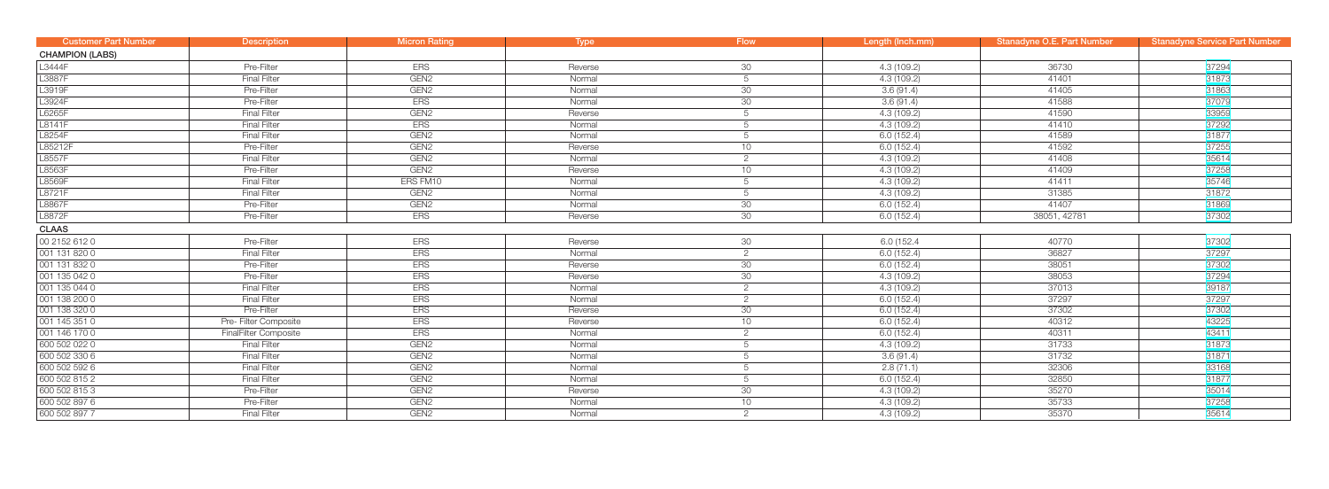| Customer Part Number | Description | Micron Rating | Type | Flow | Length (Inch.mm) | Stanadyne O.E. Part Number | Stanadyne Service Part Number |
|---|---|---|---|---|---|---|---|
| **CHAMPION (LABS)** | | | | | | | |
| L3444F | Pre-Filter | ERS | Reverse | 30 | 4.3 (109.2) | 36730 | 37294 |
| L3887F | Final Filter | GEN2 | Normal | 5 | 4.3 (109.2) | 41401 | 31873 |
| L3919F | Pre-Filter | GEN2 | Normal | 30 | 3.6 (91.4) | 41405 | 31863 |
| L3924F | Pre-Filter | ERS | Normal | 30 | 3.6 (91.4) | 41588 | 37079 |
| L6265F | Final Filter | GEN2 | Reverse | 5 | 4.3 (109.2) | 41590 | 33959 |
| L8141F | Final Filter | ERS | Normal | 5 | 4.3 (109.2) | 41410 | 37292 |
| L8254F | Final Filter | GEN2 | Normal | 5 | 6.0 (152.4) | 41589 | 31877 |
| L85212F | Pre-Filter | GEN2 | Reverse | 10 | 6.0 (152.4) | 41592 | 37255 |
| L8557F | Final Filter | GEN2 | Normal | 2 | 4.3 (109.2) | 41408 | 35614 |
| L8563F | Pre-Filter | GEN2 | Reverse | 10 | 4.3 (109.2) | 41409 | 37258 |
| L8569F | Final Filter | ERS FM10 | Normal | 5 | 4.3 (109.2) | 41411 | 35746 |
| L8721F | Final Filter | GEN2 | Normal | 5 | 4.3 (109.2) | 31385 | 31872 |
| L8867F | Pre-Filter | GEN2 | Normal | 30 | 6.0 (152.4) | 41407 | 31869 |
| L8872F | Pre-Filter | ERS | Reverse | 30 | 6.0 (152.4) | 38051, 42781 | 37302 |
| **CLAAS** | | | | | | | |
| 00 2152 612 0 | Pre-Filter | ERS | Reverse | 30 | 6.0 (152.4 | 40770 | 37302 |
| 001 131 820 0 | Final Filter | ERS | Normal | 2 | 6.0 (152.4) | 36827 | 37297 |
| 001 131 832 0 | Pre-Filter | ERS | Reverse | 30 | 6.0 (152.4) | 38051 | 37302 |
| 001 135 042 0 | Pre-Filter | ERS | Reverse | 30 | 4.3 (109.2) | 38053 | 37294 |
| 001 135 044 0 | Final Filter | ERS | Normal | 2 | 4.3 (109.2) | 37013 | 39187 |
| 001 138 200 0 | Final Filter | ERS | Normal | 2 | 6.0 (152.4) | 37297 | 37297 |
| 001 138 320 0 | Pre-Filter | ERS | Reverse | 30 | 6.0 (152.4) | 37302 | 37302 |
| 001 145 351 0 | Pre- Filter Composite | ERS | Reverse | 10 | 6.0 (152.4) | 40312 | 43225 |
| 001 146 170 0 | FinalFilter Composite | ERS | Normal | 2 | 6.0 (152.4) | 40311 | 43411 |
| 600 502 022 0 | Final Filter | GEN2 | Normal | 5 | 4.3 (109.2) | 31733 | 31873 |
| 600 502 330 6 | Final Filter | GEN2 | Normal | 5 | 3.6 (91.4) | 31732 | 31871 |
| 600 502 592 6 | Final Filter | GEN2 | Normal | 5 | 2.8 (71.1) | 32306 | 33168 |
| 600 502 815 2 | Final Filter | GEN2 | Normal | 5 | 6.0 (152.4) | 32850 | 31877 |
| 600 502 815 3 | Pre-Filter | GEN2 | Reverse | 30 | 4.3 (109.2) | 35270 | 35014 |
| 600 502 897 6 | Pre-Filter | GEN2 | Normal | 10 | 4.3 (109.2) | 35733 | 37258 |
| 600 502 897 7 | Final Filter | GEN2 | Normal | 2 | 4.3 (109.2) | 35370 | 35614 |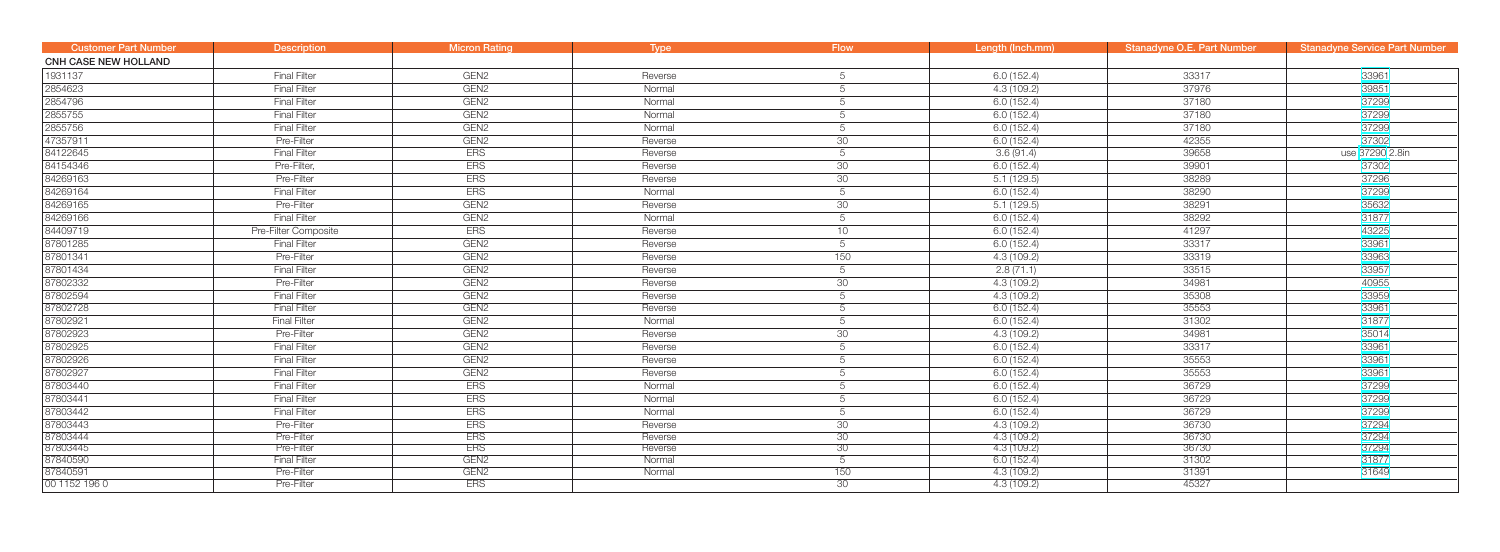| Customer Part Number | Description | Micron Rating | Type | Flow | Length (Inch.mm) | Stanadyne O.E. Part Number | Stanadyne Service Part Number |
|---|---|---|---|---|---|---|---|
| CNH CASE NEW HOLLAND | | | | | | | |
| 1931137 | Final Filter | GEN2 | Reverse | 5 | 6.0 (152.4) | 33317 | 33961 |
| 2854623 | Final Filter | GEN2 | Normal | 5 | 4.3 (109.2) | 37976 | 39851 |
| 2854796 | Final Filter | GEN2 | Normal | 5 | 6.0 (152.4) | 37180 | 37299 |
| 2855755 | Final Filter | GEN2 | Normal | 5 | 6.0 (152.4) | 37180 | 37299 |
| 2855756 | Final Filter | GEN2 | Normal | 5 | 6.0 (152.4) | 37180 | 37299 |
| 47357911 | Pre-Filter | GEN2 | Reverse | 30 | 6.0 (152.4) | 42355 | 37302 |
| 84122645 | Final Filter | ERS | Reverse | 5 | 3.6 (91.4) | 39658 | use 37290 2.8in |
| 84154346 | Pre-Filter, | ERS | Reverse | 30 | 6.0 (152.4) | 39901 | 37302 |
| 84269163 | Pre-Filter | ERS | Reverse | 30 | 5.1 (129.5) | 38289 | 37296 |
| 84269164 | Final Filter | ERS | Normal | 5 | 6.0 (152.4) | 38290 | 37299 |
| 84269165 | Pre-Filter | GEN2 | Reverse | 30 | 5.1 (129.5) | 38291 | 35632 |
| 84269166 | Final Filter | GEN2 | Normal | 5 | 6.0 (152.4) | 38292 | 31877 |
| 84409719 | Pre-Filter Composite | ERS | Reverse | 10 | 6.0 (152.4) | 41297 | 43225 |
| 87801285 | Final Filter | GEN2 | Reverse | 5 | 6.0 (152.4) | 33317 | 33961 |
| 87801341 | Pre-Filter | GEN2 | Reverse | 150 | 4.3 (109.2) | 33319 | 33963 |
| 87801434 | Final Filter | GEN2 | Reverse | 5 | 2.8 (71.1) | 33515 | 33957 |
| 87802332 | Pre-Filter | GEN2 | Reverse | 30 | 4.3 (109.2) | 34981 | 40955 |
| 87802594 | Final Filter | GEN2 | Reverse | 5 | 4.3 (109.2) | 35308 | 33959 |
| 87802728 | Final Filter | GEN2 | Reverse | 5 | 6.0 (152.4) | 35553 | 33961 |
| 87802921 | Final Filter | GEN2 | Normal | 5 | 6.0 (152.4) | 31302 | 31877 |
| 87802923 | Pre-Filter | GEN2 | Reverse | 30 | 4.3 (109.2) | 34981 | 35014 |
| 87802925 | Final Filter | GEN2 | Reverse | 5 | 6.0 (152.4) | 33317 | 33961 |
| 87802926 | Final Filter | GEN2 | Reverse | 5 | 6.0 (152.4) | 35553 | 33961 |
| 87802927 | Final Filter | GEN2 | Reverse | 5 | 6.0 (152.4) | 35553 | 33961 |
| 87803440 | Final Filter | ERS | Normal | 5 | 6.0 (152.4) | 36729 | 37299 |
| 87803441 | Final Filter | ERS | Normal | 5 | 6.0 (152.4) | 36729 | 37299 |
| 87803442 | Final Filter | ERS | Normal | 5 | 6.0 (152.4) | 36729 | 37299 |
| 87803443 | Pre-Filter | ERS | Reverse | 30 | 4.3 (109.2) | 36730 | 37294 |
| 87803444 | Pre-Filter | ERS | Reverse | 30 | 4.3 (109.2) | 36730 | 37294 |
| 87803445 | Pre-Filter | ERS | Reverse | 30 | 4.3 (109.2) | 36730 | 37294 |
| 87840590 | Final Filter | GEN2 | Normal | 5 | 6.0 (152.4) | 31302 | 31877 |
| 87840591 | Pre-Filter | GEN2 | Normal | 150 | 4.3 (109.2) | 31391 | 31649 |
| 00 1152 196 0 | Pre-Filter | ERS | | 30 | 4.3 (109.2) | 45327 | |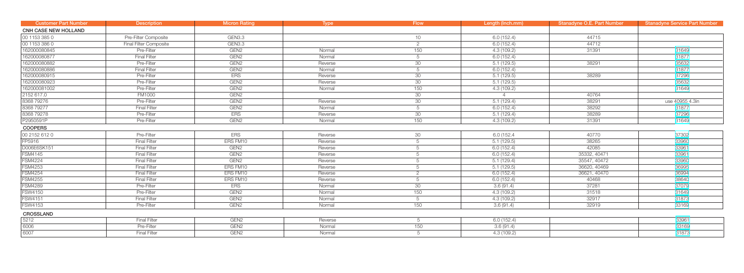| Customer Part Number | Description | Micron Rating | Type | Flow | Length (Inch.mm) | Stanadyne O.E. Part Number | Stanadyne Service Part Number |
|---|---|---|---|---|---|---|---|
| **CNH CASE NEW HOLLAND** | | | | | | | |
| 00 1153 385 0 | Pre-Filter Composite | GEN3.3 | | 10 | 6.0 (152.4) | 44715 | |
| 00 1153 386 0 | Final Filter Composite | GEN3.3 | | 2 | 6.0 (152.4) | 44712 | |
| 162000080845 | Pre-Filter | GEN2 | Normal | 150 | 4.3 (109.2) | 31391 | 31649 |
| 162000080877 | Final Filter | GEN2 | Normal | 5 | 6.0 (152.4) | | 31877 |
| 162000080882 | Pre-Filter | GEN2 | Reverse | 30 | 5.1 (129.5) | 38291 | 35632 |
| 162000080886 | Final Filter | GEN2 | Normal | 5 | 6.0 (152.4) | | 31877 |
| 162000080915 | Pre-Filter | ERS | Reverse | 30 | 5.1 (129.5) | 38289 | 37296 |
| 162000080923 | Pre-Filter | GEN2 | Reverse | 30 | 5.1 (129.5) | | 35632 |
| 162000081002 | Pre-Filter | GEN2 | Normal | 150 | 4.3 (109.2) | | 31649 |
| 2152 617.0 | FM1000 | GEN2 | | 30 | 4 | 40764 | |
| 8368 79276 | Pre-Filter | GEN2 | Reverse | 30 | 5.1 (129.4) | 38291 | use 40955 4.3in |
| 8368 79277 | Final Filter | GEN2 | Normal | 5 | 6.0 (152.4) | 38292 | 31877 |
| 8368 79278 | Pre-Filter | ERS | Reverse | 30 | 5.1 (129.4) | 38289 | 37296 |
| P2950591P | Pre-Filter | GEN2 | Normal | 150 | 4.3 (109.2) | 31391 | 31649 |
| **COOPERS** | | | | | | | |
| 00 2152 612 0 | Pre-Filter | ERS | Reverse | 30 | 6.0 (152.4 | 40770 | 37302 |
| FP5916 | Final Filter | ERS FM10 | Reverse | 5 | 5.1 (129.5) | 38265 | 33960 |
| D006E6SK151 | Final Filter | GEN2 | Reverse | 5 | 6.0 (152.4) | 42085 | 33961 |
| FSM4145 | Final Filter | GEN2 | Reverse | 5 | 6.0 (152.4) | 35332, 40471 | 33961 |
| FSM4224 | Final Filter | GEN2 | Reverse | 5 | 5.1 (129.4) | 35547, 40472 | 33960 |
| FSM4253 | Final Filter | ERS FM10 | Reverse | 5 | 5.1 (129.4) | 36620, 40469 | 36995 |
| FSM4254 | Final Filter | ERS FM10 | Reverse | 2 | 6.0 (152.4) | 36621, 40470 | 36994 |
| FSM4255 | Final Filter | ERS FM10 | Reverse | 5 | 6.0 (152.4) | 40468 | 38640 |
| FSM4289 | Pre-Filter | ERS | Normal | 30 | 3.6 (91.4) | 37281 | 37079 |
| FSW4150 | Pre-Filter | GEN2 | Normal | 150 | 4.3 (109.2) | 31518 | 31649 |
| FSW4151 | Final Filter | GEN2 | Normal | 5 | 4.3 (109.2) | 32917 | 31873 |
| FSW4153 | Pre-Filter | GEN2 | Normal | 150 | 3.6 (91.4) | 32919 | 33169 |
| **CROSSLAND** | | | | | | | |
| 5212 | Final Filter | GEN2 | Reverse | 5 | 6.0 (152.4) | | 33961 |
| 6006 | Pre-Filter | GEN2 | Normal | 150 | 3.6 (91.4) | | 33169 |
| 6007 | Final Filter | GEN2 | Normal | 5 | 4.3 (109.2) | | 31873 |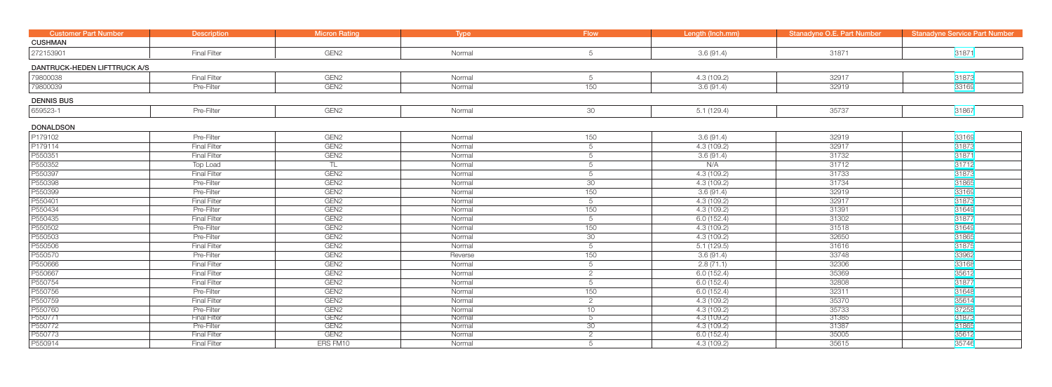| Customer Part Number | Description | Micron Rating | Type | Flow | Length (Inch.mm) | Stanadyne O.E. Part Number | Stanadyne Service Part Number |
|---|---|---|---|---|---|---|---|
| **CUSHMAN** | | | | | | | |
| 272153901 | Final Filter | GEN2 | Normal | 5 | 3.6 (91.4) | 31871 | 31871 |
| **DANTRUCK-HEDEN LIFTTRUCK A/S** | | | | | | | |
| 79800038 | Final Filter | GEN2 | Normal | 5 | 4.3 (109.2) | 32917 | 31873 |
| 79800039 | Pre-Filter | GEN2 | Normal | 150 | 3.6 (91.4) | 32919 | 33169 |
| **DENNIS BUS** | | | | | | | |
| 659523-1 | Pre-Filter | GEN2 | Normal | 30 | 5.1 (129.4) | 35737 | 31867 |
| **DONALDSON** | | | | | | | |
| P179102 | Pre-Filter | GEN2 | Normal | 150 | 3.6 (91.4) | 32919 | 33169 |
| P179114 | Final Filter | GEN2 | Normal | 5 | 4.3 (109.2) | 32917 | 31873 |
| P550351 | Final Filter | GEN2 | Normal | 5 | 3.6 (91.4) | 31732 | 31871 |
| P550352 | Top Load | TL | Normal | 5 | N/A | 31712 | 31712 |
| P550397 | Final Filter | GEN2 | Normal | 5 | 4.3 (109.2) | 31733 | 31873 |
| P550398 | Pre-Filter | GEN2 | Normal | 30 | 4.3 (109.2) | 31734 | 31865 |
| P550399 | Pre-Filter | GEN2 | Normal | 150 | 3.6 (91.4) | 32919 | 33169 |
| P550401 | Final Filter | GEN2 | Normal | 5 | 4.3 (109.2) | 32917 | 31873 |
| P550434 | Pre-Filter | GEN2 | Normal | 150 | 4.3 (109.2) | 31391 | 31649 |
| P550435 | Final Filter | GEN2 | Normal | 5 | 6.0 (152.4) | 31302 | 31877 |
| P550502 | Pre-Filter | GEN2 | Normal | 150 | 4.3 (109.2) | 31518 | 31649 |
| P550503 | Pre-Filter | GEN2 | Normal | 30 | 4.3 (109.2) | 32650 | 31865 |
| P550506 | Final Filter | GEN2 | Normal | 5 | 5.1 (129.5) | 31616 | 31875 |
| P550570 | Pre-Filter | GEN2 | Reverse | 150 | 3.6 (91.4) | 33748 | 33962 |
| P550666 | Final Filter | GEN2 | Normal | 5 | 2.8 (71.1) | 32306 | 33168 |
| P550667 | Final Filter | GEN2 | Normal | 2 | 6.0 (152.4) | 35369 | 35612 |
| P550754 | Final Filter | GEN2 | Normal | 5 | 6.0 (152.4) | 32808 | 31877 |
| P550756 | Pre-Filter | GEN2 | Normal | 150 | 6.0 (152.4) | 32311 | 31648 |
| P550759 | Final Filter | GEN2 | Normal | 2 | 4.3 (109.2) | 35370 | 35614 |
| P550760 | Pre-Filter | GEN2 | Normal | 10 | 4.3 (109.2) | 35733 | 37258 |
| P550771 | Final Filter | GEN2 | Normal | 5 | 4.3 (109.2) | 31385 | 31873 |
| P550772 | Pre-Filter | GEN2 | Normal | 30 | 4.3 (109.2) | 31387 | 31865 |
| P550773 | Final Filter | GEN2 | Normal | 2 | 6.0 (152.4) | 35005 | 35612 |
| P550914 | Final Filter | ERS FM10 | Normal | 5 | 4.3 (109.2) | 35615 | 35746 |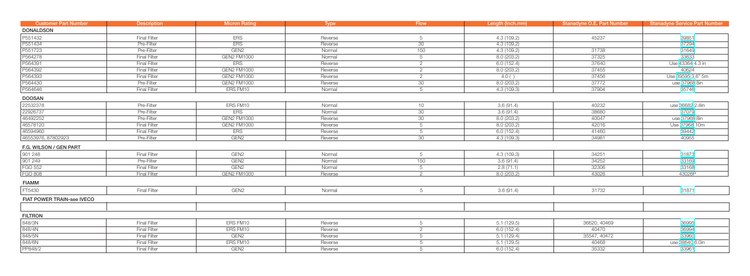| Customer Part Number | Description | Micron Rating | Type | Flow | Length (Inch.mm) | Stanadyne O.E. Part Number | Stanadyne Service Part Number |
|---|---|---|---|---|---|---|---|
| **DONALDSON** | | | | | | | |
| P551432 | Final Filter | ERS | Reverse | 5 | 4.3 (109.2) | 45237 | 39851 |
| P551434 | Pre-Filter | ERS | Reverse | 30 | 4.3 (109.2) | | 37294 |
| P551723 | Pre-Filter | GEN2 | Normal | 150 | 4.3 (109.2) | 31738 | 31649 |
| P564278 | Final Filter | GEN2 FM1000 | Normal | 5 | 8.0 (203.2) | 37325 | 33633 |
| P564391 | Final Filter | ERS | Reverse | 2 | 6.0 (152.4) | 37640 | Use 43364 4.3 in |
| P564392 | Final Filter | GEN2 FM1000 | Reverse | 2 | 8.0 (203.2) | 37455 | 40624 |
| P564393 | Final Filter | GEN2 FM1000 | Reverse | 2 | 4.0 ( ) | 37456 | Use 39595 3.6" 5m |
| P564430 | Pre-Filter | GEN2 FM1000 | Reverse | 30 | 8.0 (203.2) | 37772 | use 37968 8in |
| P564646 | Final Filter | ERS FM10 | Normal | 5 | 4.3 (109.3) | 37904 | 35748 |
| **DOOSAN** | | | | | | | |
| 22532378 | Pre-Filter | ERS FM10 | Normal | 10 | 3.6 (91.4) | 40232 | use 36682 2.8in |
| 22926737 | Pre-Filter | ERS | Normal | 30 | 3.6 (91.4) | 38680 | 37079 |
| 46492252 | Pre-Filter | GEN2 FM1000 | Reverse | 30 | 8.0 (203.2) | 40047 | use 37968 8in |
| 46578120 | Final Filter | GEN2 FM1000 | Reverse | 5 | 8.0 (203.2) | 42016 | Use 37968 10m |
| 46594960 | Final Filter | ERS | Reverse | 5 | 6.0 (152.4) | 41460 | 39442 |
| 46553976, 87802923 | Pre-Filter | GEN2 | Reverse | 30 | 4.3 (109.3) | 34981 | 40955 |
| **F.G. WILSON / GEN PART** | | | | | | | |
| 901 248 | Final Filter | GEN2 | Normal | 5 | 4.3 (109.3) | 34251 | 31873 |
| 901 249 | Pre-Filter | GEN2 | Normal | 150 | 3.6 (91.4) | 34252 | 33169 |
| FGO 552 | Final Filter | GEN2 | Normal | 5 | 2.8 (71.1) | 32306 | 33168 |
| FGO 808 | Final Filter | GEN2 FM1000 | Reverse | 2 | 8.0 (203.2) | 43026 | 43026P |
| **FIAMM** | | | | | | | |
| FT5430 | Final Filter | GEN2 | Normal | 5 | 3.6 (91.4) | 31732 | 31871 |
| **FIAT POWER TRAIN-see IVECO** | | | | | | | |
| | | | | | | | |
| **FILTRON** | | | | | | | |
| 848/3N | Final Filter | ERS FM10 | Reverse | 5 | 5.1 (129.5) | 36620, 40469 | 36995 |
| 848/4N | Final Filter | ERS FM10 | Reverse | 2 | 6.0 (152.4) | 40470 | 36994 |
| 848/5N | Final Filter | GEN2 | Reverse | 5 | 5.1 (129.4) | 35547, 40472 | 33960 |
| 848/6N | Final Filter | ERS FM10 | Reverse | 5 | 5.1 (129.5) | 40468 | use 38640 6.0in |
| PP848/2 | Final Filter | GEN2 | Reverse | 5 | 6.0 (152.4) | 35332 | 33961 |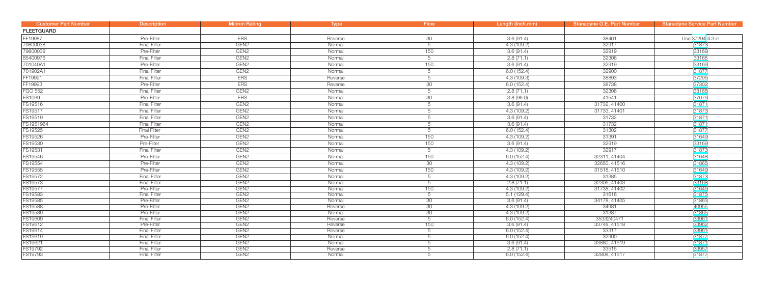| Customer Part Number | Description | Micron Rating | Type | Flow | Length (Inch.mm) | Stanadyne O.E. Part Number | Stanadyne Service Part Number |
|---|---|---|---|---|---|---|---|
| **FLEETGUARD** | | | | | | | |
| FF19987 | Pre-Filter | ERS | Reverse | 30 | 3.6 (91.4) | 38461 | Use 37294 4.3 in |
| 79800038 | Final Filter | GEN2 | Normal | 5 | 4.3 (109.2) | 32917 | 31873 |
| 79800039 | Pre-Filter | GEN2 | Normal | 150 | 3.6 (91.4) | 32919 | 33169 |
| 85400976 | Final Filter | GEN2 | Normal | 5 | 2.8 (71.1) | 32306 | 33168 |
| 701040A1 | Pre-Filter | GEN2 | Normal | 150 | 3.6 (91.4) | 32919 | 33169 |
| 701902A1 | Final Filter | GEN2 | Normal | 5 | 6.0 (152.4) | 32900 | 31877 |
| FF19991 | Final Filter | ERS | Reverse | 5 | 4.3 (109.3) | 38893 | 37295 |
| FF19993 | Pre-Filter | ERS | Reverse | 30 | 6.0 (152.4) | 38738 | 37302 |
| FGO 552 | Final Filter | GEN2 | Normal | 5 | 2.8 (71.1) | 32306 | 33168 |
| FS1069 | Pre-Filter | ERS | Normal | 30 | 3.8 (96.0) | 41541 | 37079 |
| FS19516 | Final Filter | GEN2 | Normal | 5 | 3.6 (91.4) | 31732, 41400 | 31871 |
| FS19517 | Final Filter | GEN2 | Normal | 5 | 4.3 (109.2) | 31733, 41401 | 31873 |
| FS19519 | Final Filter | GEN2 | Normal | 5 | 3.6 (91.4) | 31732 | 31871 |
| FS1951964 | Final Filter | GEN2 | Normal | 5 | 3.6 (91.4) | 31732 | 31871 |
| FS19525 | Final Filter | GEN2 | Normal | 5 | 6.0 (152.4) | 31302 | 31877 |
| FS19526 | Pre-Filter | GEN2 | Normal | 150 | 4.3 (109.2) | 31391 | 31649 |
| FS19530 | Pre-Filter | GEN2 | Normal | 150 | 3.6 (91.4) | 32919 | 33169 |
| FS19531 | Final Filter | GEN2 | Normal | 5 | 4.3 (109.2) | 32917 | 31873 |
| FS19546 | Pre-Filter | GEN2 | Normal | 150 | 6.0 (152.4) | 32311, 41404 | 31648 |
| FS19554 | Pre-Filter | GEN2 | Normal | 30 | 4.3 (109.2) | 32650, 41516 | 31865 |
| FS19555 | Pre-Filter | GEN2 | Normal | 150 | 4.3 (109.2) | 31518, 41510 | 31649 |
| FS19572 | Final Filter | GEN2 | Normal | 5 | 4.3 (109.2) | 31385 | 31873 |
| FS19573 | Final Filter | GEN2 | Normal | 5 | 2.8 (71.1) | 32306, 41403 | 33168 |
| FS19577 | Pre-Filter | GEN2 | Normal | 150 | 4.3 (109.2) | 31738, 41402 | 31649 |
| FS19583 | Final Filter | GEN2 | Normal | 5 | 5.1 (129.4) | 31616 | 31875 |
| FS19585 | Pre-Filter | GEN2 | Normal | 30 | 3.6 (91.4) | 34178, 41405 | 31863 |
| FS19588 | Pre-Filter | GEN2 | Reverse | 30 | 4.3 (109.2) | 34981 | 40955 |
| FS19589 | Pre-Filter | GEN2 | Normal | 30 | 4.3 (109.2) | 31387 | 31865 |
| FS19609 | Final Filter | GEN2 | Reverse | 5 | 6.0 (152.4) | 3533240471 | 33961 |
| FS19612 | Pre-Filter | GEN2 | Reverse | 150 | 3.6 (91.4) | 33748, 41518 | 33962 |
| FS19614 | Final Filter | GEN2 | Reverse | 5 | 6.0 (152.4) | 33317 | 33961 |
| FS19619 | Final Filter | GEN2 | Normal | 5 | 6.0 (152.4) | 32900 | 31877 |
| FS19621 | Final Filter | GEN2 | Normal | 5 | 3.6 (91.4) | 33880, 41519 | 31871 |
| FS19792 | Final Filter | GEN2 | Reverse | 5 | 2.8 (71.1) | 33515 | 33957 |
| FS19793 | Final Filter | GEN2 | Normal | 5 | 6.0 (152.4) | 32808, 41517 | 31877 |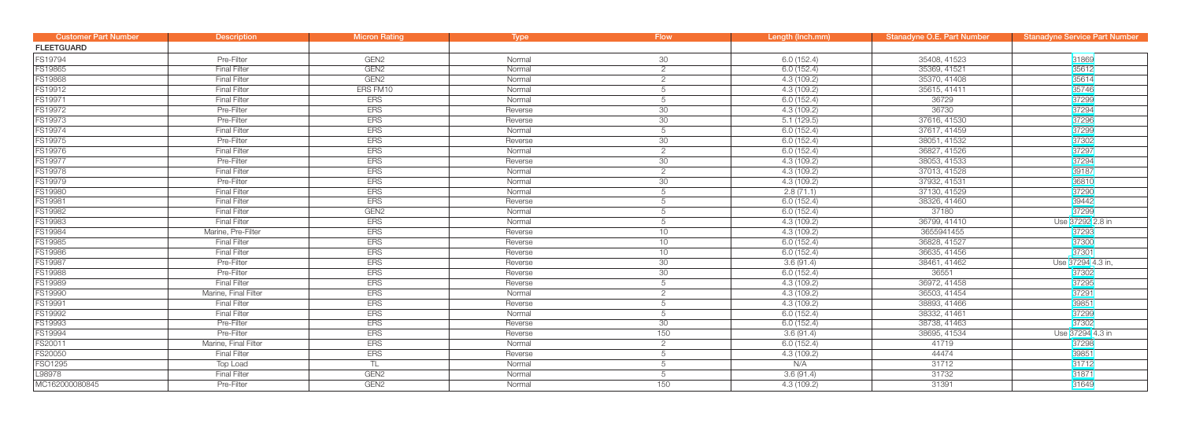| Customer Part Number | Description | Micron Rating | Type | Flow | Length (Inch.mm) | Stanadyne O.E. Part Number | Stanadyne Service Part Number |
|---|---|---|---|---|---|---|---|
| FLEETGUARD | | | | | | | |
| FS19794 | Pre-Filter | GEN2 | Normal | 30 | 6.0 (152.4) | 35408, 41523 | 31869 |
| FS19865 | Final Filter | GEN2 | Normal | 2 | 6.0 (152.4) | 35369, 41521 | 35612 |
| FS19868 | Final Filter | GEN2 | Normal | 2 | 4.3 (109.2) | 35370, 41408 | 35614 |
| FS19912 | Final Filter | ERS FM10 | Normal | 5 | 4.3 (109.2) | 35615, 41411 | 35746 |
| FS19971 | Final Filter | ERS | Normal | 5 | 6.0 (152.4) | 36729 | 37299 |
| FS19972 | Pre-Filter | ERS | Reverse | 30 | 4.3 (109.2) | 36730 | 37294 |
| FS19973 | Pre-Filter | ERS | Reverse | 30 | 5.1 (129.5) | 37616, 41530 | 37296 |
| FS19974 | Final Filter | ERS | Normal | 5 | 6.0 (152.4) | 37617, 41459 | 37299 |
| FS19975 | Pre-Filter | ERS | Reverse | 30 | 6.0 (152.4) | 38051, 41532 | 37302 |
| FS19976 | Final Filter | ERS | Normal | 2 | 6.0 (152.4) | 36827, 41526 | 37297 |
| FS19977 | Pre-Filter | ERS | Reverse | 30 | 4.3 (109.2) | 38053, 41533 | 37294 |
| FS19978 | Final Filter | ERS | Normal | 2 | 4.3 (109.2) | 37013, 41528 | 39187 |
| FS19979 | Pre-Filter | ERS | Normal | 30 | 4.3 (109.2) | 37932, 41531 | 36810 |
| FS19980 | Final Filter | ERS | Normal | 5 | 2.8 (71.1) | 37130, 41529 | 37290 |
| FS19981 | Final Filter | ERS | Reverse | 5 | 6.0 (152.4) | 38326, 41460 | 39442 |
| FS19982 | Final Filter | GEN2 | Normal | 5 | 6.0 (152.4) | 37180 | 37299 |
| FS19983 | Final Filter | ERS | Normal | 5 | 4.3 (109.2) | 36799, 41410 | Use 37292 2.8 in |
| FS19984 | Marine, Pre-Filter | ERS | Reverse | 10 | 4.3 (109.2) | 3655941455 | 37293 |
| FS19985 | Final Filter | ERS | Reverse | 10 | 6.0 (152.4) | 36828, 41527 | 37300 |
| FS19986 | Final Filter | ERS | Reverse | 10 | 6.0 (152.4) | 36635, 41456 | 37301 |
| FS19987 | Pre-Filter | ERS | Reverse | 30 | 3.6 (91.4) | 38461, 41462 | Use 37294 4.3 in, |
| FS19988 | Pre-Filter | ERS | Reverse | 30 | 6.0 (152.4) | 36551 | 37302 |
| FS19989 | Final Filter | ERS | Reverse | 5 | 4.3 (109.2) | 36972, 41458 | 37295 |
| FS19990 | Marine, Final Filter | ERS | Normal | 2 | 4.3 (109.2) | 36503, 41454 | 37291 |
| FS19991 | Final Filter | ERS | Reverse | 5 | 4.3 (109.2) | 38893, 41466 | 39851 |
| FS19992 | Final Filter | ERS | Normal | 5 | 6.0 (152.4) | 38332, 41461 | 37299 |
| FS19993 | Pre-Filter | ERS | Reverse | 30 | 6.0 (152.4) | 38738, 41463 | 37302 |
| FS19994 | Pre-Filter | ERS | Reverse | 150 | 3.6 (91.4) | 38695, 41534 | Use 37294 4.3 in |
| FS20011 | Marine, Final Filter | ERS | Normal | 2 | 6.0 (152.4) | 41719 | 37298 |
| FS20050 | Final Filter | ERS | Reverse | 5 | 4.3 (109.2) | 44474 | 39851 |
| FSO1295 | Top Load | TL | Normal | 5 | N/A | 31712 | 31712 |
| L96978 | Final Filter | GEN2 | Normal | 5 | 3.6 (91.4) | 31732 | 31871 |
| MC162000080845 | Pre-Filter | GEN2 | Normal | 150 | 4.3 (109.2) | 31391 | 31649 |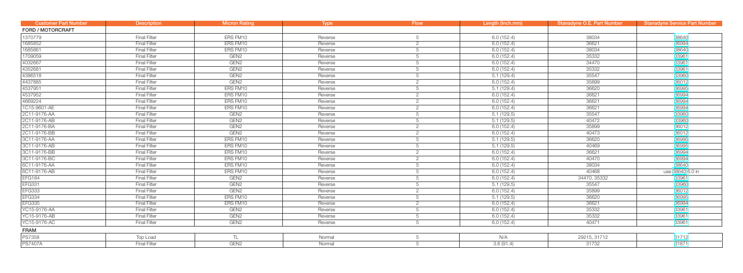| Customer Part Number | Description | Micron Rating | Type | Flow | Length (Inch.mm) | Stanadyne O.E. Part Number | Stanadyne Service Part Number |
|---|---|---|---|---|---|---|---|
| **FORD / MOTORCRAFT** | | | | | | | |
| 1370779 | Final Filter | ERS FM10 | Reverse | 5 | 6.0 (152.4) | 38034 | 38640 |
| 1685852 | Final Filter | ERS FM10 | Reverse | 2 | 6.0 (152.4) | 36621 | 36994 |
| 1685861 | Final Filter | ERS FM10 | Reverse | 5 | 6.0 (152.4) | 38034 | 38640 |
| 1709059 | Final Filter | GEN2 | Reverse | 5 | 6.0 (152.4) | 35332 | 33961 |
| 4032667 | Final Filter | GEN2 | Reverse | 5 | 6.0 (152.4) | 34470 | 33961 |
| 4352681 | Final Filter | GEN2 | Reverse | 5 | 6.0 (152.4) | 35332 | 33961 |
| 4386518 | Final Filter | GEN2 | Reverse | 5 | 5.1 (129.4) | 35547 | 33960 |
| 4437885 | Final Filter | GEN2 | Reverse | 2 | 6.0 (152.4) | 35899 | 36012 |
| 4537951 | Final Filter | ERS FM10 | Reverse | 5 | 5.1 (129.4) | 36620 | 36995 |
| 4537952 | Final Filter | ERS FM10 | Reverse | 2 | 6.0 (152.4) | 36621 | 36994 |
| 4669224 | Final Filter | ERS FM10 | Reverse | 2 | 6.0 (152.4) | 36621 | 36994 |
| 1C15-9601-AE | Final Filter | ERS FM10 | Reverse | 2 | 6.0 (152.4) | 36621 | 36994 |
| 2C11-9176-AA | Final Filter | GEN2 | Reverse | 5 | 5.1 (129.5) | 35547 | 33960 |
| 2C11-9176-AB | Final Filter | GEN2 | Reverse | 5 | 5.1 (129.5) | 40472 | 33960 |
| 2C11-9176-BA | Final Filter | GEN2 | Reverse | 2 | 6.0 (152.4) | 35899 | 36012 |
| 2C11-9176-BB | Final Filter | GEN2 | Reverse | 2 | 6.0 (152.4) | 40473 | 36012 |
| 3C11-9176-AA | Final Filter | ERS FM10 | Reverse | 5 | 5.1 (129.5) | 36620 | 36995 |
| 3C11-9176-AB | Final Filter | ERS FM10 | Reverse | 5 | 5.1 (129.5) | 40469 | 36995 |
| 3C11-9176-BB | Final Filter | ERS FM10 | Reverse | 2 | 6.0 (152.4) | 36621 | 36994 |
| 3C11-9176-BC | Final Filter | ERS FM10 | Reverse | 2 | 6.0 (152.4) | 40470 | 36994 |
| 6C11-9176-AA | Final Filter | ERS FM10 | Reverse | 5 | 6.0 (152.4) | 38034 | 38640 |
| 6C11-9176-AB | Final Filter | ERS FM10 | Reverse | 5 | 6.0 (152.4) | 40468 | use 38640 6.0 in |
| EFG184 | Final Filter | GEN2 | Reverse | 5 | 6.0 (152.4) | 34470, 35332 | 33961 |
| EFG331 | Final Filter | GEN2 | Reverse | 5 | 5.1 (129.5) | 35547 | 33960 |
| EFG333 | Final Filter | GEN2 | Reverse | 2 | 6.0 (152.4) | 35899 | 36012 |
| EFG334 | Final Filter | ERS FM10 | Reverse | 5 | 5.1 (129.5) | 36620 | 36995 |
| EFG335 | Final Filter | ERS FM10 | Reverse | 2 | 6.0 (152.4) | 36621 | 36994 |
| YC15-9176-AA | Final Filter | GEN2 | Reverse | 5 | 6.0 (152.4) | 35332 | 33961 |
| YC15-9176-AB | Final Filter | GEN2 | Reverse | 5 | 6.0 (152.4) | 35332 | 33961 |
| YC15-9176-AC | Final Filter | GEN2 | Reverse | 5 | 6.0 (152.4) | 40471 | 33961 |
| **FRAM** | | | | | | | |
| PS7358 | Top Load | TL | Normal | 5 | N/A | 29215, 31712 | 31712 |
| PS7407A | Final Filter | GEN2 | Normal | 5 | 3.6 (91.4) | 31732 | 31871 |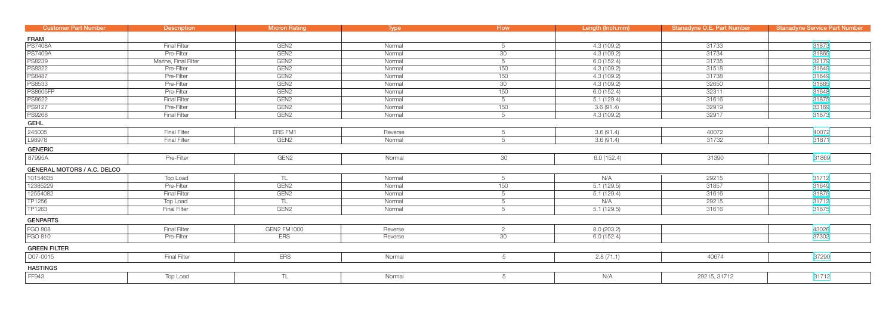| Customer Part Number | Description | Micron Rating | Type | Flow | Length (Inch.mm) | Stanadyne O.E. Part Number | Stanadyne Service Part Number |
|---|---|---|---|---|---|---|---|
| **FRAM** | | | | | | | |
| PS7408A | Final Filter | GEN2 | Normal | 5 | 4.3 (109.2) | 31733 | 31873 |
| PS7409A | Pre-Filter | GEN2 | Normal | 30 | 4.3 (109.2) | 31734 | 31865 |
| PS8239 | Marine, Final Filter | GEN2 | Normal | 5 | 6.0 (152.4) | 31735 | 32179 |
| PS8322 | Pre-Filter | GEN2 | Normal | 150 | 4.3 (109.2) | 31518 | 31649 |
| PS8487 | Pre-Filter | GEN2 | Normal | 150 | 4.3 (109.2) | 31738 | 31649 |
| PS8533 | Pre-Filter | GEN2 | Normal | 30 | 4.3 (109.2) | 32650 | 31865 |
| PS8605FP | Pre-Filter | GEN2 | Normal | 150 | 6.0 (152.4) | 32311 | 31649 |
| PS8622 | Final Filter | GEN2 | Normal | 5 | 5.1 (129.4) | 31616 | 31875 |
| PS9127 | Pre-Filter | GEN2 | Normal | 150 | 3.6 (91.4) | 32919 | 33169 |
| PS9268 | Final Filter | GEN2 | Normal | 5 | 4.3 (109.2) | 32917 | 31873 |
| **GEHL** | | | | | | | |
| 245005 | Final Filter | ERS FM1 | Reverse | 5 | 3.6 (91.4) | 40072 | 40072 |
| L98978 | Final Filter | GEN2 | Normal | 5 | 3.6 (91.4) | 31732 | 31871 |
| **GENERiC** | | | | | | | |
| 87995A | Pre-Filter | GEN2 | Normal | 30 | 6.0 (152.4) | 31390 | 31869 |
| **GENERAL MOTORS / A.C. DELCO** | | | | | | | |
| 10154635 | Top Load | TL | Normal | 5 | N/A | 29215 | 31712 |
| 12385229 | Pre-Filter | GEN2 | Normal | 150 | 5.1 (129.5) | 31857 | 31649 |
| 12554082 | Final Filter | GEN2 | Normal | 5 | 5.1 (129.4) | 31616 | 31875 |
| TP1256 | Top Load | TL | Normal | 5 | N/A | 29215 | 31712 |
| TP1263 | Final Filter | GEN2 | Normal | 5 | 5.1 (129.5) | 31616 | 31875 |
| **GENPARTS** | | | | | | | |
| FGO 808 | Final Filter | GEN2 FM1000 | Reverse | 2 | 8.0 (203.2) | | 43026 |
| FGO 810 | Pre-Filter | ERS | Reverse | 30 | 6.0 (152.4) | | 37302 |
| **GREEN FILTER** | | | | | | | |
| D07-0015 | Final Filter | ERS | Normal | 5 | 2.8 (71.1) | 40674 | 37290 |
| **HASTINGS** | | | | | | | |
| FF943 | Top Load | TL | Normal | 5 | N/A | 29215, 31712 | 31712 |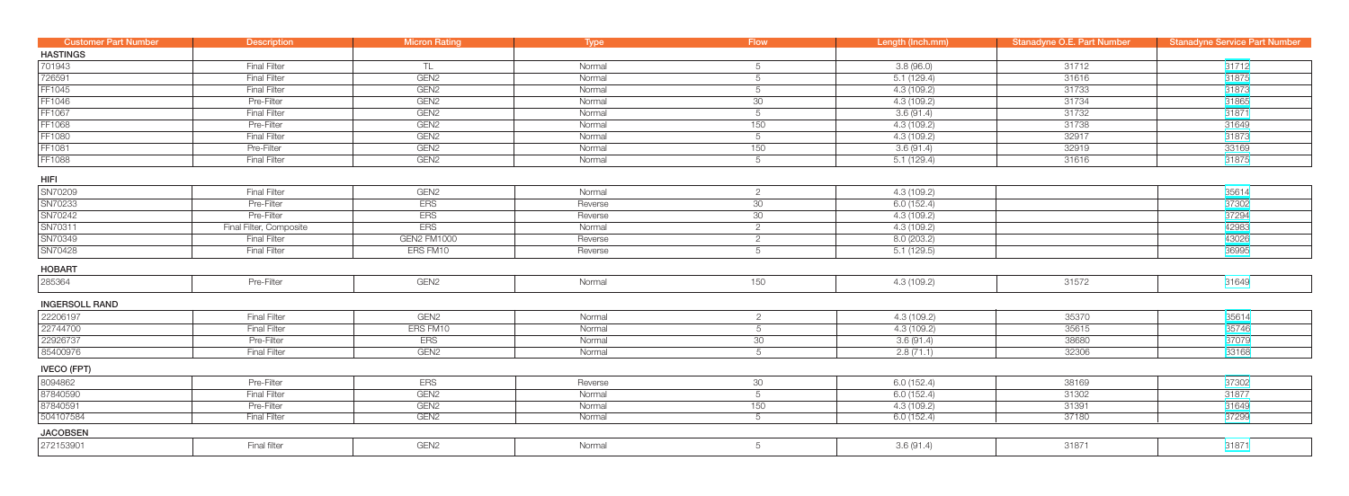| Customer Part Number | Description | Micron Rating | Type | Flow | Length (Inch.mm) | Stanadyne O.E. Part Number | Stanadyne Service Part Number |
|---|---|---|---|---|---|---|---|
| **HASTINGS** | | | | | | | |
| 701943 | Final Filter | TL | Normal | 5 | 3.8 (96.0) | 31712 | 31712 |
| 726591 | Final Filter | GEN2 | Normal | 5 | 5.1 (129.4) | 31616 | 31875 |
| FF1045 | Final Filter | GEN2 | Normal | 5 | 4.3 (109.2) | 31733 | 31873 |
| FF1046 | Pre-Filter | GEN2 | Normal | 30 | 4.3 (109.2) | 31734 | 31865 |
| FF1067 | Final Filter | GEN2 | Normal | 5 | 3.6 (91.4) | 31732 | 31871 |
| FF1068 | Pre-Filter | GEN2 | Normal | 150 | 4.3 (109.2) | 31738 | 31649 |
| FF1080 | Final Filter | GEN2 | Normal | 5 | 4.3 (109.2) | 32917 | 31873 |
| FF1081 | Pre-Filter | GEN2 | Normal | 150 | 3.6 (91.4) | 32919 | 33169 |
| FF1088 | Final Filter | GEN2 | Normal | 5 | 5.1 (129.4) | 31616 | 31875 |
| **HIFI** | | | | | | | |
| SN70209 | Final Filter | GEN2 | Normal | 2 | 4.3 (109.2) | | 35614 |
| SN70233 | Pre-Filter | ERS | Reverse | 30 | 6.0 (152.4) | | 37302 |
| SN70242 | Pre-Filter | ERS | Reverse | 30 | 4.3 (109.2) | | 37294 |
| SN70311 | Final Filter, Composite | ERS | Normal | 2 | 4.3 (109.2) | | 42983 |
| SN70349 | Final Filter | GEN2 FM1000 | Reverse | 2 | 8.0 (203.2) | | 43026 |
| SN70428 | Final Filter | ERS FM10 | Reverse | 5 | 5.1 (129.5) | | 36995 |
| **HOBART** | | | | | | | |
| 285364 | Pre-Filter | GEN2 | Normal | 150 | 4.3 (109.2) | 31572 | 31649 |
| **INGERSOLL RAND** | | | | | | | |
| 22206197 | Final Filter | GEN2 | Normal | 2 | 4.3 (109.2) | 35370 | 35614 |
| 22744700 | Final Filter | ERS FM10 | Normal | 5 | 4.3 (109.2) | 35615 | 35746 |
| 22926737 | Pre-Filter | ERS | Normal | 30 | 3.6 (91.4) | 38680 | 37079 |
| 85400976 | Final Filter | GEN2 | Normal | 5 | 2.8 (71.1) | 32306 | 33168 |
| **IVECO (FPT)** | | | | | | | |
| 8094862 | Pre-Filter | ERS | Reverse | 30 | 6.0 (152.4) | 38169 | 37302 |
| 87840590 | Final Filter | GEN2 | Normal | 5 | 6.0 (152.4) | 31302 | 31877 |
| 87840591 | Pre-Filter | GEN2 | Normal | 150 | 4.3 (109.2) | 31391 | 31649 |
| 504107584 | Final Filter | GEN2 | Normal | 5 | 6.0 (152.4) | 37180 | 37299 |
| **JACOBSEN** | | | | | | | |
| 272153901 | Final filter | GEN2 | Normal | 5 | 3.6 (91.4) | 31871 | 31871 |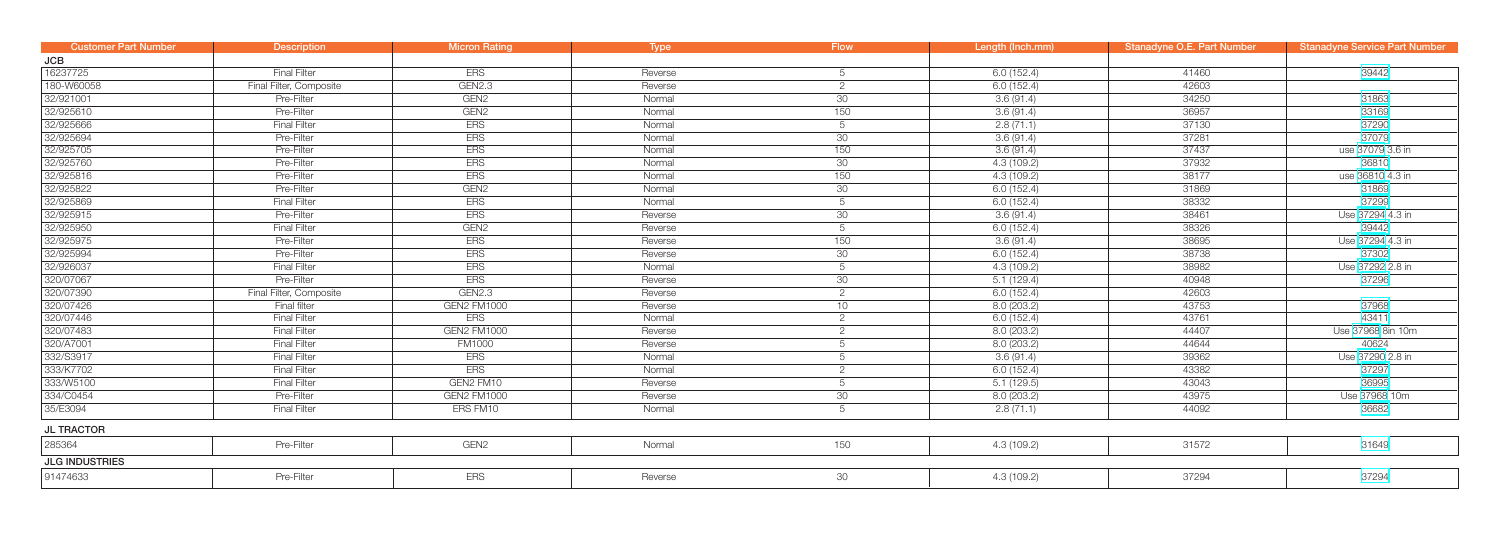| Customer Part Number | Description | Micron Rating | Type | Flow | Length (Inch.mm) | Stanadyne O.E. Part Number | Stanadyne Service Part Number |
|---|---|---|---|---|---|---|---|
| **JCB** | | | | | | | |
| 16237725 | Final Filter | ERS | Reverse | 5 | 6.0 (152.4) | 41460 | 39442 |
| 180-W60058 | Final Filter, Composite | GEN2.3 | Reverse | 2 | 6.0 (152.4) | 42603 | |
| 32/921001 | Pre-Filter | GEN2 | Normal | 30 | 3.6 (91.4) | 34250 | 31863 |
| 32/925610 | Pre-Filter | GEN2 | Normal | 150 | 3.6 (91.4) | 36957 | 33169 |
| 32/925666 | Final Filter | ERS | Normal | 5 | 2.8 (71.1) | 37130 | 37290 |
| 32/925694 | Pre-Filter | ERS | Normal | 30 | 3.6 (91.4) | 37281 | 37079 |
| 32/925705 | Pre-Filter | ERS | Normal | 150 | 3.6 (91.4) | 37437 | use 37079 3.6 in |
| 32/925760 | Pre-Filter | ERS | Normal | 30 | 4.3 (109.2) | 37932 | 36810 |
| 32/925816 | Pre-Filter | ERS | Normal | 150 | 4.3 (109.2) | 38177 | use 36810 4.3 in |
| 32/925822 | Pre-Filter | GEN2 | Normal | 30 | 6.0 (152.4) | 31869 | 31869 |
| 32/925869 | Final Filter | ERS | Normal | 5 | 6.0 (152.4) | 38332 | 37299 |
| 32/925915 | Pre-Filter | ERS | Reverse | 30 | 3.6 (91.4) | 38461 | Use 37294 4.3 in |
| 32/925950 | Final Filter | GEN2 | Reverse | 5 | 6.0 (152.4) | 38326 | 39442 |
| 32/925975 | Pre-Filter | ERS | Reverse | 150 | 3.6 (91.4) | 38695 | Use 37294 4.3 in |
| 32/925994 | Pre-Filter | ERS | Reverse | 30 | 6.0 (152.4) | 38738 | 37302 |
| 32/926037 | Final Filter | ERS | Normal | 5 | 4.3 (109.2) | 38982 | Use 37292 2.8 in |
| 320/07067 | Pre-Filter | ERS | Reverse | 30 | 5.1 (129.4) | 40948 | 37296 |
| 320/07390 | Final Filter, Composite | GEN2.3 | Reverse | 2 | 6.0 (152.4) | 42603 | |
| 320/07426 | Final filter | GEN2 FM1000 | Reverse | 10 | 8.0 (203.2) | 43753 | 37968 |
| 320/07446 | Final Filter | ERS | Normal | 2 | 6.0 (152.4) | 43761 | 43411 |
| 320/07483 | Final Filter | GEN2 FM1000 | Reverse | 2 | 8.0 (203.2) | 44407 | Use 37968 8in 10m |
| 320/A7001 | Final Filter | FM1000 | Reverse | 5 | 8.0 (203.2) | 44644 | 40624 |
| 332/S3917 | Final Filter | ERS | Normal | 5 | 3.6 (91.4) | 39362 | Use 37290 2.8 in |
| 333/K7702 | Final Filter | ERS | Normal | 2 | 6.0 (152.4) | 43382 | 37297 |
| 333/W5100 | Final Filter | GEN2 FM10 | Reverse | 5 | 5.1 (129.5) | 43043 | 36995 |
| 334/C0454 | Pre-Filter | GEN2 FM1000 | Reverse | 30 | 8.0 (203.2) | 43975 | Use 37968 10m |
| 35/E3094 | Final Filter | ERS FM10 | Normal | 5 | 2.8 (71.1) | 44092 | 36682 |
| **JL TRACTOR** | | | | | | | |
| 285364 | Pre-Filter | GEN2 | Normal | 150 | 4.3 (109.2) | 31572 | 31649 |
| **JLG INDUSTRIES** | | | | | | | |
| 91474633 | Pre-Filter | ERS | Reverse | 30 | 4.3 (109.2) | 37294 | 37294 |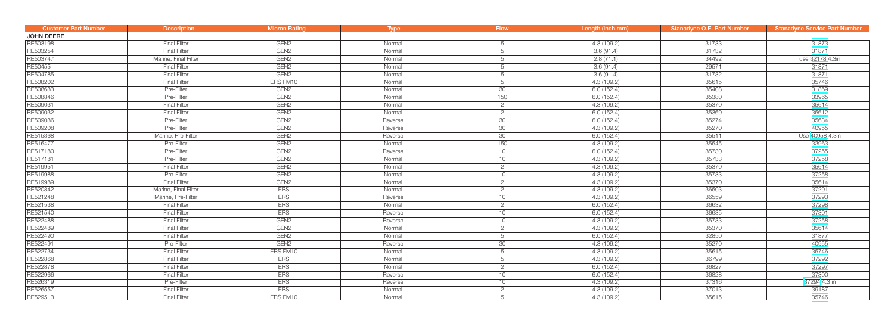| Customer Part Number | Description | Micron Rating | Type | Flow | Length (Inch.mm) | Stanadyne O.E. Part Number | Stanadyne Service Part Number |
|---|---|---|---|---|---|---|---|
| **JOHN DEERE** | | | | | | | |
| RE503198 | Final Filter | GEN2 | Normal | 5 | 4.3 (109.2) | 31733 | 31873 |
| RE503254 | Final Filter | GEN2 | Normal | 5 | 3.6 (91.4) | 31732 | 31871 |
| RE503747 | Marine, Final Filter | GEN2 | Normal | 5 | 2.8 (71.1) | 34492 | use 32178 4.3in |
| RE50455 | Final Filter | GEN2 | Normal | 5 | 3.6 (91.4) | 29571 | 31871 |
| RE504785 | Final Filter | GEN2 | Normal | 5 | 3.6 (91.4) | 31732 | 31871 |
| RE508202 | Final Filter | ERS FM10 | Normal | 5 | 4.3 (109.2) | 35615 | 35746 |
| RE508633 | Pre-Filter | GEN2 | Normal | 30 | 6.0 (152.4) | 35408 | 31869 |
| RE508846 | Pre-Filter | GEN2 | Normal | 150 | 6.0 (152.4) | 35380 | 33965 |
| RE509031 | Final Filter | GEN2 | Normal | 2 | 4.3 (109.2) | 35370 | 35614 |
| RE509032 | Final Filter | GEN2 | Normal | 2 | 6.0 (152.4) | 35369 | 35612 |
| RE509036 | Pre-Filter | GEN2 | Reverse | 30 | 6.0 (152.4) | 35274 | 35634 |
| RE509208 | Pre-Filter | GEN2 | Reverse | 30 | 4.3 (109.2) | 35270 | 40955 |
| RE515368 | Marine, Pre-Filter | GEN2 | Reverse | 30 | 6.0 (152.4) | 35511 | Use 40958 4.3in |
| RE516477 | Pre-Filter | GEN2 | Normal | 150 | 4.3 (109.2) | 35545 | 33963 |
| RE517180 | Pre-Filter | GEN2 | Reverse | 10 | 6.0 (152.4) | 35730 | 37255 |
| RE517181 | Pre-Filter | GEN2 | Normal | 10 | 4.3 (109.2) | 35733 | 37258 |
| RE519951 | Final Filter | GEN2 | Normal | 2 | 4.3 (109.2) | 35370 | 35614 |
| RE519988 | Pre-Filter | GEN2 | Normal | 10 | 4.3 (109.2) | 35733 | 37258 |
| RE519989 | Final Filter | GEN2 | Normal | 2 | 4.3 (109.2) | 35370 | 35614 |
| RE520842 | Marine, Final Filter | ERS | Normal | 2 | 4.3 (109.2) | 36503 | 37291 |
| RE521248 | Marine, Pre-Filter | ERS | Reverse | 10 | 4.3 (109.2) | 36559 | 37293 |
| RE521538 | Final Filter | ERS | Normal | 2 | 6.0 (152.4) | 36632 | 37298 |
| RE521540 | Final Filter | ERS | Reverse | 10 | 6.0 (152.4) | 36635 | 37301 |
| RE522488 | Final Filter | GEN2 | Reverse | 10 | 4.3 (109.2) | 35733 | 37258 |
| RE522489 | Final Filter | GEN2 | Normal | 2 | 4.3 (109.2) | 35370 | 35614 |
| RE522490 | Final Filter | GEN2 | Normal | 5 | 6.0 (152.4) | 32850 | 31877 |
| RE522491 | Pre-Filter | GEN2 | Reverse | 30 | 4.3 (109.2) | 35270 | 40955 |
| RE522734 | Final Filter | ERS FM10 | Normal | 5 | 4.3 (109.2) | 35615 | 35746 |
| RE522868 | Final Filter | ERS | Normal | 5 | 4.3 (109.2) | 36799 | 37292 |
| RE522878 | Final Filter | ERS | Normal | 2 | 6.0 (152.4) | 36827 | 37297 |
| RE522966 | Final Filter | ERS | Reverse | 10 | 6.0 (152.4) | 36828 | 37300 |
| RE526319 | Pre-Filter | ERS | Reverse | 10 | 4.3 (109.2) | 37316 | 37294 4.3 in |
| RE526557 | Final Filter | ERS | Normal | 2 | 4.3 (109.2) | 37013 | 39187 |
| RE529513 | Final Filter | ERS FM10 | Normal | 5 | 4.3 (109.2) | 35615 | 35746 |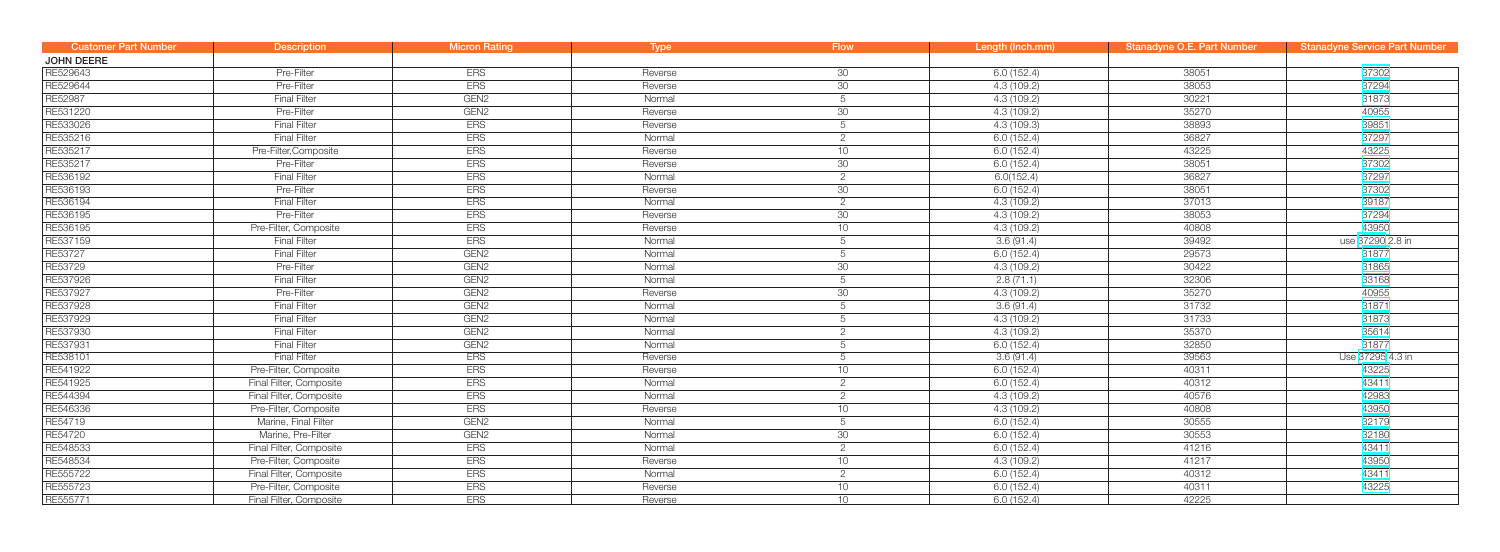| Customer Part Number | Description | Micron Rating | Type | Flow | Length (Inch.mm) | Stanadyne O.E. Part Number | Stanadyne Service Part Number |
|---|---|---|---|---|---|---|---|
| JOHN DEERE | | | | | | | |
| RE529643 | Pre-Filter | ERS | Reverse | 30 | 6.0 (152.4) | 38051 | 37302 |
| RE529644 | Pre-Filter | ERS | Reverse | 30 | 4.3 (109.2) | 38053 | 37294 |
| RE52987 | Final Filter | GEN2 | Normal | 5 | 4.3 (109.2) | 30221 | 31873 |
| RE531220 | Pre-Filter | GEN2 | Reverse | 30 | 4.3 (109.2) | 35270 | 40955 |
| RE533026 | Final Filter | ERS | Reverse | 5 | 4.3 (109.3) | 38893 | 39851 |
| RE535216 | Final Filter | ERS | Normal | 2 | 6.0 (152.4) | 36827 | 37297 |
| RE535217 | Pre-Filter,Composite | ERS | Reverse | 10 | 6.0 (152.4) | 43225 | 43225 |
| RE535217 | Pre-Filter | ERS | Reverse | 30 | 6.0 (152.4) | 38051 | 37302 |
| RE536192 | Final Filter | ERS | Normal | 2 | 6.0(152.4) | 36827 | 37297 |
| RE536193 | Pre-Filter | ERS | Reverse | 30 | 6.0 (152.4) | 38051 | 37302 |
| RE536194 | Final Filter | ERS | Normal | 2 | 4.3 (109.2) | 37013 | 39187 |
| RE536195 | Pre-Filter | ERS | Reverse | 30 | 4.3 (109.2) | 38053 | 37294 |
| RE536195 | Pre-Filter, Composite | ERS | Reverse | 10 | 4.3 (109.2) | 40808 | 43950 |
| RE537159 | Final Filter | ERS | Normal | 5 | 3.6 (91.4) | 39492 | use 37290 2.8 in |
| RE53727 | Final Filter | GEN2 | Normal | 5 | 6.0 (152.4) | 29573 | 31877 |
| RE53729 | Pre-Filter | GEN2 | Normal | 30 | 4.3 (109.2) | 30422 | 31865 |
| RE537926 | Final Filter | GEN2 | Normal | 5 | 2.8 (71.1) | 32306 | 33168 |
| RE537927 | Pre-Filter | GEN2 | Reverse | 30 | 4.3 (109.2) | 35270 | 40955 |
| RE537928 | Final Filter | GEN2 | Normal | 5 | 3.6 (91.4) | 31732 | 31871 |
| RE537929 | Final Filter | GEN2 | Normal | 5 | 4.3 (109.2) | 31733 | 31873 |
| RE537930 | Final Filter | GEN2 | Normal | 2 | 4.3 (109.2) | 35370 | 35614 |
| RE537931 | Final Filter | GEN2 | Normal | 5 | 6.0 (152.4) | 32850 | 31877 |
| RE538101 | Final Filter | ERS | Reverse | 5 | 3.6 (91.4) | 39563 | Use 37295 4.3 in |
| RE541922 | Pre-Filter, Composite | ERS | Reverse | 10 | 6.0 (152.4) | 40311 | 43225 |
| RE541925 | Final Filter, Composite | ERS | Normal | 2 | 6.0 (152.4) | 40312 | 43411 |
| RE544394 | Final Filter, Composite | ERS | Normal | 2 | 4.3 (109.2) | 40576 | 42983 |
| RE546336 | Pre-Filter, Composite | ERS | Reverse | 10 | 4.3 (109.2) | 40808 | 43950 |
| RE54719 | Marine, Final Filter | GEN2 | Normal | 5 | 6.0 (152.4) | 30555 | 32179 |
| RE54720 | Marine, Pre-Filter | GEN2 | Normal | 30 | 6.0 (152.4) | 30553 | 32180 |
| RE548533 | Final Filter, Composite | ERS | Normal | 2 | 6.0 (152.4) | 41216 | 43411 |
| RE548534 | Pre-Filter, Composite | ERS | Reverse | 10 | 4.3 (109.2) | 41217 | 43950 |
| RE555722 | Final Filter, Composite | ERS | Normal | 2 | 6.0 (152.4) | 40312 | 43411 |
| RE555723 | Pre-Filter, Composite | ERS | Reverse | 10 | 6.0 (152.4) | 40311 | 43225 |
| RE555771 | Final Filter, Composite | ERS | Reverse | 10 | 6.0 (152.4) | 42225 | |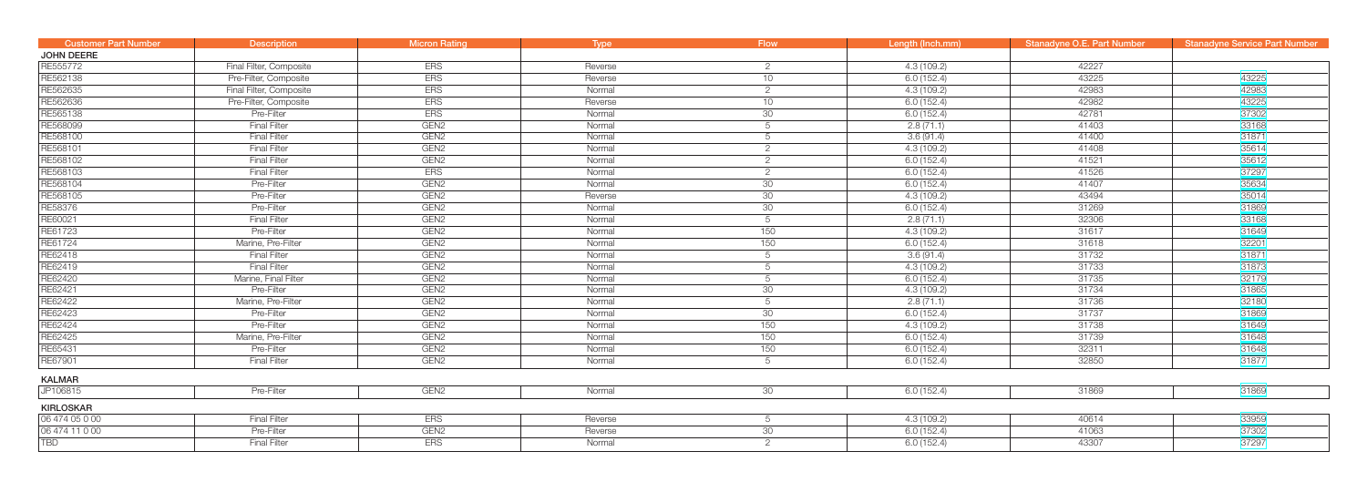| Customer Part Number | Description | Micron Rating | Type | Flow | Length (Inch.mm) | Stanadyne O.E. Part Number | Stanadyne Service Part Number |
|---|---|---|---|---|---|---|---|
| **JOHN DEERE** | | | | | | | |
| RE555772 | Final Filter, Composite | ERS | Reverse | 2 | 4.3 (109.2) | 42227 | |
| RE562138 | Pre-Filter, Composite | ERS | Reverse | 10 | 6.0 (152.4) | 43225 | 43225 |
| RE562635 | Final Filter, Composite | ERS | Normal | 2 | 4.3 (109.2) | 42983 | 42983 |
| RE562636 | Pre-Filter, Composite | ERS | Reverse | 10 | 6.0 (152.4) | 42982 | 43225 |
| RE565138 | Pre-Filter | ERS | Normal | 30 | 6.0 (152.4) | 42781 | 37302 |
| RE568099 | Final Filter | GEN2 | Normal | 5 | 2.8 (71.1) | 41403 | 33168 |
| RE568100 | Final Filter | GEN2 | Normal | 5 | 3.6 (91.4) | 41400 | 31871 |
| RE568101 | Final Filter | GEN2 | Normal | 2 | 4.3 (109.2) | 41408 | 35614 |
| RE568102 | Final Filter | GEN2 | Normal | 2 | 6.0 (152.4) | 41521 | 35612 |
| RE568103 | Final Filter | ERS | Normal | 2 | 6.0 (152.4) | 41526 | 37297 |
| RE568104 | Pre-Filter | GEN2 | Normal | 30 | 6.0 (152.4) | 41407 | 35634 |
| RE568105 | Pre-Filter | GEN2 | Reverse | 30 | 4.3 (109.2) | 43494 | 35014 |
| RE58376 | Pre-Filter | GEN2 | Normal | 30 | 6.0 (152.4) | 31269 | 31869 |
| RE60021 | Final Filter | GEN2 | Normal | 5 | 2.8 (71.1) | 32306 | 33168 |
| RE61723 | Pre-Filter | GEN2 | Normal | 150 | 4.3 (109.2) | 31617 | 31649 |
| RE61724 | Marine, Pre-Filter | GEN2 | Normal | 150 | 6.0 (152.4) | 31618 | 32201 |
| RE62418 | Final Filter | GEN2 | Normal | 5 | 3.6 (91.4) | 31732 | 31871 |
| RE62419 | Final Filter | GEN2 | Normal | 5 | 4.3 (109.2) | 31733 | 31873 |
| RE62420 | Marine, Final Filter | GEN2 | Normal | 5 | 6.0 (152.4) | 31735 | 32179 |
| RE62421 | Pre-Filter | GEN2 | Normal | 30 | 4.3 (109.2) | 31734 | 31865 |
| RE62422 | Marine, Pre-Filter | GEN2 | Normal | 5 | 2.8 (71.1) | 31736 | 32180 |
| RE62423 | Pre-Filter | GEN2 | Normal | 30 | 6.0 (152.4) | 31737 | 31869 |
| RE62424 | Pre-Filter | GEN2 | Normal | 150 | 4.3 (109.2) | 31738 | 31649 |
| RE62425 | Marine, Pre-Filter | GEN2 | Normal | 150 | 6.0 (152.4) | 31739 | 31648 |
| RE65431 | Pre-Filter | GEN2 | Normal | 150 | 6.0 (152.4) | 32311 | 31648 |
| RE67901 | Final Filter | GEN2 | Normal | 5 | 6.0 (152.4) | 32850 | 31877 |
| **KALMAR** | | | | | | | |
| JP106815 | Pre-Filter | GEN2 | Normal | 30 | 6.0 (152.4) | 31869 | 31869 |
| **KIRLOSKAR** | | | | | | | |
| 06 474 05 0 00 | Final Filter | ERS | Reverse | 5 | 4.3 (109.2) | 40614 | 33959 |
| 06 474 11 0 00 | Pre-Filter | GEN2 | Reverse | 30 | 6.0 (152.4) | 41063 | 37302 |
| TBD | Final Filter | ERS | Normal | 2 | 6.0 (152.4) | 43307 | 37297 |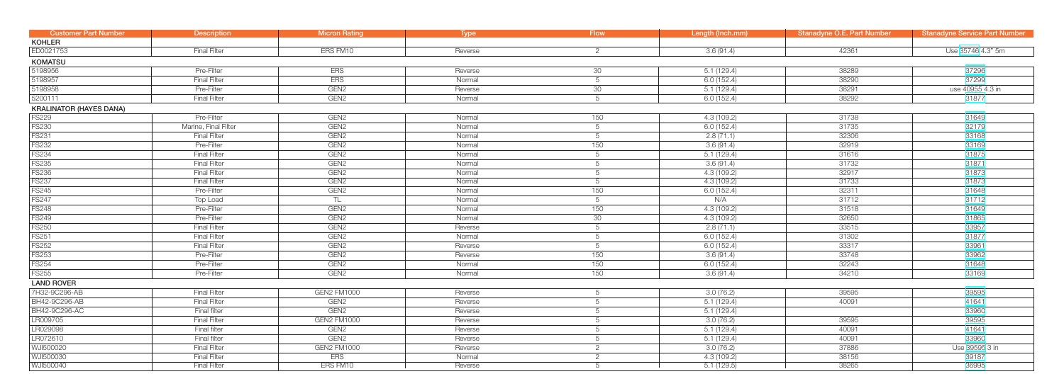| Customer Part Number | Description | Micron Rating | Type | Flow | Length (Inch.mm) | Stanadyne O.E. Part Number | Stanadyne Service Part Number |
|---|---|---|---|---|---|---|---|
| **KOHLER** | | | | | | | |
| ED0021753 | Final Filter | ERS FM10 | Reverse | 2 | 3.6 (91.4) | 42361 | Use 35746 4.3" 5m |
| **KOMATSU** | | | | | | | |
| 5198956 | Pre-Filter | ERS | Reverse | 30 | 5.1 (129.4) | 38289 | 37296 |
| 5198957 | Final Filter | ERS | Normal | 5 | 6.0 (152.4) | 38290 | 37299 |
| 5198958 | Pre-Filter | GEN2 | Reverse | 30 | 5.1 (129.4) | 38291 | use 40955 4.3 in |
| 5200111 | Final Filter | GEN2 | Normal | 5 | 6.0 (152.4) | 38292 | 31877 |
| **KRALINATOR (HAYES DANA)** | | | | | | | |
| FS229 | Pre-Filter | GEN2 | Normal | 150 | 4.3 (109.2) | 31738 | 31649 |
| FS230 | Marine, Final Filter | GEN2 | Normal | 5 | 6.0 (152.4) | 31735 | 32179 |
| FS231 | Final Filter | GEN2 | Normal | 5 | 2.8 (71.1) | 32306 | 33168 |
| FS232 | Pre-Filter | GEN2 | Normal | 150 | 3.6 (91.4) | 32919 | 33169 |
| FS234 | Final Filter | GEN2 | Normal | 5 | 5.1 (129.4) | 31616 | 31875 |
| FS235 | Final Filter | GEN2 | Normal | 5 | 3.6 (91.4) | 31732 | 31871 |
| FS236 | Final Filter | GEN2 | Normal | 5 | 4.3 (109.2) | 32917 | 31873 |
| FS237 | Final Filter | GEN2 | Normal | 5 | 4.3 (109.2) | 31733 | 31873 |
| FS245 | Pre-Filter | GEN2 | Normal | 150 | 6.0 (152.4) | 32311 | 31648 |
| FS247 | Top Load | TL | Normal | 5 | N/A | 31712 | 31712 |
| FS248 | Pre-Filter | GEN2 | Normal | 150 | 4.3 (109.2) | 31518 | 31649 |
| FS249 | Pre-Filter | GEN2 | Normal | 30 | 4.3 (109.2) | 32650 | 31865 |
| FS250 | Final Filter | GEN2 | Reverse | 5 | 2.8 (71.1) | 33515 | 33957 |
| FS251 | Final Filter | GEN2 | Normal | 5 | 6.0 (152.4) | 31302 | 31877 |
| FS252 | Final Filter | GEN2 | Reverse | 5 | 6.0 (152.4) | 33317 | 33961 |
| FS253 | Pre-Filter | GEN2 | Reverse | 150 | 3.6 (91.4) | 33748 | 33962 |
| FS254 | Pre-Filter | GEN2 | Normal | 150 | 6.0 (152.4) | 32243 | 31648 |
| FS255 | Pre-Filter | GEN2 | Normal | 150 | 3.6 (91.4) | 34210 | 33169 |
| **LAND ROVER** | | | | | | | |
| 7H32-9C296-AB | Final Filter | GEN2 FM1000 | Reverse | 5 | 3.0 (76.2) | 39595 | 39595 |
| BH42-9C296-AB | Final Filter | GEN2 | Reverse | 5 | 5.1 (129.4) | 40091 | 41641 |
| BH42-9C296-AC | Final filter | GEN2 | Reverse | 5 | 5.1 (129.4) | | 33960 |
| LR009705 | Final Filter | GEN2 FM1000 | Reverse | 5 | 3.0 (76.2) | 39595 | 39595 |
| LR029098 | Final filter | GEN2 | Reverse | 5 | 5.1 (129.4) | 40091 | 41641 |
| LR072610 | Final filter | GEN2 | Reverse | 5 | 5.1 (129.4) | 40091 | 33960 |
| WJI500020 | Final Filter | GEN2 FM1000 | Reverse | 2 | 3.0 (76.2) | 37886 | Use 39595 3 in |
| WJI500030 | Final Filter | ERS | Normal | 2 | 4.3 (109.2) | 38156 | 39187 |
| WJI500040 | Final Filter | ERS FM10 | Reverse | 5 | 5.1 (129.5) | 38265 | 36995 |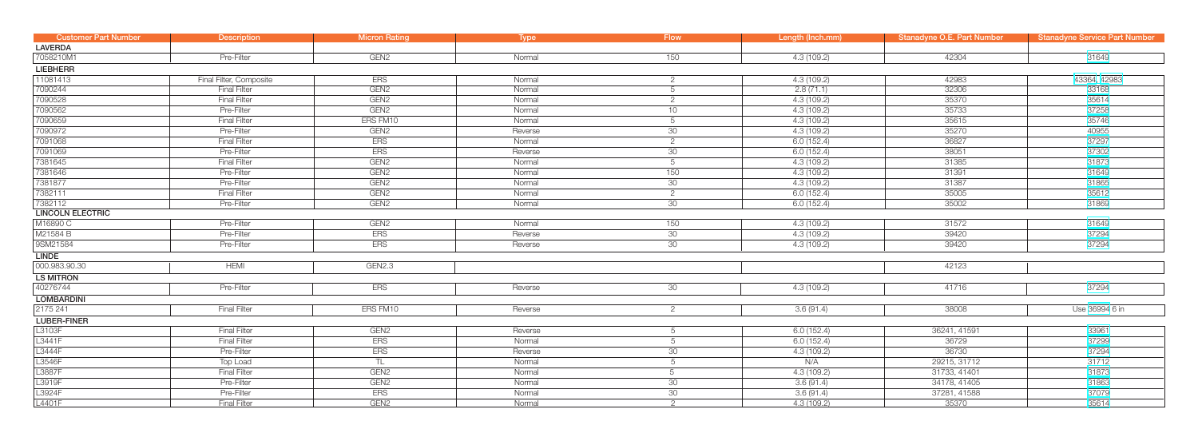| Customer Part Number | Description | Micron Rating | Type | Flow | Length (Inch.mm) | Stanadyne O.E. Part Number | Stanadyne Service Part Number |
|---|---|---|---|---|---|---|---|
| **LAVERDA** | | | | | | | |
| 7058210M1 | Pre-Filter | GEN2 | Normal | 150 | 4.3 (109.2) | 42304 | 31649 |
| **LIEBHERR** | | | | | | | |
| 11081413 | Final Filter, Composite | ERS | Normal | 2 | 4.3 (109.2) | 42983 | 43364, 42983 |
| 7090244 | Final Filter | GEN2 | Normal | 5 | 2.8 (71.1) | 32306 | 33168 |
| 7090528 | Final Filter | GEN2 | Normal | 2 | 4.3 (109.2) | 35370 | 35614 |
| 7090562 | Pre-Filter | GEN2 | Normal | 10 | 4.3 (109.2) | 35733 | 37258 |
| 7090659 | Final Filter | ERS FM10 | Normal | 5 | 4.3 (109.2) | 35615 | 35746 |
| 7090972 | Pre-Filter | GEN2 | Reverse | 30 | 4.3 (109.2) | 35270 | 40955 |
| 7091068 | Final Filter | ERS | Normal | 2 | 6.0 (152.4) | 36827 | 37297 |
| 7091069 | Pre-Filter | ERS | Reverse | 30 | 6.0 (152.4) | 38051 | 37302 |
| 7381645 | Final Filter | GEN2 | Normal | 5 | 4.3 (109.2) | 31385 | 31873 |
| 7381646 | Pre-Filter | GEN2 | Normal | 150 | 4.3 (109.2) | 31391 | 31649 |
| 7381877 | Pre-Filter | GEN2 | Normal | 30 | 4.3 (109.2) | 31387 | 31865 |
| 7382111 | Final Filter | GEN2 | Normal | 2 | 6.0 (152.4) | 35005 | 35612 |
| 7382112 | Pre-Filter | GEN2 | Normal | 30 | 6.0 (152.4) | 35002 | 31869 |
| **LINCOLN ELECTRIC** | | | | | | | |
| M16890 C | Pre-Filter | GEN2 | Normal | 150 | 4.3 (109.2) | 31572 | 31649 |
| M21584 B | Pre-Filter | ERS | Reverse | 30 | 4.3 (109.2) | 39420 | 37294 |
| 9SM21584 | Pre-Filter | ERS | Reverse | 30 | 4.3 (109.2) | 39420 | 37294 |
| **LINDE** | | | | | | | |
| 000.983.90.30 | HEMI | GEN2.3 | | | | 42123 | |
| **LS MITRON** | | | | | | | |
| 40276744 | Pre-Filter | ERS | Reverse | 30 | 4.3 (109.2) | 41716 | 37294 |
| **LOMBARDINI** | | | | | | | |
| 2175 241 | Final Filter | ERS FM10 | Reverse | 2 | 3.6 (91.4) | 38008 | Use 36994 6 in |
| **LUBER-FINER** | | | | | | | |
| L3103F | Final Filter | GEN2 | Reverse | 5 | 6.0 (152.4) | 36241, 41591 | 33961 |
| L3441F | Final Filter | ERS | Normal | 5 | 6.0 (152.4) | 36729 | 37299 |
| L3444F | Pre-Filter | ERS | Reverse | 30 | 4.3 (109.2) | 36730 | 37294 |
| L3546F | Top Load | TL | Normal | 5 | N/A | 29215, 31712 | 31712 |
| L3887F | Final Filter | GEN2 | Normal | 5 | 4.3 (109.2) | 31733, 41401 | 31873 |
| L3919F | Pre-Filter | GEN2 | Normal | 30 | 3.6 (91.4) | 34178, 41405 | 31863 |
| L3924F | Pre-Filter | ERS | Normal | 30 | 3.6 (91.4) | 37281, 41588 | 37079 |
| L4401F | Final Filter | GEN2 | Normal | 2 | 4.3 (109.2) | 35370 | 35614 |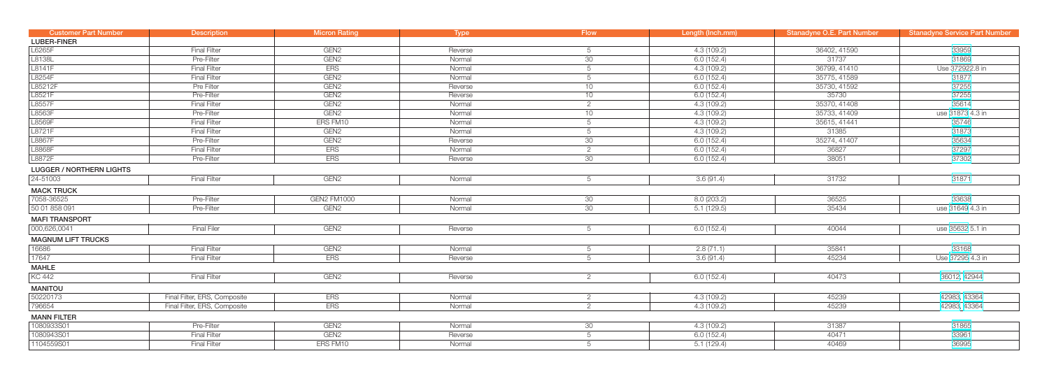| Customer Part Number | Description | Micron Rating | Type | Flow | Length (Inch.mm) | Stanadyne O.E. Part Number | Stanadyne Service Part Number |
|---|---|---|---|---|---|---|---|
| **LUBER-FINER** | | | | | | | |
| L6265F | Final Filter | GEN2 | Reverse | 5 | 4.3 (109.2) | 36402, 41590 | 33959 |
| L8138L | Pre-Filter | GEN2 | Normal | 30 | 6.0 (152.4) | 31737 | 31869 |
| L8141F | Final Filter | ERS | Normal | 5 | 4.3 (109.2) | 36799, 41410 | Use 37292 2.8 in |
| L8254F | Final Filter | GEN2 | Normal | 5 | 6.0 (152.4) | 35775, 41589 | 31877 |
| L85212F | Pre Filter | GEN2 | Reverse | 10 | 6.0 (152.4) | 35730, 41592 | 37255 |
| L8521F | Pre-Filter | GEN2 | Reverse | 10 | 6.0 (152.4) | 35730 | 37255 |
| L8557F | Final Filter | GEN2 | Normal | 2 | 4.3 (109.2) | 35370, 41408 | 35614 |
| L8563F | Pre-Filter | GEN2 | Normal | 10 | 4.3 (109.2) | 35733, 41409 | use 31873 4.3 in |
| L8569F | Final Filter | ERS FM10 | Normal | 5 | 4.3 (109.2) | 35615, 41441 | 35746 |
| L8721F | Final Filter | GEN2 | Normal | 5 | 4.3 (109.2) | 31385 | 31873 |
| L8867F | Pre-Filter | GEN2 | Reverse | 30 | 6.0 (152.4) | 35274, 41407 | 35634 |
| L8868F | Final Filter | ERS | Normal | 2 | 6.0 (152.4) | 36827 | 37297 |
| L8872F | Pre-Filter | ERS | Reverse | 30 | 6.0 (152.4) | 38051 | 37302 |
| **LUGGER / NORTHERN LIGHTS** | | | | | | | |
| 24-51003 | Final Filter | GEN2 | Normal | 5 | 3.6 (91.4) | 31732 | 31871 |
| **MACK TRUCK** | | | | | | | |
| 7058-36525 | Pre-Filter | GEN2 FM1000 | Normal | 30 | 8.0 (203.2) | 36525 | 33638 |
| 50 01 858 091 | Pre-Filter | GEN2 | Normal | 30 | 5.1 (129.5) | 35434 | use 31649 4.3 in |
| **MAFI TRANSPORT** | | | | | | | |
| 000,626,0041 | Final Filer | GEN2 | Reverse | 5 | 6.0 (152.4) | 40044 | use 35632 5.1 in |
| **MAGNUM LIFT TRUCKS** | | | | | | | |
| 16686 | Final Filter | GEN2 | Normal | 5 | 2.8 (71.1) | 35841 | 33168 |
| 17647 | Final Filter | ERS | Reverse | 5 | 3.6 (91.4) | 45234 | Use 37295 4.3 in |
| **MAHLE** | | | | | | | |
| KC 442 | Final Filter | GEN2 | Reverse | 2 | 6.0 (152.4) | 40473 | 36012, 42944 |
| **MANITOU** | | | | | | | |
| 50220173 | Final Filter, ERS, Composite | ERS | Normal | 2 | 4.3 (109.2) | 45239 | 42983, 43364 |
| 796654 | Final Filter, ERS, Composite | ERS | Normal | 2 | 4.3 (109.2) | 45239 | 42983, 43364 |
| **MANN FILTER** | | | | | | | |
| 1080933S01 | Pre-Filter | GEN2 | Normal | 30 | 4.3 (109.2) | 31387 | 31865 |
| 1080943S01 | Final Filter | GEN2 | Reverse | 5 | 6.0 (152.4) | 40471 | 33961 |
| 1104559S01 | Final Filter | ERS FM10 | Normal | 5 | 5.1 (129.4) | 40469 | 36995 |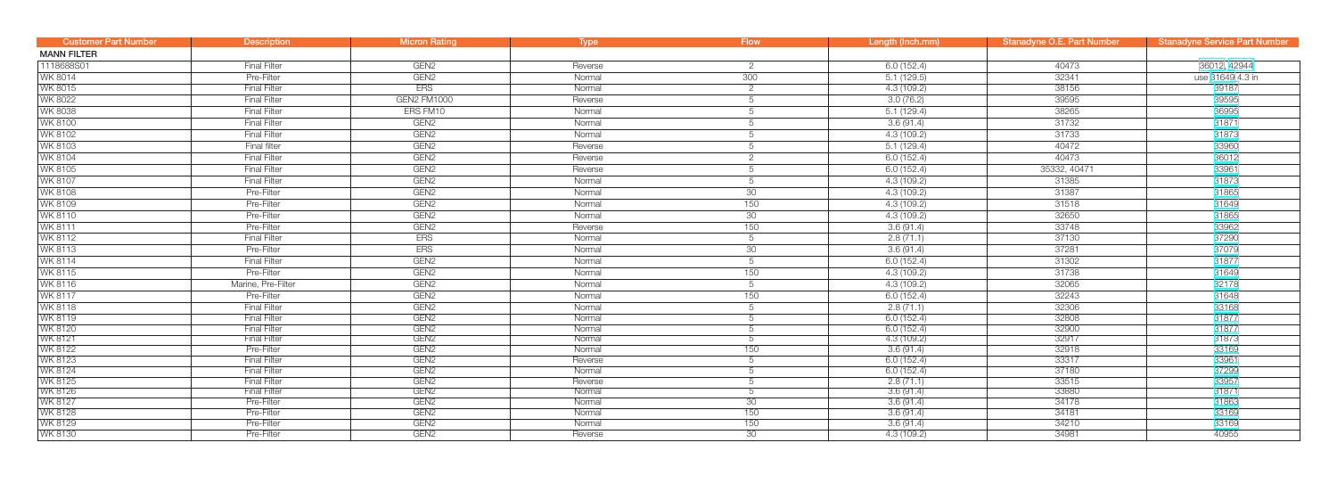| Customer Part Number | Description | Micron Rating | Type | Flow | Length (Inch.mm) | Stanadyne O.E. Part Number | Stanadyne Service Part Number |
|---|---|---|---|---|---|---|---|
| **MANN FILTER** | | | | | | | |
| 1118688S01 | Final Filter | GEN2 | Reverse | 2 | 6.0 (152.4) | 40473 | 36012, 42944 |
| WK 8014 | Pre-Filter | GEN2 | Normal | 300 | 5.1 (129.5) | 32341 | use 31649 4.3 in |
| WK 8015 | Final Filter | ERS | Normal | 2 | 4.3 (109.2) | 38156 | 39187 |
| WK 8022 | Final Filter | GEN2 FM1000 | Reverse | 5 | 3.0 (76.2) | 39595 | 39595 |
| WK 8038 | Final Filter | ERS FM10 | Normal | 5 | 5.1 (129.4) | 38265 | 36995 |
| WK 8100 | Final Filter | GEN2 | Normal | 5 | 3.6 (91.4) | 31732 | 31871 |
| WK 8102 | Final Filter | GEN2 | Normal | 5 | 4.3 (109.2) | 31733 | 31873 |
| WK 8103 | Final filter | GEN2 | Reverse | 5 | 5.1 (129.4) | 40472 | 33960 |
| WK 8104 | Final Filter | GEN2 | Reverse | 2 | 6.0 (152.4) | 40473 | 36012 |
| WK 8105 | Final Filter | GEN2 | Reverse | 5 | 6.0 (152.4) | 35332, 40471 | 33961 |
| WK 8107 | Final Filter | GEN2 | Normal | 5 | 4.3 (109.2) | 31385 | 31873 |
| WK 8108 | Pre-Filter | GEN2 | Normal | 30 | 4.3 (109.2) | 31387 | 31865 |
| WK 8109 | Pre-Filter | GEN2 | Normal | 150 | 4.3 (109.2) | 31518 | 31649 |
| WK 8110 | Pre-Filter | GEN2 | Normal | 30 | 4.3 (109.2) | 32650 | 31865 |
| WK 8111 | Pre-Filter | GEN2 | Reverse | 150 | 3.6 (91.4) | 33748 | 33962 |
| WK 8112 | Final Filter | ERS | Normal | 5 | 2.8 (71.1) | 37130 | 37290 |
| WK 8113 | Pre-Filter | ERS | Normal | 30 | 3.6 (91.4) | 37281 | 37079 |
| WK 8114 | Final Filter | GEN2 | Normal | 5 | 6.0 (152.4) | 31302 | 31877 |
| WK 8115 | Pre-Filter | GEN2 | Normal | 150 | 4.3 (109.2) | 31738 | 31649 |
| WK 8116 | Marine, Pre-Filter | GEN2 | Normal | 5 | 4.3 (109.2) | 32065 | 32178 |
| WK 8117 | Pre-Filter | GEN2 | Normal | 150 | 6.0 (152.4) | 32243 | 31648 |
| WK 8118 | Final Filter | GEN2 | Normal | 5 | 2.8 (71.1) | 32306 | 33168 |
| WK 8119 | Final Filter | GEN2 | Normal | 5 | 6.0 (152.4) | 32808 | 31877 |
| WK 8120 | Final Filter | GEN2 | Normal | 5 | 6.0 (152.4) | 32900 | 31877 |
| WK 8121 | Final Filter | GEN2 | Normal | 5 | 4.3 (109.2) | 32917 | 31873 |
| WK 8122 | Pre-Filter | GEN2 | Normal | 150 | 3.6 (91.4) | 32918 | 33169 |
| WK 8123 | Final Filter | GEN2 | Reverse | 5 | 6.0 (152.4) | 33317 | 33961 |
| WK 8124 | Final Filter | GEN2 | Normal | 5 | 6.0 (152.4) | 37180 | 37299 |
| WK 8125 | Final Filter | GEN2 | Reverse | 5 | 2.8 (71.1) | 33515 | 33957 |
| WK 8126 | Final Filter | GEN2 | Normal | 5 | 3.6 (91.4) | 33880 | 31871 |
| WK 8127 | Pre-Filter | GEN2 | Normal | 30 | 3.6 (91.4) | 34178 | 31863 |
| WK 8128 | Pre-Filter | GEN2 | Normal | 150 | 3.6 (91.4) | 34181 | 33169 |
| WK 8129 | Pre-Filter | GEN2 | Normal | 150 | 3.6 (91.4) | 34210 | 33169 |
| WK 8130 | Pre-Filter | GEN2 | Reverse | 30 | 4.3 (109.2) | 34981 | 40955 |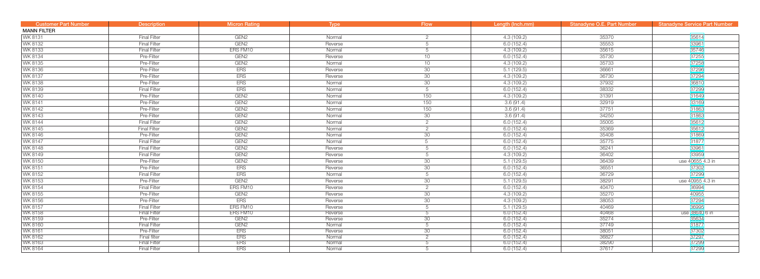| Customer Part Number | Description | Micron Rating | Type | Flow | Length (Inch.mm) | Stanadyne O.E. Part Number | Stanadyne Service Part Number |
|---|---|---|---|---|---|---|---|
| **MANN FILTER** | | | | | | | |
| WK 8131 | Final Filter | GEN2 | Normal | 2 | 4.3 (109.2) | 35370 | 35614 |
| WK 8132 | Final Filter | GEN2 | Reverse | 5 | 6.0 (152.4) | 35553 | 33961 |
| WK 8133 | Final Filter | ERS FM10 | Normal | 5 | 4.3 (109.2) | 35615 | 35746 |
| WK 8134 | Pre-Filter | GEN2 | Reverse | 10 | 6.0 (152.4) | 35730 | 37255 |
| WK 8135 | Pre-Filter | GEN2 | Normal | 10 | 4.3 (109.2) | 35733 | 37258 |
| WK 8136 | Pre-Filter | ERS | Reverse | 30 | 5.1 (129.5) | 36661 | 37296 |
| WK 8137 | Pre-Filter | ERS | Reverse | 30 | 4.3 (109.2) | 36730 | 37294 |
| WK 8138 | Pre-Filter | ERS | Normal | 30 | 4.3 (109.2) | 37932 | 36810 |
| WK 8139 | Final Filter | ERS | Normal | 5 | 6.0 (152.4) | 38332 | 37299 |
| WK 8140 | Pre-Filter | GEN2 | Normal | 150 | 4.3 (109.2) | 31391 | 31649 |
| WK 8141 | Pre-Filter | GEN2 | Normal | 150 | 3.6 (91.4) | 32919 | 33169 |
| WK 8142 | Pre-Filter | GEN2 | Normal | 150 | 3.6 (91.4) | 37751 | 31863 |
| WK 8143 | Pre-Filter | GEN2 | Normal | 30 | 3.6 (91.4) | 34250 | 31863 |
| WK 8144 | Final Filter | GEN2 | Normal | 2 | 6.0 (152.4) | 35005 | 35612 |
| WK 8145 | Final Filter | GEN2 | Normal | 2 | 6.0 (152.4) | 35369 | 35612 |
| WK 8146 | Pre-Filter | GEN2 | Normal | 30 | 6.0 (152.4) | 35408 | 31869 |
| WK 8147 | Final Filter | GEN2 | Normal | 5 | 6.0 (152.4) | 35775 | 31877 |
| WK 8148 | Final Filter | GEN2 | Reverse | 5 | 6.0 (152.4) | 36241 | 33961 |
| WK 8149 | Final Filter | GEN2 | Reverse | 5 | 4.3 (109.2) | 36402 | 33959 |
| WK 8150 | Pre-Filter | GEN2 | Reverse | 30 | 5.1 (129.5) | 36439 | use 40655 4.3 in |
| WK 8151 | Pre-Filter | ERS | Reverse | 30 | 6.0 (152.4) | 36551 | 37302 |
| WK 8152 | Final Filter | ERS | Normal | 5 | 6.0 (152.4) | 36729 | 37299 |
| WK 8153 | Pre-Filter | GEN2 | Reverse | 30 | 5.1 (129.5) | 38291 | use 40955 4.3 in |
| WK 8154 | Final Filter | ERS FM10 | Reverse | 2 | 6.0 (152.4) | 40470 | 36994 |
| WK 8155 | Pre-Filter | GEN2 | Reverse | 30 | 4.3 (109.2) | 35270 | 40955 |
| WK 8156 | Pre-Filter | ERS | Reverse | 30 | 4.3 (109.2) | 38053 | 37294 |
| WK 8157 | Final Filter | ERS FM10 | Reverse | 5 | 5.1 (129.5) | 40469 | 36995 |
| WK 8158 | Final Filter | ERS FM10 | Reverse | 5 | 6.0 (152.4) | 40468 | use 38640 6 in |
| WK 8159 | Pre-Filter | GEN2 | Reverse | 30 | 6.0 (152.4) | 35274 | 35634 |
| WK 8160 | Final Filter | GEN2 | Normal | 5 | 6.0 (152.4) | 37749 | 31877 |
| WK 8161 | Pre-Filter | ERS | Reverse | 30 | 6.0 (152.4) | 38051 | 37302 |
| WK 8162 | Final filter | ERS | Normal | 2 | 6.0 (152.4) | 36827 | 37297 |
| WK 8163 | Final Filter | ERS | Normal | 5 | 6.0 (152.4) | 38290 | 37299 |
| WK 8164 | Final Filter | ERS | Normal | 5 | 6.0 (152.4) | 37617 | 37299 |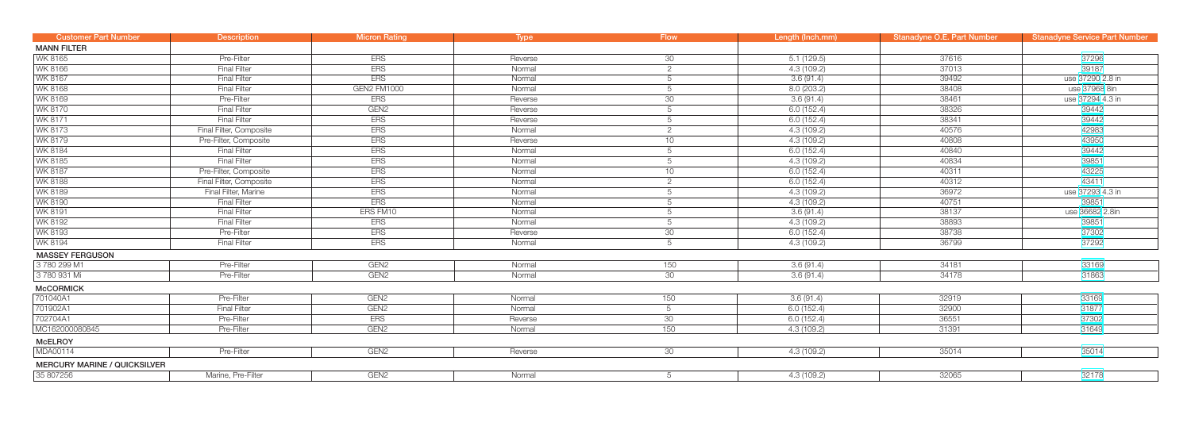| Customer Part Number | Description | Micron Rating | Type | Flow | Length (Inch.mm) | Stanadyne O.E. Part Number | Stanadyne Service Part Number |
|---|---|---|---|---|---|---|---|
| **MANN FILTER** | | | | | | | |
| WK 8165 | Pre-Filter | ERS | Reverse | 30 | 5.1 (129.5) | 37616 | 37296 |
| WK 8166 | Final Filter | ERS | Normal | 2 | 4.3 (109.2) | 37013 | 39187 |
| WK 8167 | Final Filter | ERS | Normal | 5 | 3.6 (91.4) | 39492 | use 37290 2.8 in |
| WK 8168 | Final Filter | GEN2 FM1000 | Normal | 5 | 8.0 (203.2) | 38408 | use 37968 8in |
| WK 8169 | Pre-Filter | ERS | Reverse | 30 | 3.6 (91.4) | 38461 | use 37294 4.3 in |
| WK 8170 | Final Filter | GEN2 | Reverse | 5 | 6.0 (152.4) | 38326 | 39442 |
| WK 8171 | Final Filter | ERS | Reverse | 5 | 6.0 (152.4) | 38341 | 39442 |
| WK 8173 | Final Filter, Composite | ERS | Normal | 2 | 4.3 (109.2) | 40576 | 42983 |
| WK 8179 | Pre-Filter, Composite | ERS | Reverse | 10 | 4.3 (109.2) | 40808 | 43950 |
| WK 8184 | Final Filter | ERS | Normal | 5 | 6.0 (152.4) | 40840 | 39442 |
| WK 8185 | Final Filter | ERS | Normal | 5 | 4.3 (109.2) | 40834 | 39851 |
| WK 8187 | Pre-Filter, Composite | ERS | Normal | 10 | 6.0 (152.4) | 40311 | 43225 |
| WK 8188 | Final Filter, Composite | ERS | Normal | 2 | 6.0 (152.4) | 40312 | 43411 |
| WK 8189 | Final Filter, Marine | ERS | Normal | 5 | 4.3 (109.2) | 36972 | use 37293 4.3 in |
| WK 8190 | Final Filter | ERS | Normal | 5 | 4.3 (109.2) | 40751 | 39851 |
| WK 8191 | Final Filter | ERS FM10 | Normal | 5 | 3.6 (91.4) | 38137 | use 36682 2.8in |
| WK 8192 | Final Filter | ERS | Normal | 5 | 4.3 (109.2) | 38893 | 39851 |
| WK 8193 | Pre-Filter | ERS | Reverse | 30 | 6.0 (152.4) | 38738 | 37302 |
| WK 8194 | Final Filter | ERS | Normal | 5 | 4.3 (109.2) | 36799 | 37292 |
| **MASSEY FERGUSON** | | | | | | | |
| 3 780 299 M1 | Pre-Filter | GEN2 | Normal | 150 | 3.6 (91.4) | 34181 | 33169 |
| 3 780 931 Mi | Pre-Filter | GEN2 | Normal | 30 | 3.6 (91.4) | 34178 | 31863 |
| **McCORMICK** | | | | | | | |
| 701040A1 | Pre-Filter | GEN2 | Normal | 150 | 3.6 (91.4) | 32919 | 33169 |
| 701902A1 | Final Filter | GEN2 | Normal | 5 | 6.0 (152.4) | 32900 | 31877 |
| 702704A1 | Pre-Filter | ERS | Reverse | 30 | 6.0 (152.4) | 36551 | 37302 |
| MC162000080845 | Pre-Filter | GEN2 | Normal | 150 | 4.3 (109.2) | 31391 | 31649 |
| **McELROY** | | | | | | | |
| MDA00114 | Pre-Filter | GEN2 | Reverse | 30 | 4.3 (109.2) | 35014 | 35014 |
| **MERCURY MARINE / QUICKSILVER** | | | | | | | |
| 35 807256 | Marine, Pre-Filter | GEN2 | Normal | 5 | 4.3 (109.2) | 32065 | 32178 |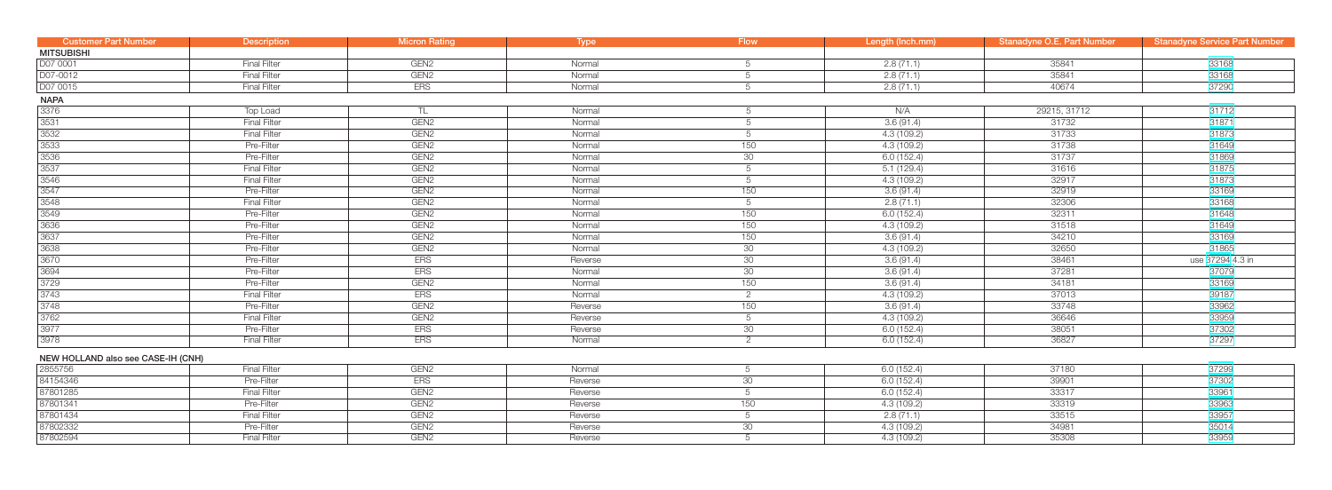| Customer Part Number | Description | Micron Rating | Type | Flow | Length (Inch.mm) | Stanadyne O.E. Part Number | Stanadyne Service Part Number |
|---|---|---|---|---|---|---|---|
| **MITSUBISHI** | | | | | | | |
| D07 0001 | Final Filter | GEN2 | Normal | 5 | 2.8 (71.1) | 35841 | 33168 |
| D07-0012 | Final Filter | GEN2 | Normal | 5 | 2.8 (71.1) | 35841 | 33168 |
| D07 0015 | Final Filter | ERS | Normal | 5 | 2.8 (71.1) | 40674 | 37290 |
| **NAPA** | | | | | | | |
| 3376 | Top Load | TL | Normal | 5 | N/A | 29215, 31712 | 31712 |
| 3531 | Final Filter | GEN2 | Normal | 5 | 3.6 (91.4) | 31732 | 31871 |
| 3532 | Final Filter | GEN2 | Normal | 5 | 4.3 (109.2) | 31733 | 31873 |
| 3533 | Pre-Filter | GEN2 | Normal | 150 | 4.3 (109.2) | 31738 | 31649 |
| 3536 | Pre-Filter | GEN2 | Normal | 30 | 6.0 (152.4) | 31737 | 31869 |
| 3537 | Final Filter | GEN2 | Normal | 5 | 5.1 (129.4) | 31616 | 31875 |
| 3546 | Final Filter | GEN2 | Normal | 5 | 4.3 (109.2) | 32917 | 31873 |
| 3547 | Pre-Filter | GEN2 | Normal | 150 | 3.6 (91.4) | 32919 | 33169 |
| 3548 | Final Filter | GEN2 | Normal | 5 | 2.8 (71.1) | 32306 | 33168 |
| 3549 | Pre-Filter | GEN2 | Normal | 150 | 6.0 (152.4) | 32311 | 31648 |
| 3636 | Pre-Filter | GEN2 | Normal | 150 | 4.3 (109.2) | 31518 | 31649 |
| 3637 | Pre-Filter | GEN2 | Normal | 150 | 3.6 (91.4) | 34210 | 33169 |
| 3638 | Pre-Filter | GEN2 | Normal | 30 | 4.3 (109.2) | 32650 | 31865 |
| 3670 | Pre-Filter | ERS | Reverse | 30 | 3.6 (91.4) | 38461 | use 37294 4.3 in |
| 3694 | Pre-Filter | ERS | Normal | 30 | 3.6 (91.4) | 37281 | 37079 |
| 3729 | Pre-Filter | GEN2 | Normal | 150 | 3.6 (91.4) | 34181 | 33169 |
| 3743 | Final Filter | ERS | Normal | 2 | 4.3 (109.2) | 37013 | 39187 |
| 3748 | Pre-Filter | GEN2 | Reverse | 150 | 3.6 (91.4) | 33748 | 33962 |
| 3762 | Final Filter | GEN2 | Reverse | 5 | 4.3 (109.2) | 36646 | 33959 |
| 3977 | Pre-Filter | ERS | Reverse | 30 | 6.0 (152.4) | 38051 | 37302 |
| 3978 | Final Filter | ERS | Normal | 2 | 6.0 (152.4) | 36827 | 37297 |
| **NEW HOLLAND also see CASE-IH (CNH)** | | | | | | | |
| 2855756 | Final Filter | GEN2 | Normal | 5 | 6.0 (152.4) | 37180 | 37299 |
| 84154346 | Pre-Filter | ERS | Reverse | 30 | 6.0 (152.4) | 39901 | 37302 |
| 87801285 | Final Filter | GEN2 | Reverse | 5 | 6.0 (152.4) | 33317 | 33961 |
| 87801341 | Pre-Filter | GEN2 | Reverse | 150 | 4.3 (109.2) | 33319 | 33963 |
| 87801434 | Final Filter | GEN2 | Reverse | 5 | 2.8 (71.1) | 33515 | 33957 |
| 87802332 | Pre-Filter | GEN2 | Reverse | 30 | 4.3 (109.2) | 34981 | 35014 |
| 87802594 | Final Filter | GEN2 | Reverse | 5 | 4.3 (109.2) | 35308 | 33959 |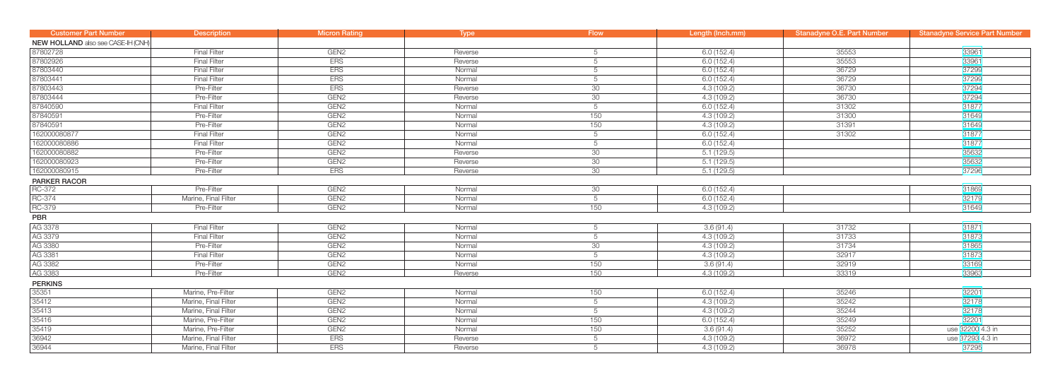| Customer Part Number | Description | Micron Rating | Type | Flow | Length (Inch.mm) | Stanadyne O.E. Part Number | Stanadyne Service Part Number |
|---|---|---|---|---|---|---|---|
| **NEW HOLLAND** also see CASE-IH (CNH) | | | | | | | |
| 87802728 | Final Filter | GEN2 | Reverse | 5 | 6.0 (152.4) | 35553 | 33961 |
| 87802926 | Final Filter | ERS | Reverse | 5 | 6.0 (152.4) | 35553 | 33961 |
| 87803440 | Final Filter | ERS | Normal | 5 | 6.0 (152.4) | 36729 | 37299 |
| 87803441 | Final Filter | ERS | Normal | 5 | 6.0 (152.4) | 36729 | 37299 |
| 87803443 | Pre-Filter | ERS | Reverse | 30 | 4.3 (109.2) | 36730 | 37294 |
| 87803444 | Pre-Filter | GEN2 | Reverse | 30 | 4.3 (109.2) | 36730 | 37294 |
| 87840590 | Final Filter | GEN2 | Normal | 5 | 6.0 (152.4) | 31302 | 31877 |
| 87840591 | Pre-Filter | GEN2 | Normal | 150 | 4.3 (109.2) | 31300 | 31649 |
| 87840591 | Pre-Filter | GEN2 | Normal | 150 | 4.3 (109.2) | 31391 | 31649 |
| 162000080877 | Final Filter | GEN2 | Normal | 5 | 6.0 (152.4) | 31302 | 31877 |
| 162000080886 | Final Filter | GEN2 | Normal | 5 | 6.0 (152.4) | | 31877 |
| 162000080882 | Pre-Filter | GEN2 | Reverse | 30 | 5.1 (129.5) | | 35632 |
| 162000080923 | Pre-Filter | GEN2 | Reverse | 30 | 5.1 (129.5) | | 35632 |
| 162000080915 | Pre-Filter | ERS | Reverse | 30 | 5.1 (129.5) | | 37296 |
| **PARKER RACOR** | | | | | | | |
| RC-372 | Pre-Filter | GEN2 | Normal | 30 | 6.0 (152.4) | | 31869 |
| RC-374 | Marine, Final Filter | GEN2 | Normal | 5 | 6.0 (152.4) | | 32179 |
| RC-379 | Pre-Filter | GEN2 | Normal | 150 | 4.3 (109.2) | | 31649 |
| **PBR** | | | | | | | |
| AG 3378 | Final Filter | GEN2 | Normal | 5 | 3.6 (91.4) | 31732 | 31871 |
| AG 3379 | Final Filter | GEN2 | Normal | 5 | 4.3 (109.2) | 31733 | 31873 |
| AG 3380 | Pre-Filter | GEN2 | Normal | 30 | 4.3 (109.2) | 31734 | 31865 |
| AG 3381 | Final Filter | GEN2 | Normal | 5 | 4.3 (109.2) | 32917 | 31873 |
| AG 3382 | Pre-Filter | GEN2 | Normal | 150 | 3.6 (91.4) | 32919 | 33169 |
| AG 3383 | Pre-Filter | GEN2 | Reverse | 150 | 4.3 (109.2) | 33319 | 33963 |
| **PERKINS** | | | | | | | |
| 35351 | Marine, Pre-Filter | GEN2 | Normal | 150 | 6.0 (152.4) | 35246 | 32201 |
| 35412 | Marine, Final Filter | GEN2 | Normal | 5 | 4.3 (109.2) | 35242 | 32178 |
| 35413 | Marine, Final Filter | GEN2 | Normal | 5 | 4.3 (109.2) | 35244 | 32178 |
| 35416 | Marine, Pre-Filter | GEN2 | Normal | 150 | 6.0 (152.4) | 35249 | 32201 |
| 35419 | Marine, Pre-Filter | GEN2 | Normal | 150 | 3.6 (91.4) | 35252 | use 32200 4.3 in |
| 36942 | Marine, Final Filter | ERS | Reverse | 5 | 4.3 (109.2) | 36972 | use 37293 4.3 in |
| 36944 | Marine, Final Filter | ERS | Reverse | 5 | 4.3 (109.2) | 36978 | 37295 |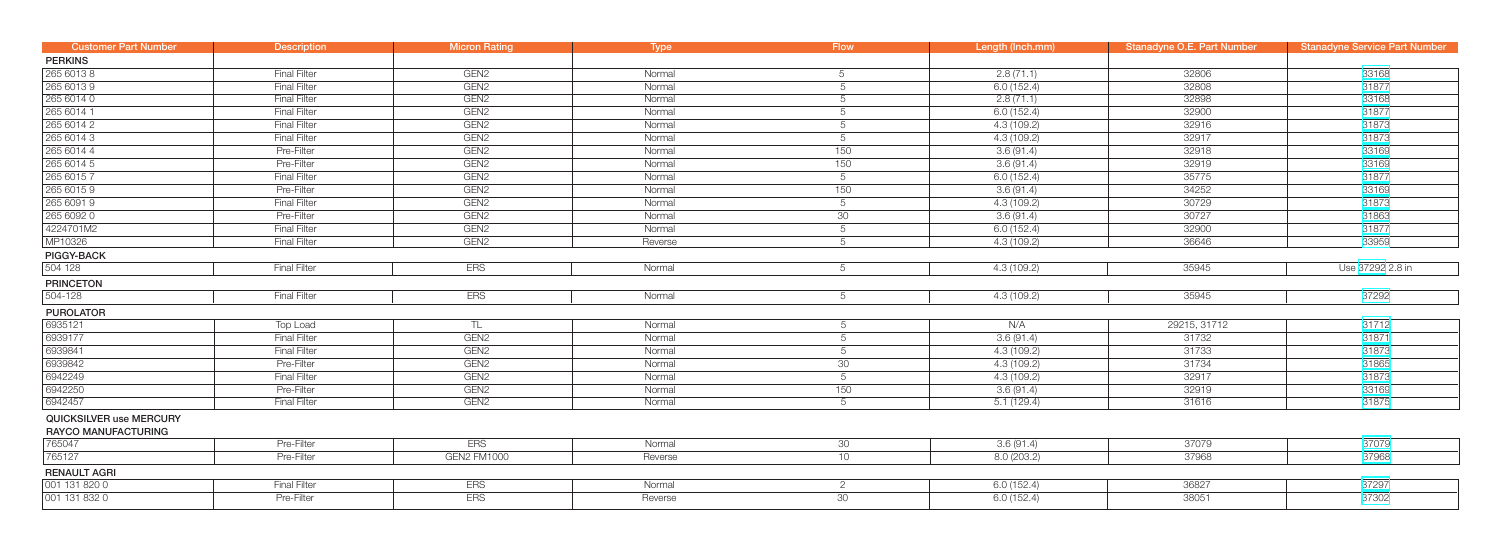| Customer Part Number | Description | Micron Rating | Type | Flow | Length (Inch.mm) | Stanadyne O.E. Part Number | Stanadyne Service Part Number |
|---|---|---|---|---|---|---|---|
| **PERKINS** | | | | | | | |
| 265 6013 8 | Final Filter | GEN2 | Normal | 5 | 2.8 (71.1) | 32806 | 33168 |
| 265 6013 9 | Final Filter | GEN2 | Normal | 5 | 6.0 (152.4) | 32808 | 31877 |
| 265 6014 0 | Final Filter | GEN2 | Normal | 5 | 2.8 (71.1) | 32898 | 33168 |
| 265 6014 1 | Final Filter | GEN2 | Normal | 5 | 6.0 (152.4) | 32900 | 31877 |
| 265 6014 2 | Final Filter | GEN2 | Normal | 5 | 4.3 (109.2) | 32916 | 31873 |
| 265 6014 3 | Final Filter | GEN2 | Normal | 5 | 4.3 (109.2) | 32917 | 31873 |
| 265 6014 4 | Pre-Filter | GEN2 | Normal | 150 | 3.6 (91.4) | 32918 | 33169 |
| 265 6014 5 | Pre-Filter | GEN2 | Normal | 150 | 3.6 (91.4) | 32919 | 33169 |
| 265 6015 7 | Final Filter | GEN2 | Normal | 5 | 6.0 (152.4) | 35775 | 31877 |
| 265 6015 9 | Pre-Filter | GEN2 | Normal | 150 | 3.6 (91.4) | 34252 | 33169 |
| 265 6091 9 | Final Filter | GEN2 | Normal | 5 | 4.3 (109.2) | 30729 | 31873 |
| 265 6092 0 | Pre-Filter | GEN2 | Normal | 30 | 3.6 (91.4) | 30727 | 31863 |
| 4224701M2 | Final Filter | GEN2 | Normal | 5 | 6.0 (152.4) | 32900 | 31877 |
| MP10326 | Final Filter | GEN2 | Reverse | 5 | 4.3 (109.2) | 36646 | 33959 |
| **PIGGY-BACK** | | | | | | | |
| 504 128 | Final Filter | ERS | Normal | 5 | 4.3 (109.2) | 35945 | Use 37292 2.8 in |
| **PRINCETON** | | | | | | | |
| 504-128 | Final Filter | ERS | Normal | 5 | 4.3 (109.2) | 35945 | 37292 |
| **PUROLATOR** | | | | | | | |
| 6935121 | Top Load | TL | Normal | 5 | N/A | 29215, 31712 | 31712 |
| 6939177 | Final Filter | GEN2 | Normal | 5 | 3.6 (91.4) | 31732 | 31871 |
| 6939841 | Final Filter | GEN2 | Normal | 5 | 4.3 (109.2) | 31733 | 31873 |
| 6939842 | Pre-Filter | GEN2 | Normal | 30 | 4.3 (109.2) | 31734 | 31866 |
| 6942249 | Final Filter | GEN2 | Normal | 5 | 4.3 (109.2) | 32917 | 31873 |
| 6942250 | Pre-Filter | GEN2 | Normal | 150 | 3.6 (91.4) | 32919 | 33169 |
| 6942457 | Final Filter | GEN2 | Normal | 5 | 5.1 (129.4) | 31616 | 31875 |
| **QUICKSILVER use MERCURY** | | | | | | | |
| **RAYCO MANUFACTURING** | | | | | | | |
| 765047 | Pre-Filter | ERS | Normal | 30 | 3.6 (91.4) | 37079 | 37079 |
| 765127 | Pre-Filter | GEN2 FM1000 | Reverse | 10 | 8.0 (203.2) | 37968 | 37968 |
| **RENAULT AGRI** | | | | | | | |
| 001 131 820 0 | Final Filter | ERS | Normal | 2 | 6.0 (152.4) | 36827 | 37297 |
| 001 131 832 0 | Pre-Filter | ERS | Reverse | 30 | 6.0 (152.4) | 38051 | 37302 |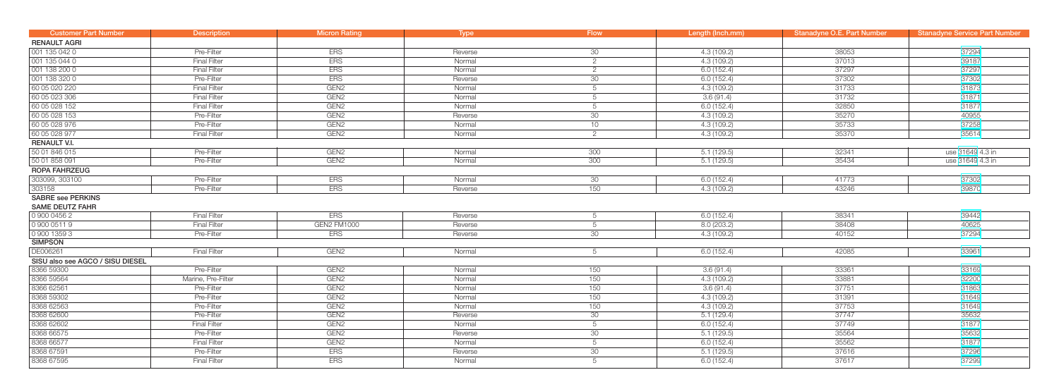| Customer Part Number | Description | Micron Rating | Type | Flow | Length (Inch.mm) | Stanadyne O.E. Part Number | Stanadyne Service Part Number |
|---|---|---|---|---|---|---|---|
| **RENAULT AGRI** | | | | | | | |
| 001 135 042 0 | Pre-Filter | ERS | Reverse | 30 | 4.3 (109.2) | 38053 | 37294 |
| 001 135 044 0 | Final Filter | ERS | Normal | 2 | 4.3 (109.2) | 37013 | 39187 |
| 001 138 200 0 | Final Filter | ERS | Normal | 2 | 6.0 (152.4) | 37297 | 37297 |
| 001 138 320 0 | Pre-Filter | ERS | Reverse | 30 | 6.0 (152.4) | 37302 | 37302 |
| 60 05 020 220 | Final Filter | GEN2 | Normal | 5 | 4.3 (109.2) | 31733 | 31873 |
| 60 05 023 306 | Final Filter | GEN2 | Normal | 5 | 3.6 (91.4) | 31732 | 31871 |
| 60 05 028 152 | Final Filter | GEN2 | Normal | 5 | 6.0 (152.4) | 32850 | 31877 |
| 60 05 028 153 | Pre-Filter | GEN2 | Reverse | 30 | 4.3 (109.2) | 35270 | 40955 |
| 60 05 028 976 | Pre-Filter | GEN2 | Normal | 10 | 4.3 (109.2) | 35733 | 37258 |
| 60 05 028 977 | Final Filter | GEN2 | Normal | 2 | 4.3 (109.2) | 35370 | 35614 |
| **RENAULT V.I.** | | | | | | | |
| 50 01 846 015 | Pre-Filter | GEN2 | Normal | 300 | 5.1 (129.5) | 32341 | use 31649 4.3 in |
| 50 01 858 091 | Pre-Filter | GEN2 | Normal | 300 | 5.1 (129.5) | 35434 | use 31649 4.3 in |
| **ROPA FAHRZEUG** | | | | | | | |
| 303099, 303100 | Pre-Filter | ERS | Normal | 30 | 6.0 (152.4) | 41773 | 37302 |
| 303158 | Pre-Filter | ERS | Reverse | 150 | 4.3 (109.2) | 43246 | 39870 |
| **SABRE see PERKINS** | | | | | | | |
| **SAME DEUTZ FAHR** | | | | | | | |
| 0 900 0456 2 | Final Filter | ERS | Reverse | 5 | 6.0 (152.4) | 38341 | 39442 |
| 0 900 0511 9 | Final Filter | GEN2 FM1000 | Reverse | 5 | 8.0 (203.2) | 38408 | 40625 |
| 0 900 1359 3 | Pre-Filter | ERS | Reverse | 30 | 4.3 (109.2) | 40152 | 37294 |
| **SIMPSON** | | | | | | | |
| DE006261 | Final Filter | GEN2 | Normal | 5 | 6.0 (152.4) | 42085 | 33961 |
| **SISU also see AGCO / SISU DIESEL** | | | | | | | |
| 8366 59300 | Pre-Filter | GEN2 | Normal | 150 | 3.6 (91.4) | 33361 | 33169 |
| 8366 59564 | Marine, Pre-Filter | GEN2 | Normal | 150 | 4.3 (109.2) | 33881 | 32200 |
| 8366 62561 | Pre-Filter | GEN2 | Normal | 150 | 3.6 (91.4) | 37751 | 31863 |
| 8368 59302 | Pre-Filter | GEN2 | Normal | 150 | 4.3 (109.2) | 31391 | 31649 |
| 8368 62563 | Pre-Filter | GEN2 | Normal | 150 | 4.3 (109.2) | 37753 | 31649 |
| 8368 62600 | Pre-Filter | GEN2 | Reverse | 30 | 5.1 (129.4) | 37747 | 35632 |
| 8368 62602 | Final Filter | GEN2 | Normal | 5 | 6.0 (152.4) | 37749 | 31877 |
| 8368 66575 | Pre-Filter | GEN2 | Reverse | 30 | 5.1 (129.5) | 35564 | 35632 |
| 8368 66577 | Final Filter | GEN2 | Normal | 5 | 6.0 (152.4) | 35562 | 31877 |
| 8368 67591 | Pre-Filter | ERS | Reverse | 30 | 5.1 (129.5) | 37616 | 37296 |
| 8368 67595 | Final Filter | ERS | Normal | 5 | 6.0 (152.4) | 37617 | 37299 |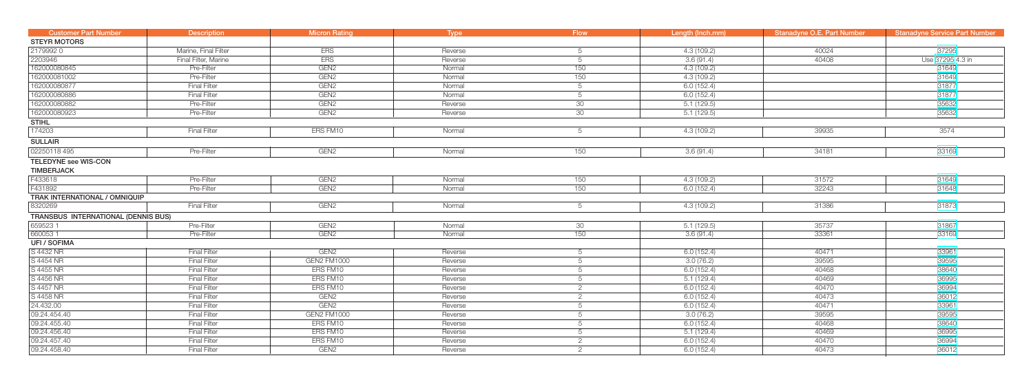| Customer Part Number | Description | Micron Rating | Type | Flow | Length (Inch.mm) | Stanadyne O.E. Part Number | Stanadyne Service Part Number |
|---|---|---|---|---|---|---|---|
| **STEYR MOTORS** | | | | | | | |
| 2179992 0 | Marine, Final Filter | ERS | Reverse | 5 | 4.3 (109.2) | 40024 | 37295 |
| 2203946 | Final Filter, Marine | ERS | Reverse | 5 | 3.6 (91.4) | 40408 | Use 37295 4.3 in |
| 162000080845 | Pre-Filter | GEN2 | Normal | 150 | 4.3 (109.2) | | 31649 |
| 162000081002 | Pre-Filter | GEN2 | Normal | 150 | 4.3 (109.2) | | 31649 |
| 162000080877 | Final Filter | GEN2 | Normal | 5 | 6.0 (152.4) | | 31877 |
| 162000080886 | Final Filter | GEN2 | Normal | 5 | 6.0 (152.4) | | 31877 |
| 162000080882 | Pre-Filter | GEN2 | Reverse | 30 | 5.1 (129.5) | | 35632 |
| 162000080923 | Pre-Filter | GEN2 | Reverse | 30 | 5.1 (129.5) | | 35632 |
| **STIHL** | | | | | | | |
| 174203 | Final Filter | ERS FM10 | Normal | 5 | 4.3 (109.2) | 39935 | 3574 |
| **SULLAIR** | | | | | | | |
| 02250118 495 | Pre-Filter | GEN2 | Normal | 150 | 3.6 (91.4) | 34181 | 33169 |
| **TELEDYNE see WIS-CON** | | | | | | | |
| **TIMBERJACK** | | | | | | | |
| F433618 | Pre-Filter | GEN2 | Normal | 150 | 4.3 (109.2) | 31572 | 31649 |
| F431892 | Pre-Filter | GEN2 | Normal | 150 | 6.0 (152.4) | 32243 | 31648 |
| **TRAK INTERNATIONAL / OMNIQUIP** | | | | | | | |
| 8320269 | Final Filter | GEN2 | Normal | 5 | 4.3 (109.2) | 31386 | 31873 |
| **TRANSBUS INTERNATIONAL (DENNIS BUS)** | | | | | | | |
| 659523 1 | Pre-Filter | GEN2 | Normal | 30 | 5.1 (129.5) | 35737 | 31867 |
| 660053 1 | Pre-Filter | GEN2 | Normal | 150 | 3.6 (91.4) | 33361 | 33169 |
| **UFI / SOFIMA** | | | | | | | |
| S 4432 NR | Final Filter | GEN2 | Reverse | 5 | 6.0 (152.4) | 40471 | 33961 |
| S 4454 NR | Final Filter | GEN2 FM1000 | Reverse | 5 | 3.0 (76.2) | 39595 | 39595 |
| S 4455 NR | Final Filter | ERS FM10 | Reverse | 5 | 6.0 (152.4) | 40468 | 38640 |
| S 4456 NR | Final Filter | ERS FM10 | Reverse | 5 | 5.1 (129.4) | 40469 | 36995 |
| S 4457 NR | Final Filter | ERS FM10 | Reverse | 2 | 6.0 (152.4) | 40470 | 36994 |
| S 4458 NR | Final Filter | GEN2 | Reverse | 2 | 6.0 (152.4) | 40473 | 36012 |
| 24.432.00 | Final Filter | GEN2 | Reverse | 5 | 6.0 (152.4) | 40471 | 33961 |
| 09.24.454.40 | Final Filter | GEN2 FM1000 | Reverse | 5 | 3.0 (76.2) | 39595 | 39595 |
| 09.24.455.40 | Final Filter | ERS FM10 | Reverse | 5 | 6.0 (152.4) | 40468 | 38640 |
| 09.24.456.40 | Final Filter | ERS FM10 | Reverse | 5 | 5.1 (129.4) | 40469 | 36995 |
| 09.24.457.40 | Final Filter | ERS FM10 | Reverse | 2 | 6.0 (152.4) | 40470 | 36994 |
| 09.24.458.40 | Final Filter | GEN2 | Reverse | 2 | 6.0 (152.4) | 40473 | 36012 |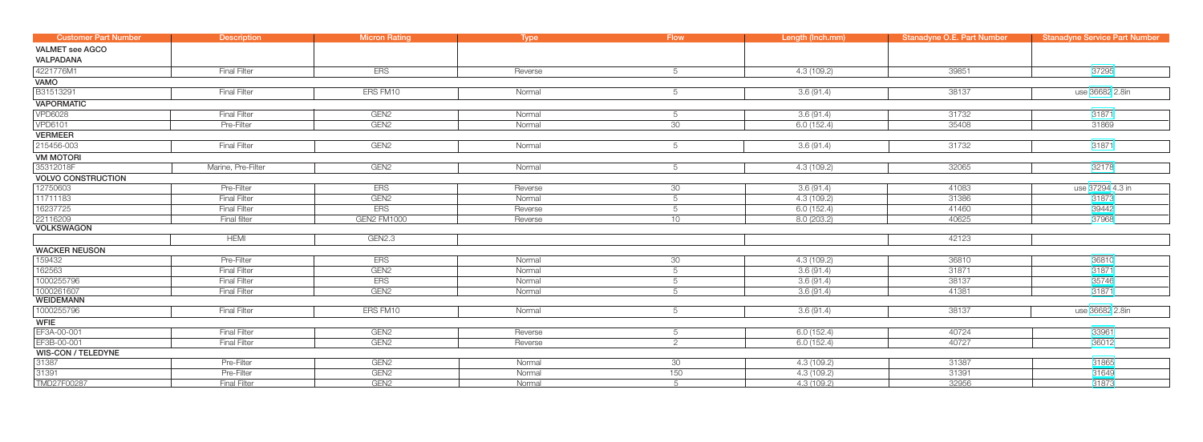| Customer Part Number | Description | Micron Rating | Type | Flow | Length (Inch.mm) | Stanadyne O.E. Part Number | Stanadyne Service Part Number |
|---|---|---|---|---|---|---|---|
| **VALMET see AGCO** | | | | | | | |
| **VALPADANA** | | | | | | | |
| 4221776M1 | Final Filter | ERS | Reverse | 5 | 4.3 (109.2) | 39851 | 37295 |
| **VAMO** | | | | | | | |
| B31513291 | Final Filter | ERS FM10 | Normal | 5 | 3.6 (91.4) | 38137 | use 36682 2.8in |
| **VAPORMATIC** | | | | | | | |
| VPD6028 | Final Filter | GEN2 | Normal | 5 | 3.6 (91.4) | 31732 | 31871 |
| VPD6101 | Pre-Filter | GEN2 | Normal | 30 | 6.0 (152.4) | 35408 | 31869 |
| **VERMEER** | | | | | | | |
| 215456-003 | Final Filter | GEN2 | Normal | 5 | 3.6 (91.4) | 31732 | 31871 |
| **VM MOTORI** | | | | | | | |
| 35312018F | Marine, Pre-Filter | GEN2 | Normal | 5 | 4.3 (109.2) | 32065 | 32178 |
| **VOLVO CONSTRUCTION** | | | | | | | |
| 12750603 | Pre-Filter | ERS | Reverse | 30 | 3.6 (91.4) | 41083 | use 37294 4.3 in |
| 11711183 | Final Filter | GEN2 | Normal | 5 | 4.3 (109.2) | 31386 | 31873 |
| 16237725 | Final Filter | ERS | Reverse | 5 | 6.0 (152.4) | 41460 | 39442 |
| 22116209 | Final filter | GEN2 FM1000 | Reverse | 10 | 8.0 (203.2) | 40625 | 37968 |
| **VOLKSWAGON** | | | | | | | |
| | HEMI | GEN2.3 | | | | 42123 | |
| **WACKER NEUSON** | | | | | | | |
| 159432 | Pre-Filter | ERS | Normal | 30 | 4.3 (109.2) | 36810 | 36810 |
| 162563 | Final Filter | GEN2 | Normal | 5 | 3.6 (91.4) | 31871 | 31871 |
| 1000255796 | Final Filter | ERS | Normal | 5 | 3.6 (91.4) | 38137 | 35746 |
| 1000261607 | Final Filter | GEN2 | Normal | 5 | 3.6 (91.4) | 41381 | 31871 |
| **WEIDEMANN** | | | | | | | |
| 1000255796 | Final Filter | ERS FM10 | Normal | 5 | 3.6 (91.4) | 38137 | use 36682 2.8in |
| **WFIE** | | | | | | | |
| EF3A-00-001 | Final Filter | GEN2 | Reverse | 5 | 6.0 (152.4) | 40724 | 33961 |
| EF3B-00-001 | Final Filter | GEN2 | Reverse | 2 | 6.0 (152.4) | 40727 | 36012 |
| **WIS-CON / TELEDYNE** | | | | | | | |
| 31387 | Pre-Filter | GEN2 | Normal | 30 | 4.3 (109.2) | 31387 | 31865 |
| 31391 | Pre-Filter | GEN2 | Normal | 150 | 4.3 (109.2) | 31391 | 31649 |
| TMD27F00287 | Final Filter | GEN2 | Normal | 5 | 4.3 (109.2) | 32956 | 31873 |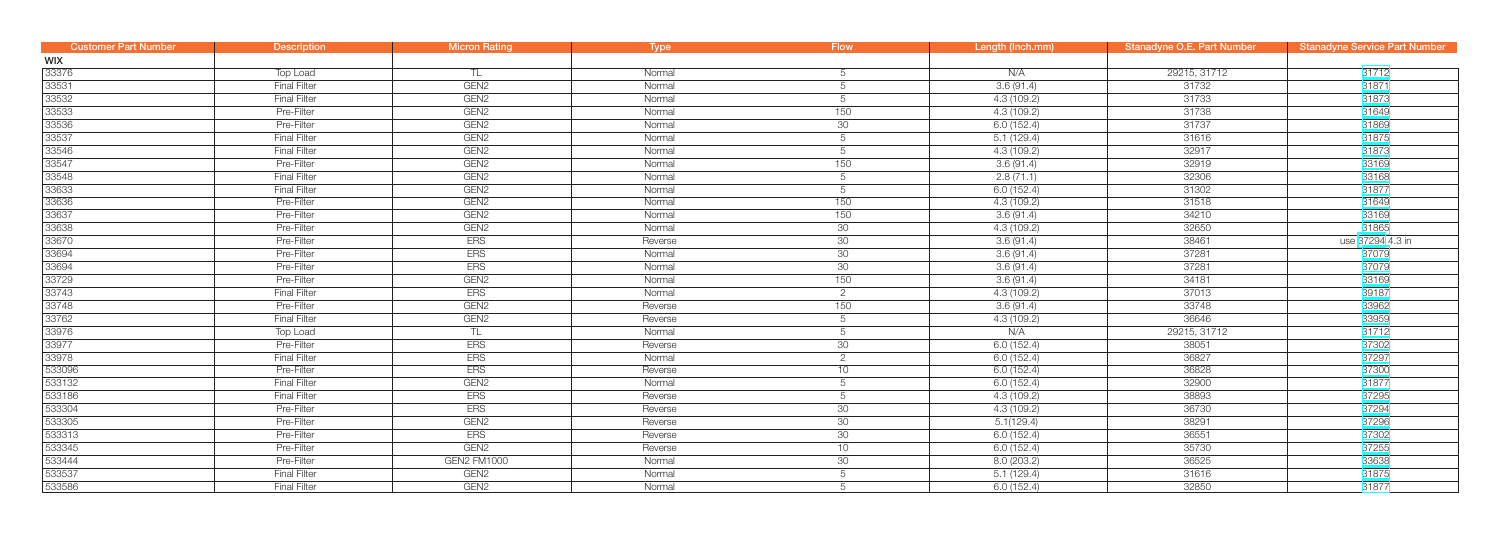| Customer Part Number | Description | Micron Rating | Type | Flow | Length (Inch.mm) | Stanadyne O.E. Part Number | Stanadyne Service Part Number |
|---|---|---|---|---|---|---|---|
| **WIX** | | | | | | | |
| 33376 | Top Load | TL | Normal | 5 | N/A | 29215, 31712 | 31712 |
| 33531 | Final Filter | GEN2 | Normal | 5 | 3.6 (91.4) | 31732 | 31871 |
| 33532 | Final Filter | GEN2 | Normal | 5 | 4.3 (109.2) | 31733 | 31873 |
| 33533 | Pre-Filter | GEN2 | Normal | 150 | 4.3 (109.2) | 31738 | 31649 |
| 33536 | Pre-Filter | GEN2 | Normal | 30 | 6.0 (152.4) | 31737 | 31869 |
| 33537 | Final Filter | GEN2 | Normal | 5 | 5.1 (129.4) | 31616 | 31875 |
| 33546 | Final Filter | GEN2 | Normal | 5 | 4.3 (109.2) | 32917 | 31873 |
| 33547 | Pre-Filter | GEN2 | Normal | 150 | 3.6 (91.4) | 32919 | 33169 |
| 33548 | Final Filter | GEN2 | Normal | 5 | 2.8 (71.1) | 32306 | 33168 |
| 33633 | Final Filter | GEN2 | Normal | 5 | 6.0 (152.4) | 31302 | 31877 |
| 33636 | Pre-Filter | GEN2 | Normal | 150 | 4.3 (109.2) | 31518 | 31649 |
| 33637 | Pre-Filter | GEN2 | Normal | 150 | 3.6 (91.4) | 34210 | 33169 |
| 33638 | Pre-Filter | GEN2 | Normal | 30 | 4.3 (109.2) | 32650 | 31865 |
| 33670 | Pre-Filter | ERS | Reverse | 30 | 3.6 (91.4) | 38461 | use 37294 4.3 in |
| 33694 | Pre-Filter | ERS | Normal | 30 | 3.6 (91.4) | 37281 | 37079 |
| 33694 | Pre-Filter | ERS | Normal | 30 | 3.6 (91.4) | 37281 | 37079 |
| 33729 | Pre-Filter | GEN2 | Normal | 150 | 3.6 (91.4) | 34181 | 33169 |
| 33743 | Final Filter | ERS | Normal | 2 | 4.3 (109.2) | 37013 | 39187 |
| 33748 | Pre-Filter | GEN2 | Reverse | 150 | 3.6 (91.4) | 33748 | 33962 |
| 33762 | Final Filter | GEN2 | Reverse | 5 | 4.3 (109.2) | 36646 | 33959 |
| 33976 | Top Load | TL | Normal | 5 | N/A | 29215, 31712 | 31712 |
| 33977 | Pre-Filter | ERS | Reverse | 30 | 6.0 (152.4) | 38051 | 37302 |
| 33978 | Final Filter | ERS | Normal | 2 | 6.0 (152.4) | 36827 | 37297 |
| 533096 | Pre-Filter | ERS | Reverse | 10 | 6.0 (152.4) | 36828 | 37300 |
| 533132 | Final Filter | GEN2 | Normal | 5 | 6.0 (152.4) | 32900 | 31877 |
| 533186 | Final Filter | ERS | Reverse | 5 | 4.3 (109.2) | 38893 | 37295 |
| 533304 | Pre-Filter | ERS | Reverse | 30 | 4.3 (109.2) | 36730 | 37294 |
| 533305 | Pre-Filter | GEN2 | Reverse | 30 | 5.1(129.4) | 38291 | 37296 |
| 533313 | Pre-Filter | ERS | Reverse | 30 | 6.0 (152.4) | 36551 | 37302 |
| 533345 | Pre-Filter | GEN2 | Reverse | 10 | 6.0 (152.4) | 35730 | 37253 |
| 533444 | Pre-Filter | GEN2 FM1000 | Normal | 30 | 8.0 (203.2) | 36525 | 33638 |
| 533537 | Final Filter | GEN2 | Normal | 5 | 5.1 (129.4) | 31616 | 31875 |
| 533586 | Final Filter | GEN2 | Normal | 5 | 6.0 (152.4) | 32850 | 31877 |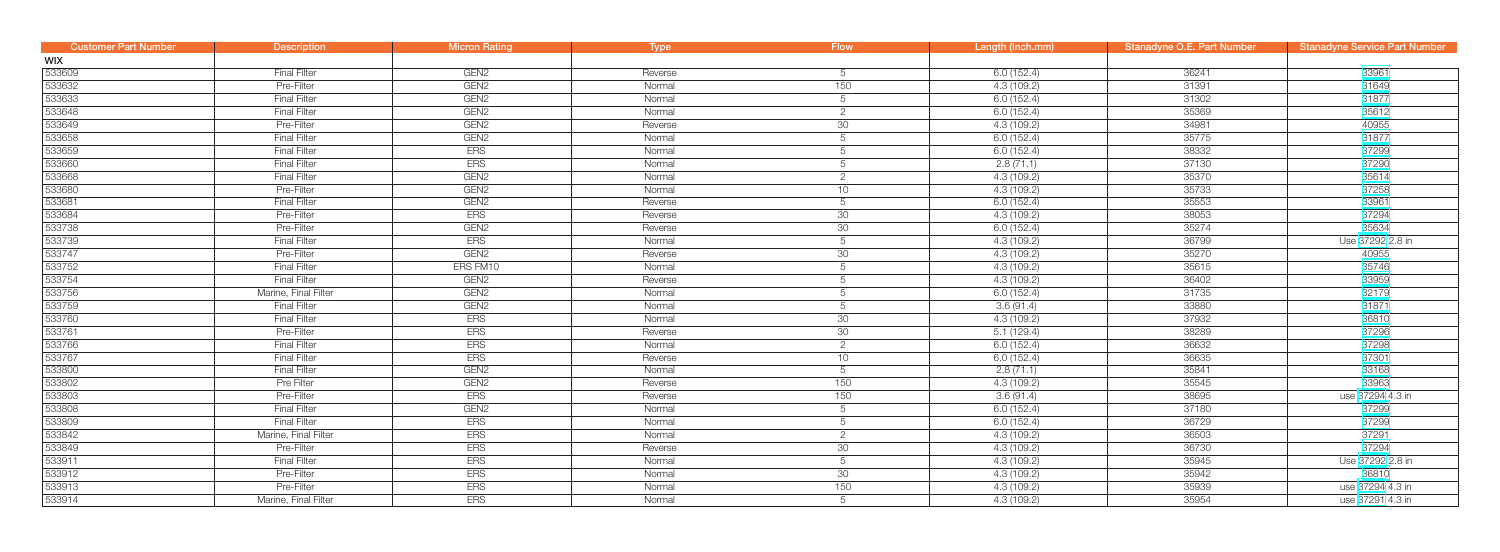| Customer Part Number | Description | Micron Rating | Type | Flow | Length (Inch.mm) | Stanadyne O.E. Part Number | Stanadyne Service Part Number |
|---|---|---|---|---|---|---|---|
| WIX | | | | | | | |
| 533609 | Final Filter | GEN2 | Reverse | 5 | 6.0 (152.4) | 36241 | 33961 |
| 533632 | Pre-Filter | GEN2 | Normal | 150 | 4.3 (109.2) | 31391 | 31649 |
| 533633 | Final Filter | GEN2 | Normal | 5 | 6.0 (152.4) | 31302 | 31877 |
| 533648 | Final Filter | GEN2 | Normal | 2 | 6.0 (152.4) | 35369 | 35612 |
| 533649 | Pre-Filter | GEN2 | Reverse | 30 | 4.3 (109.2) | 34981 | 40955 |
| 533658 | Final Filter | GEN2 | Normal | 5 | 6.0 (152.4) | 35775 | 31877 |
| 533659 | Final Filter | ERS | Normal | 5 | 6.0 (152.4) | 38332 | 37299 |
| 533660 | Final Filter | ERS | Normal | 5 | 2.8 (71.1) | 37130 | 37290 |
| 533668 | Final Filter | GEN2 | Normal | 2 | 4.3 (109.2) | 35370 | 35614 |
| 533680 | Pre-Filter | GEN2 | Normal | 10 | 4.3 (109.2) | 35733 | 37258 |
| 533681 | Final Filter | GEN2 | Reverse | 5 | 6.0 (152.4) | 35553 | 33961 |
| 533684 | Pre-Filter | ERS | Reverse | 30 | 4.3 (109.2) | 38053 | 37294 |
| 533738 | Pre-Filter | GEN2 | Reverse | 30 | 6.0 (152.4) | 35274 | 35634 |
| 533739 | Final Filter | ERS | Normal | 5 | 4.3 (109.2) | 36799 | Use 37292 2.8 in |
| 533747 | Pre-Filter | GEN2 | Reverse | 30 | 4.3 (109.2) | 35270 | 40955 |
| 533752 | Final Filter | ERS FM10 | Normal | 5 | 4.3 (109.2) | 35615 | 35746 |
| 533754 | Final Filter | GEN2 | Reverse | 5 | 4.3 (109.2) | 36402 | 33959 |
| 533756 | Marine, Final Filter | GEN2 | Normal | 5 | 6.0 (152.4) | 31735 | 32179 |
| 533759 | Final Filter | GEN2 | Normal | 5 | 3.6 (91.4) | 33880 | 31871 |
| 533760 | Final Filter | ERS | Normal | 30 | 4.3 (109.2) | 37932 | 36810 |
| 533761 | Pre-Filter | ERS | Reverse | 30 | 5.1 (129.4) | 38289 | 37296 |
| 533766 | Final Filter | ERS | Normal | 2 | 6.0 (152.4) | 36632 | 37298 |
| 533767 | Final Filter | ERS | Reverse | 10 | 6.0 (152.4) | 36635 | 37301 |
| 533800 | Final Filter | GEN2 | Normal | 5 | 2.8 (71.1) | 35841 | 33168 |
| 533802 | Pre Filter | GEN2 | Reverse | 150 | 4.3 (109.2) | 35545 | 33963 |
| 533803 | Pre-Filter | ERS | Reverse | 150 | 3.6 (91.4) | 38695 | use 37294 4.3 in |
| 533808 | Final Filter | GEN2 | Normal | 5 | 6.0 (152.4) | 37180 | 37299 |
| 533809 | Final Filter | ERS | Normal | 5 | 6.0 (152.4) | 36729 | 37299 |
| 533842 | Marine, Final Filter | ERS | Normal | 2 | 4.3 (109.2) | 36503 | 37291 |
| 533849 | Pre-Filter | ERS | Reverse | 30 | 4.3 (109.2) | 36730 | 37294 |
| 533911 | Final Filter | ERS | Normal | 5 | 4.3 (109.2) | 35945 | Use 37292 2.8 in |
| 533912 | Pre-Filter | ERS | Normal | 30 | 4.3 (109.2) | 35942 | 36810 |
| 533913 | Pre-Filter | ERS | Normal | 150 | 4.3 (109.2) | 35939 | use 37294 4.3 in |
| 533914 | Marine, Final Filter | ERS | Normal | 5 | 4.3 (109.2) | 35954 | use 37291 4.3 in |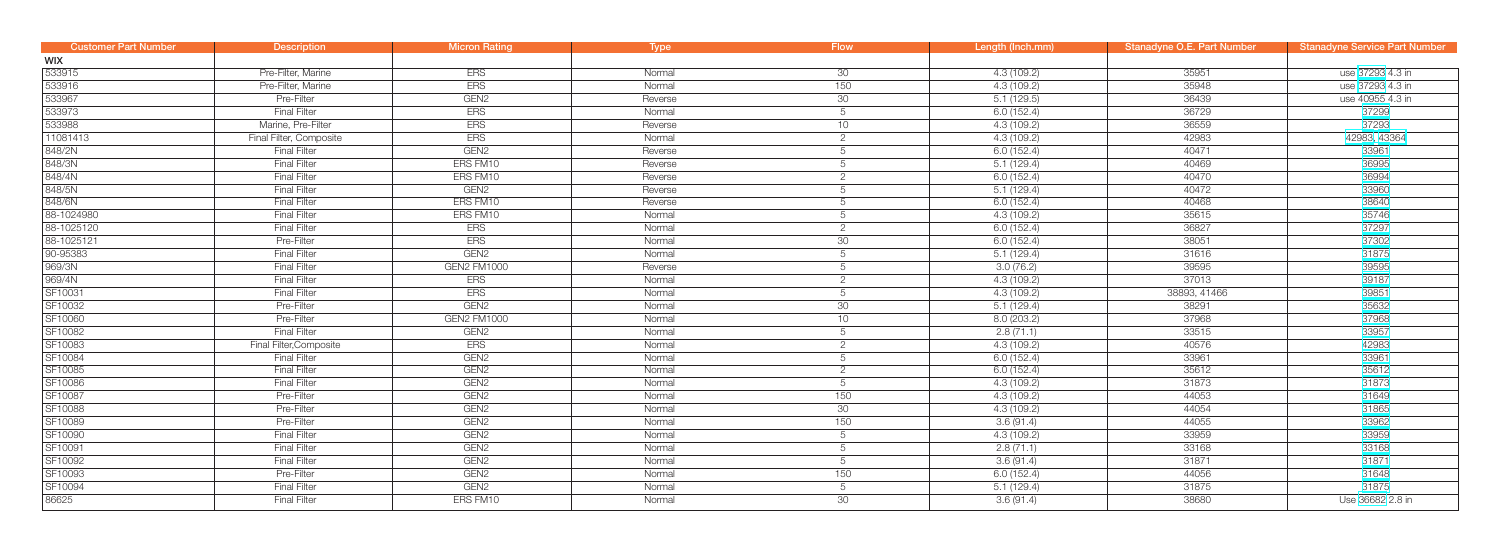| Customer Part Number | Description | Micron Rating | Type | Flow | Length (Inch.mm) | Stanadyne O.E. Part Number | Stanadyne Service Part Number |
|---|---|---|---|---|---|---|---|
| **WIX** | | | | | | | |
| 533915 | Pre-Filter, Marine | ERS | Normal | 30 | 4.3 (109.2) | 35951 | use 37293 4.3 in |
| 533916 | Pre-Filter, Marine | ERS | Normal | 150 | 4.3 (109.2) | 35948 | use 37293 4.3 in |
| 533967 | Pre-Filter | GEN2 | Reverse | 30 | 5.1 (129.5) | 36439 | use 40955 4.3 in |
| 533973 | Final Filter | ERS | Normal | 5 | 6.0 (152.4) | 36729 | 37299 |
| 533988 | Marine, Pre-Filter | ERS | Reverse | 10 | 4.3 (109.2) | 36559 | 37293 |
| 11081413 | Final Filter, Composite | ERS | Normal | 2 | 4.3 (109.2) | 42983 | 42983, 43364 |
| 848/2N | Final Filter | GEN2 | Reverse | 5 | 6.0 (152.4) | 40471 | 33961 |
| 848/3N | Final Filter | ERS FM10 | Reverse | 5 | 5.1 (129.4) | 40469 | 36995 |
| 848/4N | Final Filter | ERS FM10 | Reverse | 2 | 6.0 (152.4) | 40470 | 36994 |
| 848/5N | Final Filter | GEN2 | Reverse | 5 | 5.1 (129.4) | 40472 | 33960 |
| 848/6N | Final Filter | ERS FM10 | Reverse | 5 | 6.0 (152.4) | 40468 | 38640 |
| 88-1024980 | Final Filter | ERS FM10 | Normal | 5 | 4.3 (109.2) | 35615 | 35746 |
| 88-1025120 | Final Filter | ERS | Normal | 2 | 6.0 (152.4) | 36827 | 37297 |
| 88-1025121 | Pre-Filter | ERS | Normal | 30 | 6.0 (152.4) | 38051 | 37302 |
| 90-95383 | Final Filter | GEN2 | Normal | 5 | 5.1 (129.4) | 31616 | 31875 |
| 969/3N | Final Filter | GEN2 FM1000 | Reverse | 5 | 3.0 (76.2) | 39595 | 39595 |
| 969/4N | Final Filter | ERS | Normal | 2 | 4.3 (109.2) | 37013 | 39187 |
| SF10031 | Final Filter | ERS | Normal | 5 | 4.3 (109.2) | 38893, 41466 | 39851 |
| SF10032 | Pre-Filter | GEN2 | Normal | 30 | 5.1 (129.4) | 38291 | 35632 |
| SF10060 | Pre-Filter | GEN2 FM1000 | Normal | 10 | 8.0 (203.2) | 37968 | 37968 |
| SF10082 | Final Filter | GEN2 | Normal | 5 | 2.8 (71.1) | 33515 | 33957 |
| SF10083 | Final Filter,Composite | ERS | Normal | 2 | 4.3 (109.2) | 40576 | 42983 |
| SF10084 | Final Filter | GEN2 | Normal | 5 | 6.0 (152.4) | 33961 | 33961 |
| SF10085 | Final Filter | GEN2 | Normal | 2 | 6.0 (152.4) | 35612 | 35612 |
| SF10086 | Final Filter | GEN2 | Normal | 5 | 4.3 (109.2) | 31873 | 31873 |
| SF10087 | Pre-Filter | GEN2 | Normal | 150 | 4.3 (109.2) | 44053 | 31649 |
| SF10088 | Pre-Filter | GEN2 | Normal | 30 | 4.3 (109.2) | 44054 | 31865 |
| SF10089 | Pre-Filter | GEN2 | Normal | 150 | 3.6 (91.4) | 44055 | 33962 |
| SF10090 | Final Filter | GEN2 | Normal | 5 | 4.3 (109.2) | 33959 | 33959 |
| SF10091 | Final Filter | GEN2 | Normal | 5 | 2.8 (71.1) | 33168 | 33168 |
| SF10092 | Final Filter | GEN2 | Normal | 5 | 3.6 (91.4) | 31871 | 31871 |
| SF10093 | Pre-Filter | GEN2 | Normal | 150 | 6.0 (152.4) | 44056 | 31648 |
| SF10094 | Final Filter | GEN2 | Normal | 5 | 5.1 (129.4) | 31875 | 31875 |
| 86625 | Final Filter | ERS FM10 | Normal | 30 | 3.6 (91.4) | 38680 | Use 36682 2.8 in |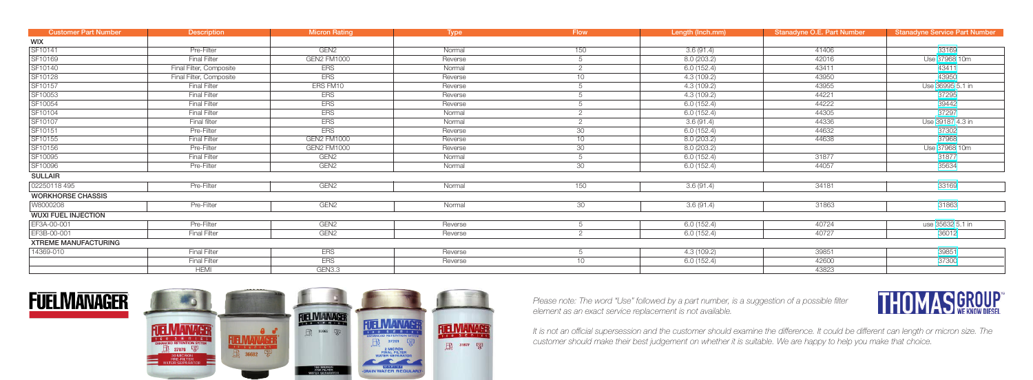| Customer Part Number | Description | Micron Rating | Type | Flow | Length (Inch.mm) | Stanadyne O.E. Part Number | Stanadyne Service Part Number |
|---|---|---|---|---|---|---|---|
| **WIX** | | | | | | | |
| SF10141 | Pre-Filter | GEN2 | Normal | 150 | 3.6 (91.4) | 41406 | 33169 |
| SF10169 | Final Filter | GEN2 FM1000 | Reverse | 5 | 8.0 (203.2) | 42016 | Use 37968 10m |
| SF10140 | Final Filter, Composite | ERS | Normal | 2 | 6.0 (152.4) | 43411 | 43411 |
| SF10128 | Final Filter, Composite | ERS | Reverse | 10 | 4.3 (109.2) | 43950 | 43950 |
| SF10157 | Final Filter | ERS FM10 | Reverse | 5 | 4.3 (109.2) | 43955 | Use 36995 5.1 in |
| SF10053 | Final Filter | ERS | Reverse | 5 | 4.3 (109.2) | 44221 | 37295 |
| SF10054 | Final Filter | ERS | Reverse | 5 | 6.0 (152.4) | 44222 | 39442 |
| SF10104 | Final Filter | ERS | Normal | 2 | 6.0 (152.4) | 44305 | 37297 |
| SF10107 | Final filter | ERS | Normal | 2 | 3.6 (91.4) | 44336 | Use 39187 4.3 in |
| SF10151 | Pre-Filter | ERS | Reverse | 30 | 6.0 (152.4) | 44632 | 37302 |
| SF10155 | Final Filter | GEN2 FM1000 | Reverse | 10 | 8.0 (203.2) | 44638 | 37968 |
| SF10156 | Pre-Filter | GEN2 FM1000 | Reverse | 30 | 8.0 (203.2) | | Use 37968 10m |
| SF10095 | Final Filter | GEN2 | Normal | 5 | 6.0 (152.4) | 31877 | 31877 |
| SF10096 | Pre-Filter | GEN2 | Normal | 30 | 6.0 (152.4) | 44057 | 35634 |
| **SULLAIR** | | | | | | | |
| 02250118 495 | Pre-Filter | GEN2 | Normal | 150 | 3.6 (91.4) | 34181 | 33169 |
| **WORKHORSE CHASSIS** | | | | | | | |
| W8000208 | Pre-Filter | GEN2 | Normal | 30 | 3.6 (91.4) | 31863 | 31863 |
| **WUXI FUEL INJECTION** | | | | | | | |
| EF3A-00-001 | Pre-Filter | GEN2 | Reverse | 5 | 6.0 (152.4) | 40724 | use 35632 5.1 in |
| EF3B-00-001 | Final Filter | GEN2 | Reverse | 2 | 6.0 (152.4) | 40727 | 36012 |
| **XTREME MANUFACTURING** | | | | | | | |
| 14369-010 | Final Filter | ERS | Reverse | 5 | 4.3 (109.2) | 39851 | 39851 |
| | Final Filter | ERS | Reverse | 10 | 6.0 (152.4) | 42600 | 37300 |
| | HEMI | GEN3.3 | | | | 43823 | |

FUELMANAGER

*Please note: The word "Use" followed by a part number, is a suggestion of a possible filter element as an exact service replacement is not available.*

*It is not an official supersession and the customer should examine the difference. It could be different can length or micron size. The customer should make their best judgement on whether it is suitable. We are happy to help you make that choice.*

THOMAS GROUP WE KNOW DIESEL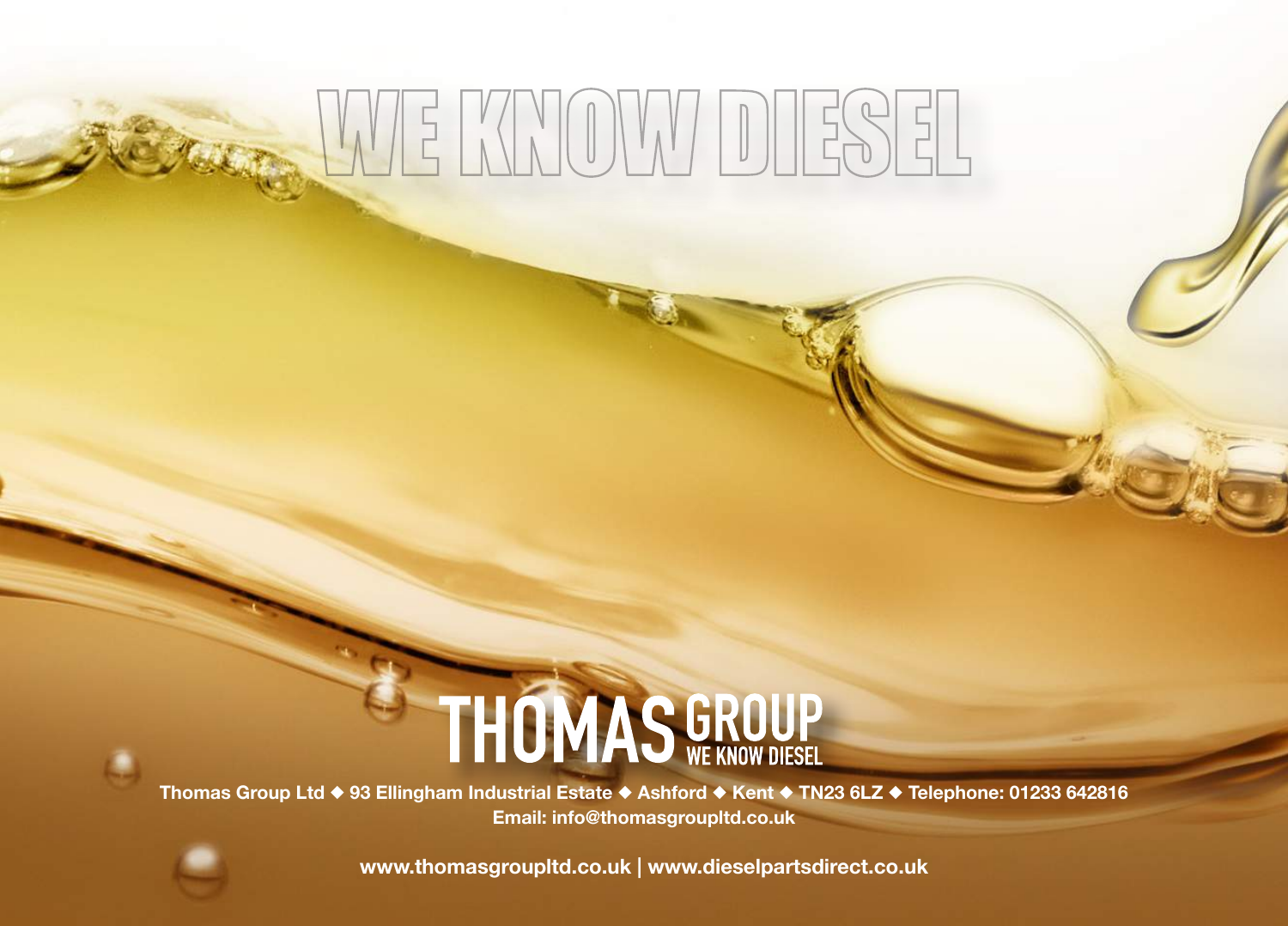# WE KNOW DIESEL

**THOMAS GROUP**
WE KNOW DIESEL

**Thomas Group Ltd ◆ 93 Ellingham Industrial Estate ◆ Ashford ◆ Kent ◆ TN23 6LZ ◆ Telephone: 01233 642816**
**Email: info@thomasgroupltd.co.uk**

**www.thomasgroupltd.co.uk | www.dieselpartsdirect.co.uk**